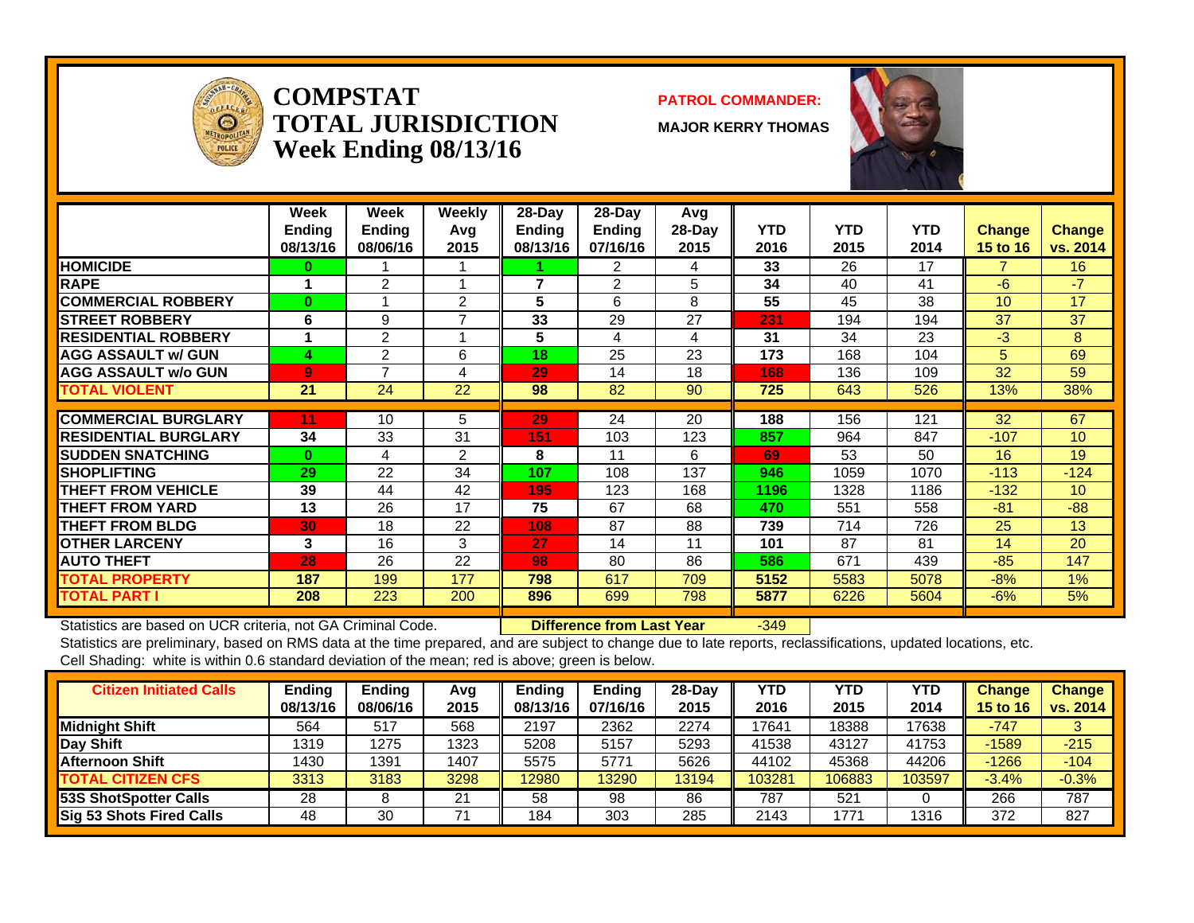# COMPSTAT TOTAL JURISDICTION

## Week Ending 08/13/16

**PATROL COMMANDER:**

**MAJOR KERRY THOMAS**

| | Week Ending 08/13/16 | Week Ending 08/06/16 | Weekly Avg 2015 | 28-Day Ending 08/13/16 | 28-Day Ending 07/16/16 | Avg 28-Day 2015 | YTD 2016 | YTD 2015 | YTD 2014 | Change 15 to 16 | Change vs. 2014 |
|---|---|---|---|---|---|---|---|---|---|---|---|
| HOMICIDE | 0 | 1 | 1 | 1 | 2 | 4 | 33 | 26 | 17 | 7 | 16 |
| RAPE | 1 | 2 | 1 | 7 | 2 | 5 | 34 | 40 | 41 | -6 | -7 |
| COMMERCIAL ROBBERY | 0 | 1 | 2 | 5 | 6 | 8 | 55 | 45 | 38 | 10 | 17 |
| STREET ROBBERY | 6 | 9 | 7 | 33 | 29 | 27 | 231 | 194 | 194 | 37 | 37 |
| RESIDENTIAL ROBBERY | 1 | 2 | 1 | 5 | 4 | 4 | 31 | 34 | 23 | -3 | 8 |
| AGG ASSAULT w/ GUN | 4 | 2 | 6 | 18 | 25 | 23 | 173 | 168 | 104 | 5 | 69 |
| AGG ASSAULT w/o GUN | 9 | 7 | 4 | 29 | 14 | 18 | 168 | 136 | 109 | 32 | 59 |
| TOTAL VIOLENT | 21 | 24 | 22 | 98 | 82 | 90 | 725 | 643 | 526 | 13% | 38% |
| COMMERCIAL BURGLARY | 11 | 10 | 5 | 29 | 24 | 20 | 188 | 156 | 121 | 32 | 67 |
| RESIDENTIAL BURGLARY | 34 | 33 | 31 | 151 | 103 | 123 | 857 | 964 | 847 | -107 | 10 |
| SUDDEN SNATCHING | 0 | 4 | 2 | 8 | 11 | 6 | 69 | 53 | 50 | 16 | 19 |
| SHOPLIFTING | 29 | 22 | 34 | 107 | 108 | 137 | 946 | 1059 | 1070 | -113 | -124 |
| THEFT FROM VEHICLE | 39 | 44 | 42 | 195 | 123 | 168 | 1196 | 1328 | 1186 | -132 | 10 |
| THEFT FROM YARD | 13 | 26 | 17 | 75 | 67 | 68 | 470 | 551 | 558 | -81 | -88 |
| THEFT FROM BLDG | 30 | 18 | 22 | 108 | 87 | 88 | 739 | 714 | 726 | 25 | 13 |
| OTHER LARCENY | 3 | 16 | 3 | 27 | 14 | 11 | 101 | 87 | 81 | 14 | 20 |
| AUTO THEFT | 28 | 26 | 22 | 98 | 80 | 86 | 586 | 671 | 439 | -85 | 147 |
| TOTAL PROPERTY | 187 | 199 | 177 | 798 | 617 | 709 | 5152 | 5583 | 5078 | -8% | 1% |
| TOTAL PART I | 208 | 223 | 200 | 896 | 699 | 798 | 5877 | 6226 | 5604 | -6% | 5% |

Statistics are based on UCR criteria, not GA Criminal Code. **Difference from Last Year** -349

Statistics are preliminary, based on RMS data at the time prepared, and are subject to change due to late reports, reclassifications, updated locations, etc.

Cell Shading: white is within 0.6 standard deviation of the mean; red is above; green is below.

| Citizen Initiated Calls | Ending 08/13/16 | Ending 08/06/16 | Avg 2015 | Ending 08/13/16 | Ending 07/16/16 | 28-Day 2015 | YTD 2016 | YTD 2015 | YTD 2014 | Change 15 to 16 | Change vs. 2014 |
|---|---|---|---|---|---|---|---|---|---|---|---|
| Midnight Shift | 564 | 517 | 568 | 2197 | 2362 | 2274 | 17641 | 18388 | 17638 | -747 | 3 |
| Day Shift | 1319 | 1275 | 1323 | 5208 | 5157 | 5293 | 41538 | 43127 | 41753 | -1589 | -215 |
| Afternoon Shift | 1430 | 1391 | 1407 | 5575 | 5771 | 5626 | 44102 | 45368 | 44206 | -1266 | -104 |
| TOTAL CITIZEN CFS | 3313 | 3183 | 3298 | 12980 | 13290 | 13194 | 103281 | 106883 | 103597 | -3.4% | -0.3% |
| 53S ShotSpotter Calls | 28 | 8 | 21 | 58 | 98 | 86 | 787 | 521 | 0 | 266 | 787 |
| Sig 53 Shots Fired Calls | 48 | 30 | 71 | 184 | 303 | 285 | 2143 | 1771 | 1316 | 372 | 827 |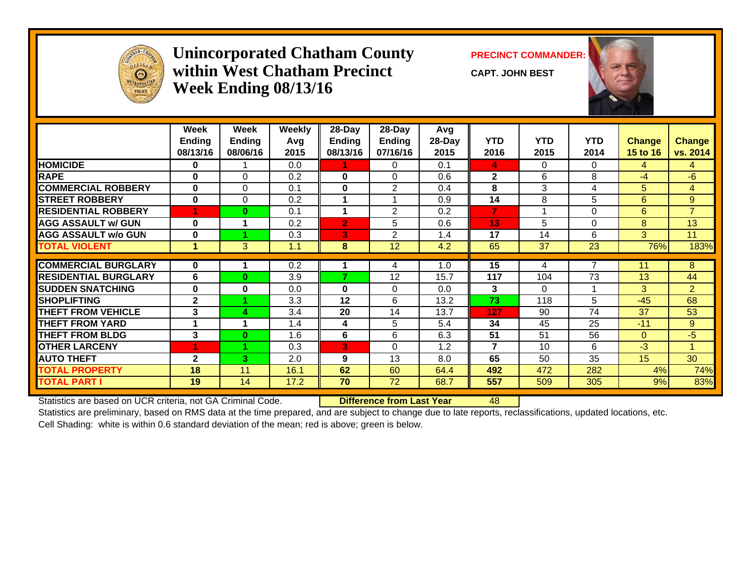# Unincorporated Chatham County within West Chatham Precinct Week Ending 08/13/16

**PRECINCT COMMANDER:**

**CAPT. JOHN BEST**

| | Week Ending 08/13/16 | Week Ending 08/06/16 | Weekly Avg 2015 | 28-Day Ending 08/13/16 | 28-Day Ending 07/16/16 | Avg 28-Day 2015 | YTD 2016 | YTD 2015 | YTD 2014 | Change 15 to 16 | Change vs. 2014 |
|---|---|---|---|---|---|---|---|---|---|---|---|
| HOMICIDE | 0 | 1 | 0.0 | 1 | 0 | 0.1 | 4 | 0 | 0 | 4 | 4 |
| RAPE | 0 | 0 | 0.2 | 0 | 0 | 0.6 | 2 | 6 | 8 | -4 | -6 |
| COMMERCIAL ROBBERY | 0 | 0 | 0.1 | 0 | 2 | 0.4 | 8 | 3 | 4 | 5 | 4 |
| STREET ROBBERY | 0 | 0 | 0.2 | 1 | 1 | 0.9 | 14 | 8 | 5 | 6 | 9 |
| RESIDENTIAL ROBBERY | 1 | 0 | 0.1 | 1 | 2 | 0.2 | 7 | 1 | 0 | 6 | 7 |
| AGG ASSAULT w/ GUN | 0 | 1 | 0.2 | 2 | 5 | 0.6 | 13 | 5 | 0 | 8 | 13 |
| AGG ASSAULT w/o GUN | 0 | 1 | 0.3 | 3 | 2 | 1.4 | 17 | 14 | 6 | 3 | 11 |
| TOTAL VIOLENT | 1 | 3 | 1.1 | 8 | 12 | 4.2 | 65 | 37 | 23 | 76% | 183% |
| COMMERCIAL BURGLARY | 0 | 1 | 0.2 | 1 | 4 | 1.0 | 15 | 4 | 7 | 11 | 8 |
| RESIDENTIAL BURGLARY | 6 | 0 | 3.9 | 7 | 12 | 15.7 | 117 | 104 | 73 | 13 | 44 |
| SUDDEN SNATCHING | 0 | 0 | 0.0 | 0 | 0 | 0.0 | 3 | 0 | 1 | 3 | 2 |
| SHOPLIFTING | 2 | 1 | 3.3 | 12 | 6 | 13.2 | 73 | 118 | 5 | -45 | 68 |
| THEFT FROM VEHICLE | 3 | 4 | 3.4 | 20 | 14 | 13.7 | 127 | 90 | 74 | 37 | 53 |
| THEFT FROM YARD | 1 | 1 | 1.4 | 4 | 5 | 5.4 | 34 | 45 | 25 | -11 | 9 |
| THEFT FROM BLDG | 3 | 0 | 1.6 | 6 | 6 | 6.3 | 51 | 51 | 56 | 0 | -5 |
| OTHER LARCENY | 1 | 1 | 0.3 | 3 | 0 | 1.2 | 7 | 10 | 6 | -3 | 1 |
| AUTO THEFT | 2 | 3 | 2.0 | 9 | 13 | 8.0 | 65 | 50 | 35 | 15 | 30 |
| TOTAL PROPERTY | 18 | 11 | 16.1 | 62 | 60 | 64.4 | 492 | 472 | 282 | 4% | 74% |
| TOTAL PART I | 19 | 14 | 17.2 | 70 | 72 | 68.7 | 557 | 509 | 305 | 9% | 83% |

Statistics are based on UCR criteria, not GA Criminal Code. **Difference from Last Year** 48

Statistics are preliminary, based on RMS data at the time prepared, and are subject to change due to late reports, reclassifications, updated locations, etc.

Cell Shading: white is within 0.6 standard deviation of the mean; red is above; green is below.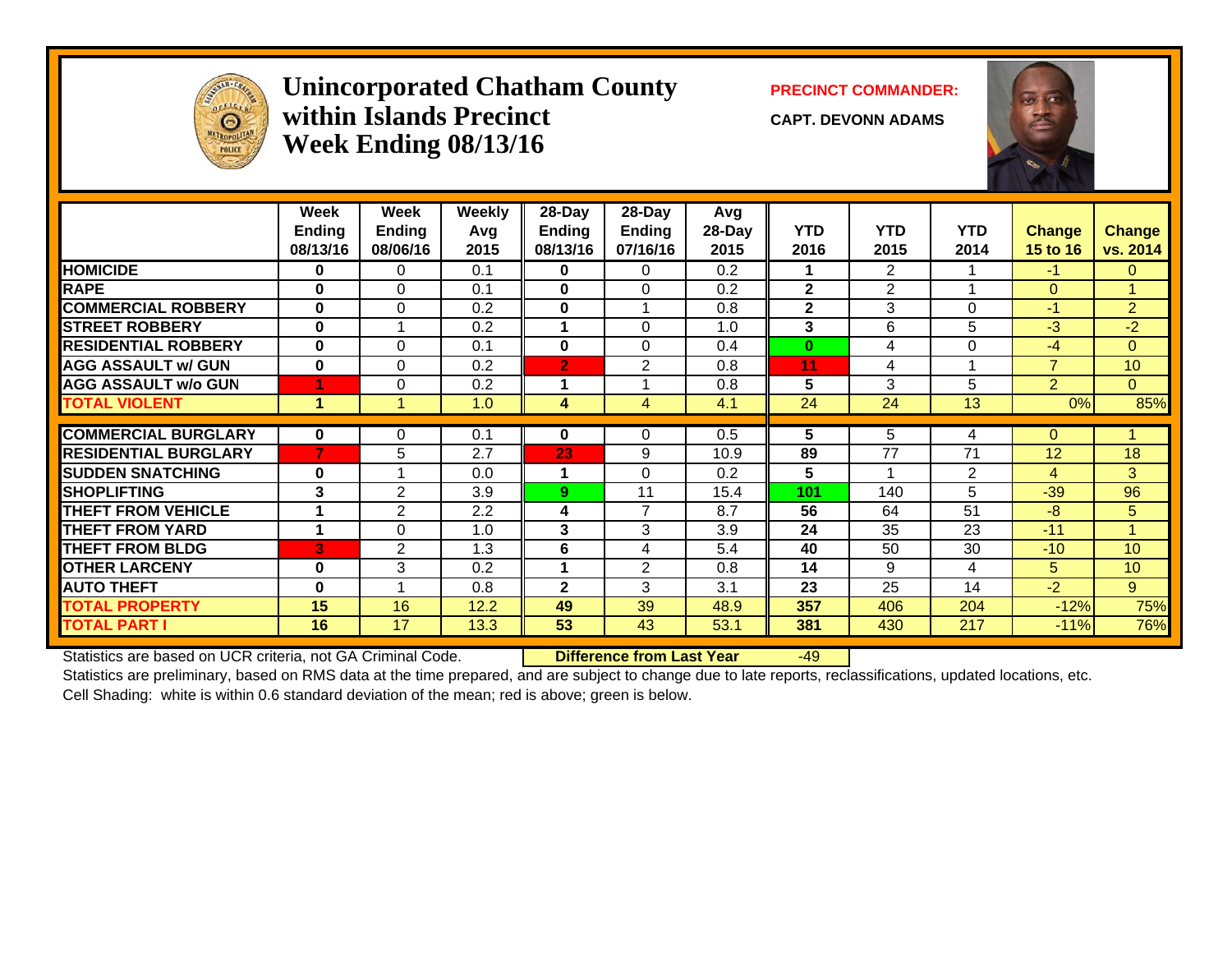# Unincorporated Chatham County within Islands Precinct Week Ending 08/13/16

**PRECINCT COMMANDER:**

**CAPT. DEVONN ADAMS**

| | Week Ending 08/13/16 | Week Ending 08/06/16 | Weekly Avg 2015 | 28-Day Ending 08/13/16 | 28-Day Ending 07/16/16 | Avg 28-Day 2015 | YTD 2016 | YTD 2015 | YTD 2014 | Change 15 to 16 | Change vs. 2014 |
|---|---|---|---|---|---|---|---|---|---|---|---|
| HOMICIDE | 0 | 0 | 0.1 | 0 | 0 | 0.2 | 1 | 2 | 1 | -1 | 0 |
| RAPE | 0 | 0 | 0.1 | 0 | 0 | 0.2 | 2 | 2 | 1 | 0 | 1 |
| COMMERCIAL ROBBERY | 0 | 0 | 0.2 | 0 | 1 | 0.8 | 2 | 3 | 0 | -1 | 2 |
| STREET ROBBERY | 0 | 1 | 0.2 | 1 | 0 | 1.0 | 3 | 6 | 5 | -3 | -2 |
| RESIDENTIAL ROBBERY | 0 | 0 | 0.1 | 0 | 0 | 0.4 | 0 | 4 | 0 | -4 | 0 |
| AGG ASSAULT w/ GUN | 0 | 0 | 0.2 | 2 | 2 | 0.8 | 11 | 4 | 1 | 7 | 10 |
| AGG ASSAULT w/o GUN | 1 | 0 | 0.2 | 1 | 1 | 0.8 | 5 | 3 | 5 | 2 | 0 |
| TOTAL VIOLENT | 1 | 1 | 1.0 | 4 | 4 | 4.1 | 24 | 24 | 13 | 0% | 85% |
| COMMERCIAL BURGLARY | 0 | 0 | 0.1 | 0 | 0 | 0.5 | 5 | 5 | 4 | 0 | 1 |
| RESIDENTIAL BURGLARY | 7 | 5 | 2.7 | 23 | 9 | 10.9 | 89 | 77 | 71 | 12 | 18 |
| SUDDEN SNATCHING | 0 | 1 | 0.0 | 1 | 0 | 0.2 | 5 | 1 | 2 | 4 | 3 |
| SHOPLIFTING | 3 | 2 | 3.9 | 9 | 11 | 15.4 | 101 | 140 | 5 | -39 | 96 |
| THEFT FROM VEHICLE | 1 | 2 | 2.2 | 4 | 7 | 8.7 | 56 | 64 | 51 | -8 | 5 |
| THEFT FROM YARD | 1 | 0 | 1.0 | 3 | 3 | 3.9 | 24 | 35 | 23 | -11 | 1 |
| THEFT FROM BLDG | 3 | 2 | 1.3 | 6 | 4 | 5.4 | 40 | 50 | 30 | -10 | 10 |
| OTHER LARCENY | 0 | 3 | 0.2 | 1 | 2 | 0.8 | 14 | 9 | 4 | 5 | 10 |
| AUTO THEFT | 0 | 1 | 0.8 | 2 | 3 | 3.1 | 23 | 25 | 14 | -2 | 9 |
| TOTAL PROPERTY | 15 | 16 | 12.2 | 49 | 39 | 48.9 | 357 | 406 | 204 | -12% | 75% |
| TOTAL PART I | 16 | 17 | 13.3 | 53 | 43 | 53.1 | 381 | 430 | 217 | -11% | 76% |

Statistics are based on UCR criteria, not GA Criminal Code. **Difference from Last Year** -49

Statistics are preliminary, based on RMS data at the time prepared, and are subject to change due to late reports, reclassifications, updated locations, etc.

Cell Shading: white is within 0.6 standard deviation of the mean; red is above; green is below.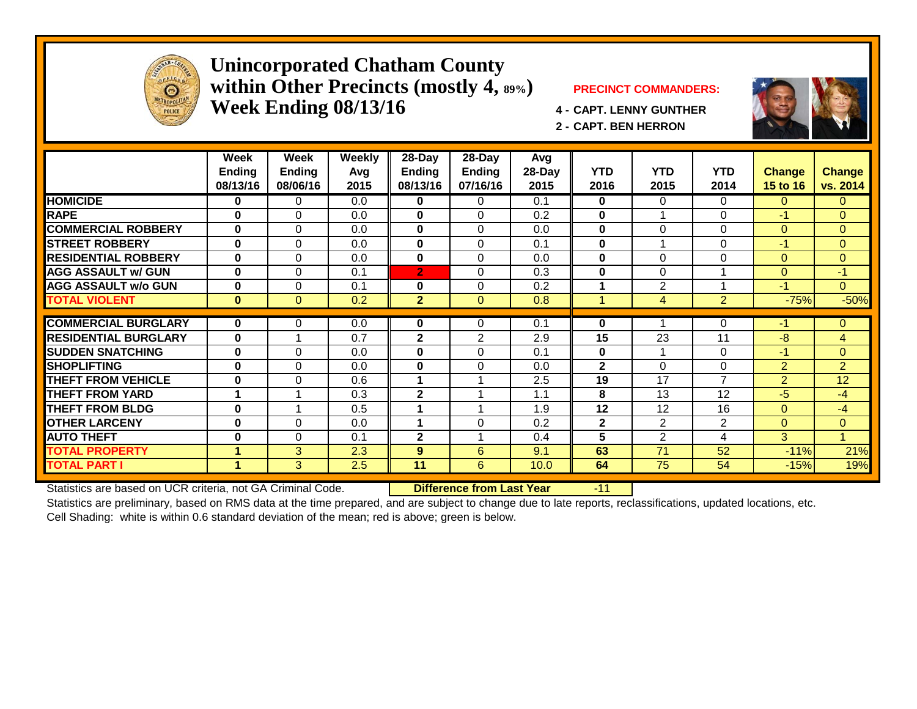# Unincorporated Chatham County within Other Precincts (mostly 4, 89%) Week Ending 08/13/16

**PRECINCT COMMANDERS:**

4 - CAPT. LENNY GUNTHER

2 - CAPT. BEN HERRON

| | Week Ending 08/13/16 | Week Ending 08/06/16 | Weekly Avg 2015 | 28-Day Ending 08/13/16 | 28-Day Ending 07/16/16 | Avg 28-Day 2015 | YTD 2016 | YTD 2015 | YTD 2014 | Change 15 to 16 | Change vs. 2014 |
|---|---|---|---|---|---|---|---|---|---|---|---|
| HOMICIDE | 0 | 0 | 0.0 | 0 | 0 | 0.1 | 0 | 0 | 0 | 0 | 0 |
| RAPE | 0 | 0 | 0.0 | 0 | 0 | 0.2 | 0 | 1 | 0 | -1 | 0 |
| COMMERCIAL ROBBERY | 0 | 0 | 0.0 | 0 | 0 | 0.0 | 0 | 0 | 0 | 0 | 0 |
| STREET ROBBERY | 0 | 0 | 0.0 | 0 | 0 | 0.1 | 0 | 1 | 0 | -1 | 0 |
| RESIDENTIAL ROBBERY | 0 | 0 | 0.0 | 0 | 0 | 0.0 | 0 | 0 | 0 | 0 | 0 |
| AGG ASSAULT w/ GUN | 0 | 0 | 0.1 | 2 | 0 | 0.3 | 0 | 0 | 1 | 0 | -1 |
| AGG ASSAULT w/o GUN | 0 | 0 | 0.1 | 0 | 0 | 0.2 | 1 | 2 | 1 | -1 | 0 |
| TOTAL VIOLENT | 0 | 0 | 0.2 | 2 | 0 | 0.8 | 1 | 4 | 2 | -75% | -50% |
| COMMERCIAL BURGLARY | 0 | 0 | 0.0 | 0 | 0 | 0.1 | 0 | 1 | 0 | -1 | 0 |
| RESIDENTIAL BURGLARY | 0 | 1 | 0.7 | 2 | 2 | 2.9 | 15 | 23 | 11 | -8 | 4 |
| SUDDEN SNATCHING | 0 | 0 | 0.0 | 0 | 0 | 0.1 | 0 | 1 | 0 | -1 | 0 |
| SHOPLIFTING | 0 | 0 | 0.0 | 0 | 0 | 0.0 | 2 | 0 | 0 | 2 | 2 |
| THEFT FROM VEHICLE | 0 | 0 | 0.6 | 1 | 1 | 2.5 | 19 | 17 | 7 | 2 | 12 |
| THEFT FROM YARD | 1 | 1 | 0.3 | 2 | 1 | 1.1 | 8 | 13 | 12 | -5 | -4 |
| THEFT FROM BLDG | 0 | 1 | 0.5 | 1 | 1 | 1.9 | 12 | 12 | 16 | 0 | -4 |
| OTHER LARCENY | 0 | 0 | 0.0 | 1 | 0 | 0.2 | 2 | 2 | 2 | 0 | 0 |
| AUTO THEFT | 0 | 0 | 0.1 | 2 | 1 | 0.4 | 5 | 2 | 4 | 3 | 1 |
| TOTAL PROPERTY | 1 | 3 | 2.3 | 9 | 6 | 9.1 | 63 | 71 | 52 | -11% | 21% |
| TOTAL PART I | 1 | 3 | 2.5 | 11 | 6 | 10.0 | 64 | 75 | 54 | -15% | 19% |

Statistics are based on UCR criteria, not GA Criminal Code. **Difference from Last Year** -11

Statistics are preliminary, based on RMS data at the time prepared, and are subject to change due to late reports, reclassifications, updated locations, etc.

Cell Shading: white is within 0.6 standard deviation of the mean; red is above; green is below.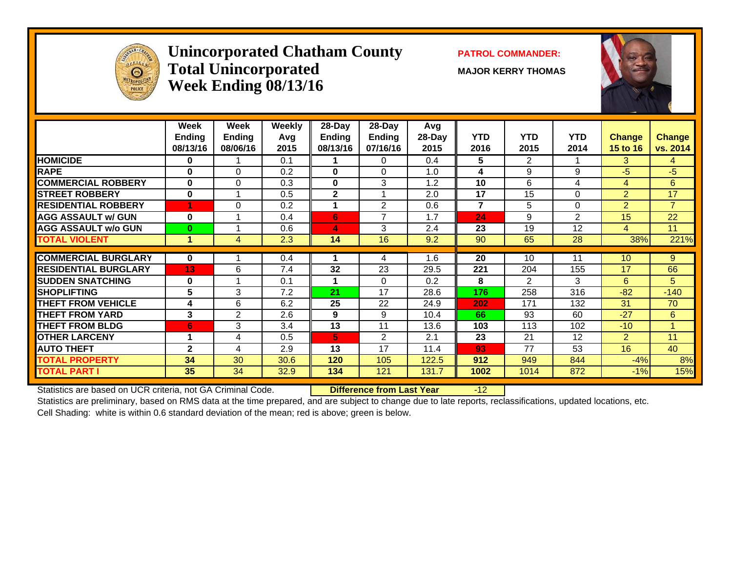# Unincorporated Chatham County
## Total Unincorporated
## Week Ending 08/13/16

**PATROL COMMANDER:**

**MAJOR KERRY THOMAS**

| | Week Ending 08/13/16 | Week Ending 08/06/16 | Weekly Avg 2015 | 28-Day Ending 08/13/16 | 28-Day Ending 07/16/16 | Avg 28-Day 2015 | YTD 2016 | YTD 2015 | YTD 2014 | Change 15 to 16 | Change vs. 2014 |
|---|---|---|---|---|---|---|---|---|---|---|---|
| HOMICIDE | 0 | 1 | 0.1 | 1 | 0 | 0.4 | 5 | 2 | 1 | 3 | 4 |
| RAPE | 0 | 0 | 0.2 | 0 | 0 | 1.0 | 4 | 9 | 9 | -5 | -5 |
| COMMERCIAL ROBBERY | 0 | 0 | 0.3 | 0 | 3 | 1.2 | 10 | 6 | 4 | 4 | 6 |
| STREET ROBBERY | 0 | 1 | 0.5 | 2 | 1 | 2.0 | 17 | 15 | 0 | 2 | 17 |
| RESIDENTIAL ROBBERY | 1 | 0 | 0.2 | 1 | 2 | 0.6 | 7 | 5 | 0 | 2 | 7 |
| AGG ASSAULT w/ GUN | 0 | 1 | 0.4 | 6 | 7 | 1.7 | 24 | 9 | 2 | 15 | 22 |
| AGG ASSAULT w/o GUN | 0 | 1 | 0.6 | 4 | 3 | 2.4 | 23 | 19 | 12 | 4 | 11 |
| **TOTAL VIOLENT** | 1 | 4 | 2.3 | 14 | 16 | 9.2 | 90 | 65 | 28 | 38% | 221% |
| COMMERCIAL BURGLARY | 0 | 1 | 0.4 | 1 | 4 | 1.6 | 20 | 10 | 11 | 10 | 9 |
| RESIDENTIAL BURGLARY | 13 | 6 | 7.4 | 32 | 23 | 29.5 | 221 | 204 | 155 | 17 | 66 |
| SUDDEN SNATCHING | 0 | 1 | 0.1 | 1 | 0 | 0.2 | 8 | 2 | 3 | 6 | 5 |
| SHOPLIFTING | 5 | 3 | 7.2 | 21 | 17 | 28.6 | 176 | 258 | 316 | -82 | -140 |
| THEFT FROM VEHICLE | 4 | 6 | 6.2 | 25 | 22 | 24.9 | 202 | 171 | 132 | 31 | 70 |
| THEFT FROM YARD | 3 | 2 | 2.6 | 9 | 9 | 10.4 | 66 | 93 | 60 | -27 | 6 |
| THEFT FROM BLDG | 6 | 3 | 3.4 | 13 | 11 | 13.6 | 103 | 113 | 102 | -10 | 1 |
| OTHER LARCENY | 1 | 4 | 0.5 | 5 | 2 | 2.1 | 23 | 21 | 12 | 2 | 11 |
| AUTO THEFT | 2 | 4 | 2.9 | 13 | 17 | 11.4 | 93 | 77 | 53 | 16 | 40 |
| **TOTAL PROPERTY** | 34 | 30 | 30.6 | 120 | 105 | 122.5 | 912 | 949 | 844 | -4% | 8% |
| **TOTAL PART I** | 35 | 34 | 32.9 | 134 | 121 | 131.7 | 1002 | 1014 | 872 | -1% | 15% |

Statistics are based on UCR criteria, not GA Criminal Code. **Difference from Last Year** -12

Statistics are preliminary, based on RMS data at the time prepared, and are subject to change due to late reports, reclassifications, updated locations, etc.

Cell Shading: white is within 0.6 standard deviation of the mean; red is above; green is below.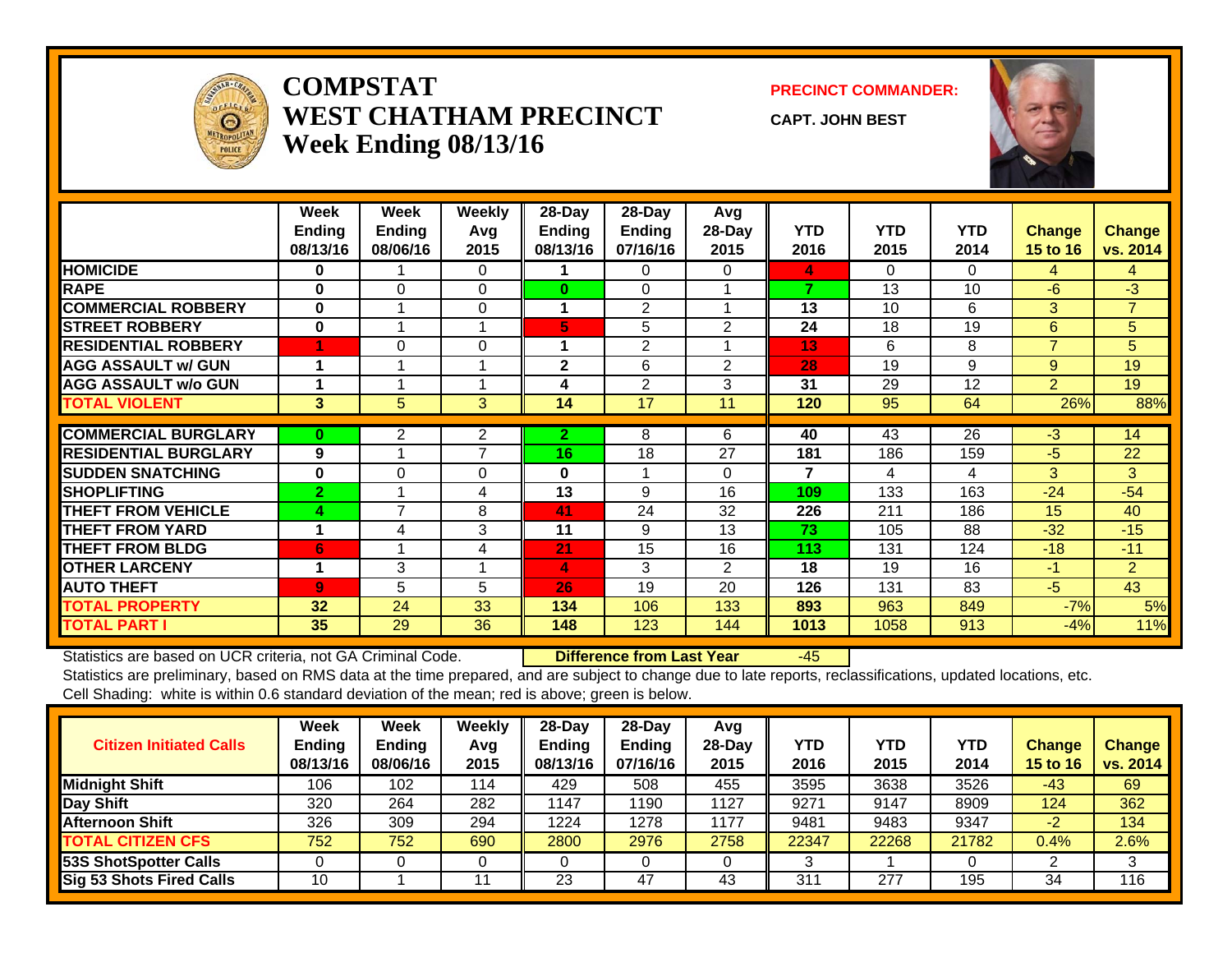# COMPSTAT
# WEST CHATHAM PRECINCT
## Week Ending 08/13/16

**PRECINCT COMMANDER:**

**CAPT. JOHN BEST**

| | Week Ending 08/13/16 | Week Ending 08/06/16 | Weekly Avg 2015 | 28-Day Ending 08/13/16 | 28-Day Ending 07/16/16 | Avg 28-Day 2015 | YTD 2016 | YTD 2015 | YTD 2014 | Change 15 to 16 | Change vs. 2014 |
|---|---|---|---|---|---|---|---|---|---|---|---|
| HOMICIDE | 0 | 1 | 0 | 1 | 0 | 0 | 4 | 0 | 0 | 4 | 4 |
| RAPE | 0 | 0 | 0 | 0 | 0 | 1 | 7 | 13 | 10 | -6 | -3 |
| COMMERCIAL ROBBERY | 0 | 1 | 0 | 1 | 2 | 1 | 13 | 10 | 6 | 3 | 7 |
| STREET ROBBERY | 0 | 1 | 1 | 5 | 5 | 2 | 24 | 18 | 19 | 6 | 5 |
| RESIDENTIAL ROBBERY | 1 | 0 | 0 | 1 | 2 | 1 | 13 | 6 | 8 | 7 | 5 |
| AGG ASSAULT w/ GUN | 1 | 1 | 1 | 2 | 6 | 2 | 28 | 19 | 9 | 9 | 19 |
| AGG ASSAULT w/o GUN | 1 | 1 | 1 | 4 | 2 | 3 | 31 | 29 | 12 | 2 | 19 |
| TOTAL VIOLENT | 3 | 5 | 3 | 14 | 17 | 11 | 120 | 95 | 64 | 26% | 88% |
| COMMERCIAL BURGLARY | 0 | 2 | 2 | 2 | 8 | 6 | 40 | 43 | 26 | -3 | 14 |
| RESIDENTIAL BURGLARY | 9 | 1 | 7 | 16 | 18 | 27 | 181 | 186 | 159 | -5 | 22 |
| SUDDEN SNATCHING | 0 | 0 | 0 | 0 | 1 | 0 | 7 | 4 | 4 | 3 | 3 |
| SHOPLIFTING | 2 | 1 | 4 | 13 | 9 | 16 | 109 | 133 | 163 | -24 | -54 |
| THEFT FROM VEHICLE | 4 | 7 | 8 | 41 | 24 | 32 | 226 | 211 | 186 | 15 | 40 |
| THEFT FROM YARD | 1 | 4 | 3 | 11 | 9 | 13 | 73 | 105 | 88 | -32 | -15 |
| THEFT FROM BLDG | 6 | 1 | 4 | 21 | 15 | 16 | 113 | 131 | 124 | -18 | -11 |
| OTHER LARCENY | 1 | 3 | 1 | 4 | 3 | 2 | 18 | 19 | 16 | -1 | 2 |
| AUTO THEFT | 9 | 5 | 5 | 26 | 19 | 20 | 126 | 131 | 83 | -5 | 43 |
| TOTAL PROPERTY | 32 | 24 | 33 | 134 | 106 | 133 | 893 | 963 | 849 | -7% | 5% |
| TOTAL PART I | 35 | 29 | 36 | 148 | 123 | 144 | 1013 | 1058 | 913 | -4% | 11% |

Statistics are based on UCR criteria, not GA Criminal Code. **Difference from Last Year** -45

Statistics are preliminary, based on RMS data at the time prepared, and are subject to change due to late reports, reclassifications, updated locations, etc.

Cell Shading: white is within 0.6 standard deviation of the mean; red is above; green is below.

| Citizen Initiated Calls | Week Ending 08/13/16 | Week Ending 08/06/16 | Weekly Avg 2015 | 28-Day Ending 08/13/16 | 28-Day Ending 07/16/16 | Avg 28-Day 2015 | YTD 2016 | YTD 2015 | YTD 2014 | Change 15 to 16 | Change vs. 2014 |
|---|---|---|---|---|---|---|---|---|---|---|---|
| Midnight Shift | 106 | 102 | 114 | 429 | 508 | 455 | 3595 | 3638 | 3526 | -43 | 69 |
| Day Shift | 320 | 264 | 282 | 1147 | 1190 | 1127 | 9271 | 9147 | 8909 | 124 | 362 |
| Afternoon Shift | 326 | 309 | 294 | 1224 | 1278 | 1177 | 9481 | 9483 | 9347 | -2 | 134 |
| TOTAL CITIZEN CFS | 752 | 752 | 690 | 2800 | 2976 | 2758 | 22347 | 22268 | 21782 | 0.4% | 2.6% |
| 53S ShotSpotter Calls | 0 | 0 | 0 | 0 | 0 | 0 | 3 | 1 | 0 | 2 | 3 |
| Sig 53 Shots Fired Calls | 10 | 1 | 11 | 23 | 47 | 43 | 311 | 277 | 195 | 34 | 116 |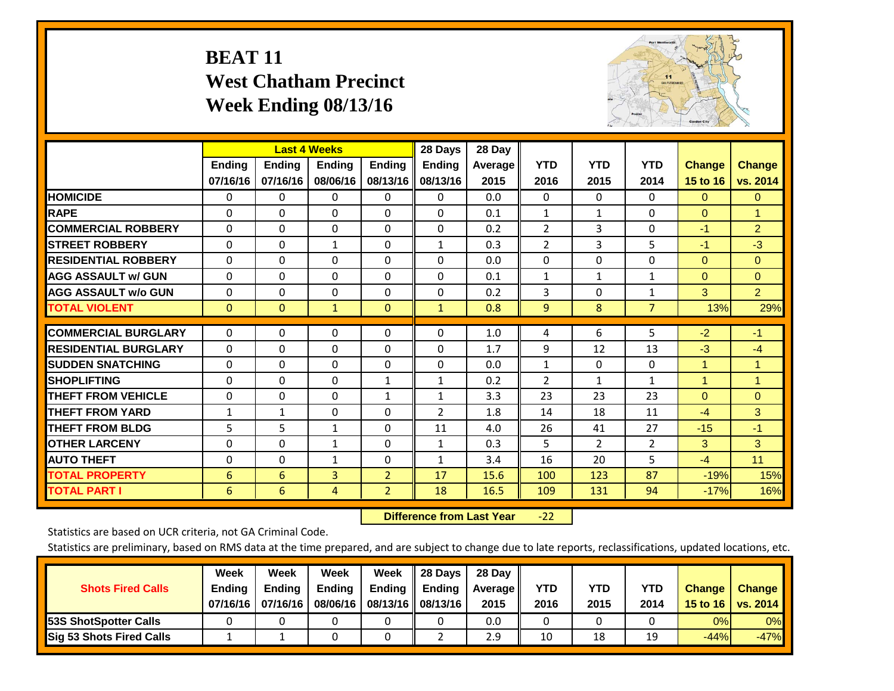# BEAT 11
## West Chatham Precinct
## Week Ending 08/13/16

| | Last 4 Weeks | | | | 28 Days | 28 Day | | | | | |
|---|---|---|---|---|---|---|---|---|---|---|---|
| | Ending 07/16/16 | Ending 07/16/16 | Ending 08/06/16 | Ending 08/13/16 | Ending 08/13/16 | Average 2015 | YTD 2016 | YTD 2015 | YTD 2014 | Change 15 to 16 | Change vs. 2014 |
| HOMICIDE | 0 | 0 | 0 | 0 | 0 | 0.0 | 0 | 0 | 0 | 0 | 0 |
| RAPE | 0 | 0 | 0 | 0 | 0 | 0.1 | 1 | 1 | 0 | 0 | 1 |
| COMMERCIAL ROBBERY | 0 | 0 | 0 | 0 | 0 | 0.2 | 2 | 3 | 0 | -1 | 2 |
| STREET ROBBERY | 0 | 0 | 1 | 0 | 1 | 0.3 | 2 | 3 | 5 | -1 | -3 |
| RESIDENTIAL ROBBERY | 0 | 0 | 0 | 0 | 0 | 0.0 | 0 | 0 | 0 | 0 | 0 |
| AGG ASSAULT w/ GUN | 0 | 0 | 0 | 0 | 0 | 0.1 | 1 | 1 | 1 | 0 | 0 |
| AGG ASSAULT w/o GUN | 0 | 0 | 0 | 0 | 0 | 0.2 | 3 | 0 | 1 | 3 | 2 |
| TOTAL VIOLENT | 0 | 0 | 1 | 0 | 1 | 0.8 | 9 | 8 | 7 | 13% | 29% |
| COMMERCIAL BURGLARY | 0 | 0 | 0 | 0 | 0 | 1.0 | 4 | 6 | 5 | -2 | -1 |
| RESIDENTIAL BURGLARY | 0 | 0 | 0 | 0 | 0 | 1.7 | 9 | 12 | 13 | -3 | -4 |
| SUDDEN SNATCHING | 0 | 0 | 0 | 0 | 0 | 0.0 | 1 | 0 | 0 | 1 | 1 |
| SHOPLIFTING | 0 | 0 | 0 | 1 | 1 | 0.2 | 2 | 1 | 1 | 1 | 1 |
| THEFT FROM VEHICLE | 0 | 0 | 0 | 1 | 1 | 3.3 | 23 | 23 | 23 | 0 | 0 |
| THEFT FROM YARD | 1 | 1 | 0 | 0 | 2 | 1.8 | 14 | 18 | 11 | -4 | 3 |
| THEFT FROM BLDG | 5 | 5 | 1 | 0 | 11 | 4.0 | 26 | 41 | 27 | -15 | -1 |
| OTHER LARCENY | 0 | 0 | 1 | 0 | 1 | 0.3 | 5 | 2 | 2 | 3 | 3 |
| AUTO THEFT | 0 | 0 | 1 | 0 | 1 | 3.4 | 16 | 20 | 5 | -4 | 11 |
| TOTAL PROPERTY | 6 | 6 | 3 | 2 | 17 | 15.6 | 100 | 123 | 87 | -19% | 15% |
| TOTAL PART I | 6 | 6 | 4 | 2 | 18 | 16.5 | 109 | 131 | 94 | -17% | 16% |

**Difference from Last Year** -22

Statistics are based on UCR criteria, not GA Criminal Code.

Statistics are preliminary, based on RMS data at the time prepared, and are subject to change due to late reports, reclassifications, updated locations, etc.

| Shots Fired Calls | Week Ending 07/16/16 | Week Ending 07/16/16 | Week Ending 08/06/16 | Week Ending 08/13/16 | 28 Days Ending 08/13/16 | 28 Day Average 2015 | YTD 2016 | YTD 2015 | YTD 2014 | Change 15 to 16 | Change vs. 2014 |
|---|---|---|---|---|---|---|---|---|---|---|---|
| 53S ShotSpotter Calls | 0 | 0 | 0 | 0 | 0 | 0.0 | 0 | 0 | 0 | 0% | 0% |
| Sig 53 Shots Fired Calls | 1 | 1 | 0 | 0 | 2 | 2.9 | 10 | 18 | 19 | -44% | -47% |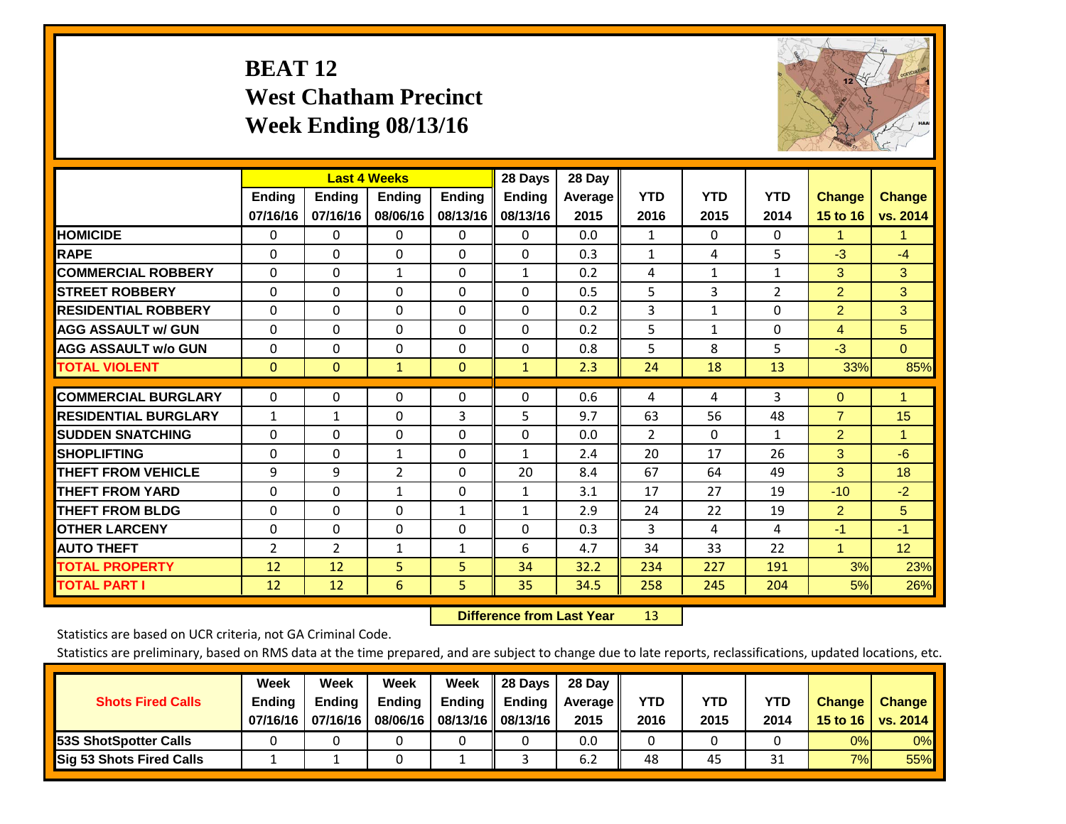# BEAT 12
## West Chatham Precinct
## Week Ending 08/13/16

| | Last 4 Weeks | | | | 28 Days | 28 Day | | | | | |
|---|---|---|---|---|---|---|---|---|---|---|---|
| | Ending 07/16/16 | Ending 07/16/16 | Ending 08/06/16 | Ending 08/13/16 | Ending 08/13/16 | Average 2015 | YTD 2016 | YTD 2015 | YTD 2014 | Change 15 to 16 | Change vs. 2014 |
| HOMICIDE | 0 | 0 | 0 | 0 | 0 | 0.0 | 1 | 0 | 0 | 1 | 1 |
| RAPE | 0 | 0 | 0 | 0 | 0 | 0.3 | 1 | 4 | 5 | -3 | -4 |
| COMMERCIAL ROBBERY | 0 | 0 | 1 | 0 | 1 | 0.2 | 4 | 1 | 1 | 3 | 3 |
| STREET ROBBERY | 0 | 0 | 0 | 0 | 0 | 0.5 | 5 | 3 | 2 | 2 | 3 |
| RESIDENTIAL ROBBERY | 0 | 0 | 0 | 0 | 0 | 0.2 | 3 | 1 | 0 | 2 | 3 |
| AGG ASSAULT w/ GUN | 0 | 0 | 0 | 0 | 0 | 0.2 | 5 | 1 | 0 | 4 | 5 |
| AGG ASSAULT w/o GUN | 0 | 0 | 0 | 0 | 0 | 0.8 | 5 | 8 | 5 | -3 | 0 |
| TOTAL VIOLENT | 0 | 0 | 1 | 0 | 1 | 2.3 | 24 | 18 | 13 | 33% | 85% |
| COMMERCIAL BURGLARY | 0 | 0 | 0 | 0 | 0 | 0.6 | 4 | 4 | 3 | 0 | 1 |
| RESIDENTIAL BURGLARY | 1 | 1 | 0 | 3 | 5 | 9.7 | 63 | 56 | 48 | 7 | 15 |
| SUDDEN SNATCHING | 0 | 0 | 0 | 0 | 0 | 0.0 | 2 | 0 | 1 | 2 | 1 |
| SHOPLIFTING | 0 | 0 | 1 | 0 | 1 | 2.4 | 20 | 17 | 26 | 3 | -6 |
| THEFT FROM VEHICLE | 9 | 9 | 2 | 0 | 20 | 8.4 | 67 | 64 | 49 | 3 | 18 |
| THEFT FROM YARD | 0 | 0 | 1 | 0 | 1 | 3.1 | 17 | 27 | 19 | -10 | -2 |
| THEFT FROM BLDG | 0 | 0 | 0 | 1 | 1 | 2.9 | 24 | 22 | 19 | 2 | 5 |
| OTHER LARCENY | 0 | 0 | 0 | 0 | 0 | 0.3 | 3 | 4 | 4 | -1 | -1 |
| AUTO THEFT | 2 | 2 | 1 | 1 | 6 | 4.7 | 34 | 33 | 22 | 1 | 12 |
| TOTAL PROPERTY | 12 | 12 | 5 | 5 | 34 | 32.2 | 234 | 227 | 191 | 3% | 23% |
| TOTAL PART I | 12 | 12 | 6 | 5 | 35 | 34.5 | 258 | 245 | 204 | 5% | 26% |

**Difference from Last Year** 13

Statistics are based on UCR criteria, not GA Criminal Code.

Statistics are preliminary, based on RMS data at the time prepared, and are subject to change due to late reports, reclassifications, updated locations, etc.

| Shots Fired Calls | Week Ending 07/16/16 | Week Ending 07/16/16 | Week Ending 08/06/16 | Week Ending 08/13/16 | 28 Days Ending 08/13/16 | 28 Day Average 2015 | YTD 2016 | YTD 2015 | YTD 2014 | Change 15 to 16 | Change vs. 2014 |
|---|---|---|---|---|---|---|---|---|---|---|---|
| 53S ShotSpotter Calls | 0 | 0 | 0 | 0 | 0 | 0.0 | 0 | 0 | 0 | 0% | 0% |
| Sig 53 Shots Fired Calls | 1 | 1 | 0 | 1 | 3 | 6.2 | 48 | 45 | 31 | 7% | 55% |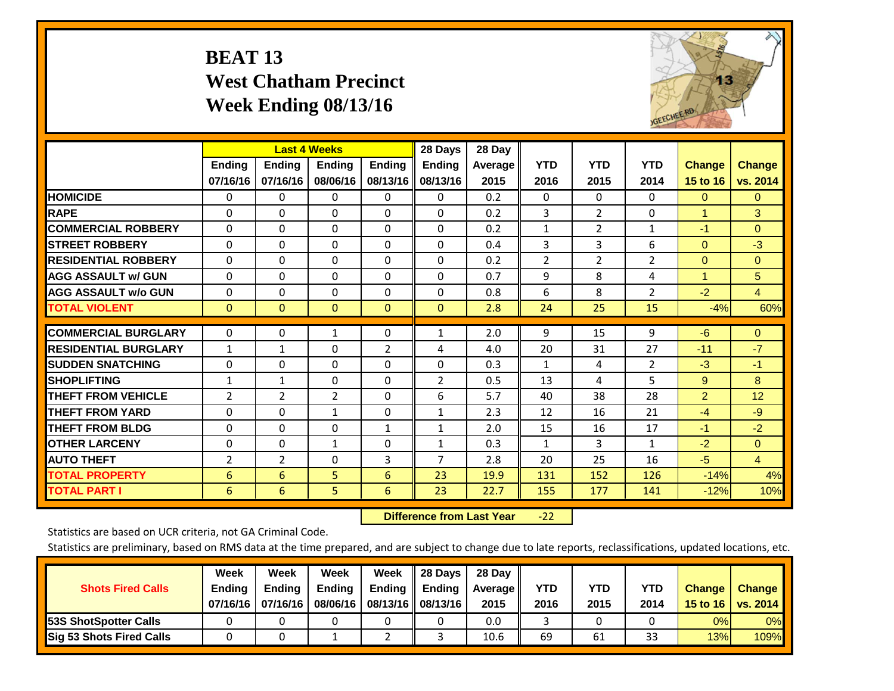# BEAT 13
## West Chatham Precinct
## Week Ending 08/13/16

| | Last 4 Weeks | | | | 28 Days | 28 Day | | | | | |
|---|---|---|---|---|---|---|---|---|---|---|---|
| | Ending 07/16/16 | Ending 07/16/16 | Ending 08/06/16 | Ending 08/13/16 | Ending 08/13/16 | Average 2015 | YTD 2016 | YTD 2015 | YTD 2014 | Change 15 to 16 | Change vs. 2014 |
| HOMICIDE | 0 | 0 | 0 | 0 | 0 | 0.2 | 0 | 0 | 0 | 0 | 0 |
| RAPE | 0 | 0 | 0 | 0 | 0 | 0.2 | 3 | 2 | 0 | 1 | 3 |
| COMMERCIAL ROBBERY | 0 | 0 | 0 | 0 | 0 | 0.2 | 1 | 2 | 1 | -1 | 0 |
| STREET ROBBERY | 0 | 0 | 0 | 0 | 0 | 0.4 | 3 | 3 | 6 | 0 | -3 |
| RESIDENTIAL ROBBERY | 0 | 0 | 0 | 0 | 0 | 0.2 | 2 | 2 | 2 | 0 | 0 |
| AGG ASSAULT w/ GUN | 0 | 0 | 0 | 0 | 0 | 0.7 | 9 | 8 | 4 | 1 | 5 |
| AGG ASSAULT w/o GUN | 0 | 0 | 0 | 0 | 0 | 0.8 | 6 | 8 | 2 | -2 | 4 |
| TOTAL VIOLENT | 0 | 0 | 0 | 0 | 0 | 2.8 | 24 | 25 | 15 | -4% | 60% |
| COMMERCIAL BURGLARY | 0 | 0 | 1 | 0 | 1 | 2.0 | 9 | 15 | 9 | -6 | 0 |
| RESIDENTIAL BURGLARY | 1 | 1 | 0 | 2 | 4 | 4.0 | 20 | 31 | 27 | -11 | -7 |
| SUDDEN SNATCHING | 0 | 0 | 0 | 0 | 0 | 0.3 | 1 | 4 | 2 | -3 | -1 |
| SHOPLIFTING | 1 | 1 | 0 | 0 | 2 | 0.5 | 13 | 4 | 5 | 9 | 8 |
| THEFT FROM VEHICLE | 2 | 2 | 2 | 0 | 6 | 5.7 | 40 | 38 | 28 | 2 | 12 |
| THEFT FROM YARD | 0 | 0 | 1 | 0 | 1 | 2.3 | 12 | 16 | 21 | -4 | -9 |
| THEFT FROM BLDG | 0 | 0 | 0 | 1 | 1 | 2.0 | 15 | 16 | 17 | -1 | -2 |
| OTHER LARCENY | 0 | 0 | 1 | 0 | 1 | 0.3 | 1 | 3 | 1 | -2 | 0 |
| AUTO THEFT | 2 | 2 | 0 | 3 | 7 | 2.8 | 20 | 25 | 16 | -5 | 4 |
| TOTAL PROPERTY | 6 | 6 | 5 | 6 | 23 | 19.9 | 131 | 152 | 126 | -14% | 4% |
| TOTAL PART I | 6 | 6 | 5 | 6 | 23 | 22.7 | 155 | 177 | 141 | -12% | 10% |

**Difference from Last Year** -22

Statistics are based on UCR criteria, not GA Criminal Code.

Statistics are preliminary, based on RMS data at the time prepared, and are subject to change due to late reports, reclassifications, updated locations, etc.

| Shots Fired Calls | Week Ending 07/16/16 | Week Ending 07/16/16 | Week Ending 08/06/16 | Week Ending 08/13/16 | 28 Days Ending 08/13/16 | 28 Day Average 2015 | YTD 2016 | YTD 2015 | YTD 2014 | Change 15 to 16 | Change vs. 2014 |
|---|---|---|---|---|---|---|---|---|---|---|---|
| 53S ShotSpotter Calls | 0 | 0 | 0 | 0 | 0 | 0.0 | 3 | 0 | 0 | 0% | 0% |
| Sig 53 Shots Fired Calls | 0 | 0 | 1 | 2 | 3 | 10.6 | 69 | 61 | 33 | 13% | 109% |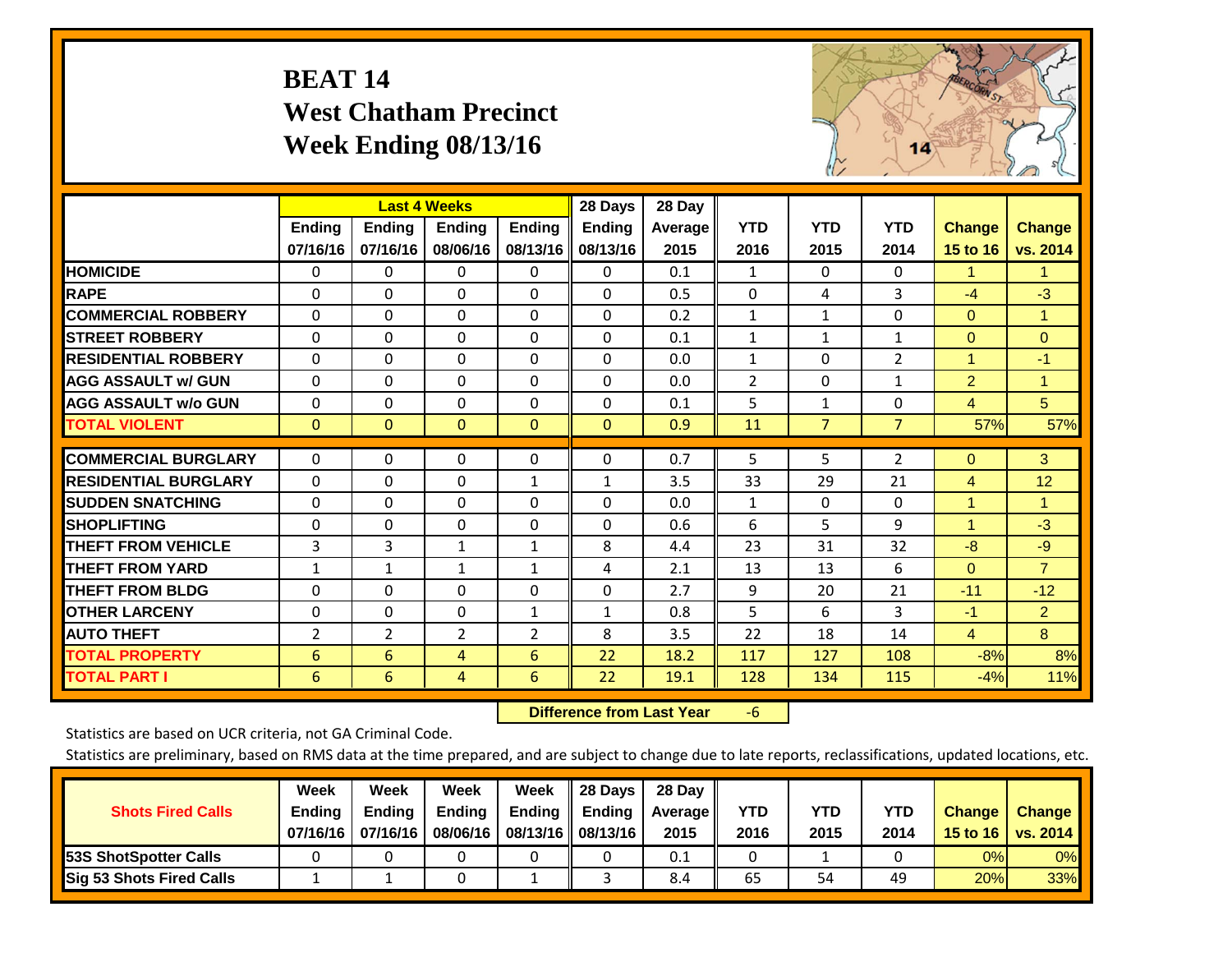# BEAT 14
## West Chatham Precinct
## Week Ending 08/13/16

| | Last 4 Weeks | | | | 28 Days | 28 Day | | | | | |
|---|---|---|---|---|---|---|---|---|---|---|---|
| | Ending 07/16/16 | Ending 07/16/16 | Ending 08/06/16 | Ending 08/13/16 | Ending 08/13/16 | Average 2015 | YTD 2016 | YTD 2015 | YTD 2014 | Change 15 to 16 | Change vs. 2014 |
| HOMICIDE | 0 | 0 | 0 | 0 | 0 | 0.1 | 1 | 0 | 0 | 1 | 1 |
| RAPE | 0 | 0 | 0 | 0 | 0 | 0.5 | 0 | 4 | 3 | -4 | -3 |
| COMMERCIAL ROBBERY | 0 | 0 | 0 | 0 | 0 | 0.2 | 1 | 1 | 0 | 0 | 1 |
| STREET ROBBERY | 0 | 0 | 0 | 0 | 0 | 0.1 | 1 | 1 | 1 | 0 | 0 |
| RESIDENTIAL ROBBERY | 0 | 0 | 0 | 0 | 0 | 0.0 | 1 | 0 | 2 | 1 | -1 |
| AGG ASSAULT w/ GUN | 0 | 0 | 0 | 0 | 0 | 0.0 | 2 | 0 | 1 | 2 | 1 |
| AGG ASSAULT w/o GUN | 0 | 0 | 0 | 0 | 0 | 0.1 | 5 | 1 | 0 | 4 | 5 |
| TOTAL VIOLENT | 0 | 0 | 0 | 0 | 0 | 0.9 | 11 | 7 | 7 | 57% | 57% |
| COMMERCIAL BURGLARY | 0 | 0 | 0 | 0 | 0 | 0.7 | 5 | 5 | 2 | 0 | 3 |
| RESIDENTIAL BURGLARY | 0 | 0 | 0 | 1 | 1 | 3.5 | 33 | 29 | 21 | 4 | 12 |
| SUDDEN SNATCHING | 0 | 0 | 0 | 0 | 0 | 0.0 | 1 | 0 | 0 | 1 | 1 |
| SHOPLIFTING | 0 | 0 | 0 | 0 | 0 | 0.6 | 6 | 5 | 9 | 1 | -3 |
| THEFT FROM VEHICLE | 3 | 3 | 1 | 1 | 8 | 4.4 | 23 | 31 | 32 | -8 | -9 |
| THEFT FROM YARD | 1 | 1 | 1 | 1 | 4 | 2.1 | 13 | 13 | 6 | 0 | 7 |
| THEFT FROM BLDG | 0 | 0 | 0 | 0 | 0 | 2.7 | 9 | 20 | 21 | -11 | -12 |
| OTHER LARCENY | 0 | 0 | 0 | 1 | 1 | 0.8 | 5 | 6 | 3 | -1 | 2 |
| AUTO THEFT | 2 | 2 | 2 | 2 | 8 | 3.5 | 22 | 18 | 14 | 4 | 8 |
| TOTAL PROPERTY | 6 | 6 | 4 | 6 | 22 | 18.2 | 117 | 127 | 108 | -8% | 8% |
| TOTAL PART I | 6 | 6 | 4 | 6 | 22 | 19.1 | 128 | 134 | 115 | -4% | 11% |

**Difference from Last Year** -6

Statistics are based on UCR criteria, not GA Criminal Code.

Statistics are preliminary, based on RMS data at the time prepared, and are subject to change due to late reports, reclassifications, updated locations, etc.

| Shots Fired Calls | Week Ending 07/16/16 | Week Ending 07/16/16 | Week Ending 08/06/16 | Week Ending 08/13/16 | 28 Days Ending 08/13/16 | 28 Day Average 2015 | YTD 2016 | YTD 2015 | YTD 2014 | Change 15 to 16 | Change vs. 2014 |
|---|---|---|---|---|---|---|---|---|---|---|---|
| 53S ShotSpotter Calls | 0 | 0 | 0 | 0 | 0 | 0.1 | 0 | 1 | 0 | 0% | 0% |
| Sig 53 Shots Fired Calls | 1 | 1 | 0 | 1 | 3 | 8.4 | 65 | 54 | 49 | 20% | 33% |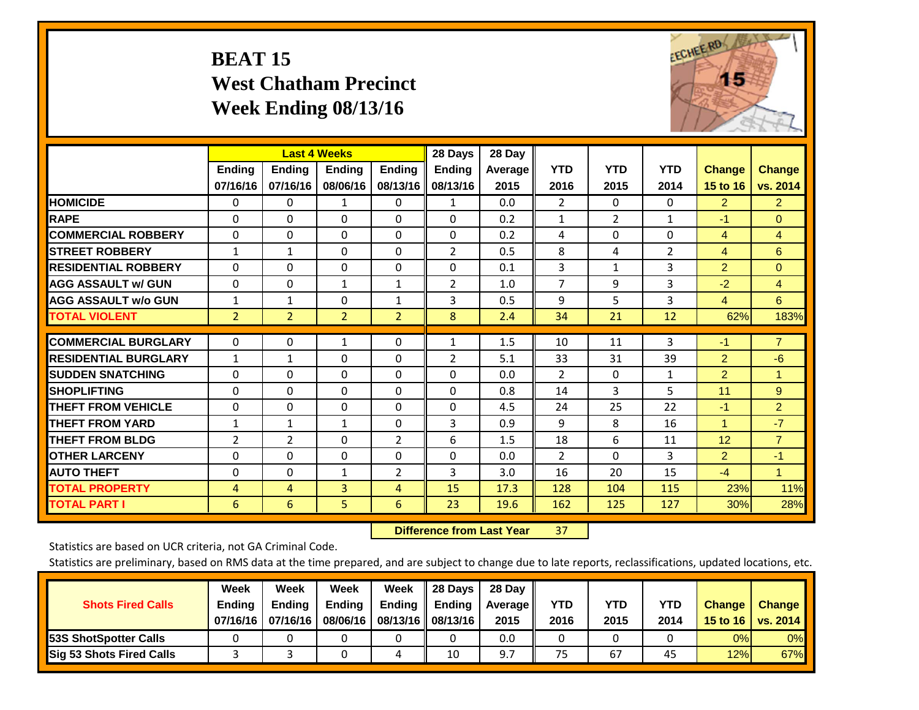# BEAT 15
## West Chatham Precinct
## Week Ending 08/13/16

| | Last 4 Weeks | | | | 28 Days | 28 Day | | | | | |
|---|---|---|---|---|---|---|---|---|---|---|---|
| | Ending 07/16/16 | Ending 07/16/16 | Ending 08/06/16 | Ending 08/13/16 | Ending 08/13/16 | Average 2015 | YTD 2016 | YTD 2015 | YTD 2014 | Change 15 to 16 | Change vs. 2014 |
| HOMICIDE | 0 | 0 | 1 | 0 | 1 | 0.0 | 2 | 0 | 0 | 2 | 2 |
| RAPE | 0 | 0 | 0 | 0 | 0 | 0.2 | 1 | 2 | 1 | -1 | 0 |
| COMMERCIAL ROBBERY | 0 | 0 | 0 | 0 | 0 | 0.2 | 4 | 0 | 0 | 4 | 4 |
| STREET ROBBERY | 1 | 1 | 0 | 0 | 2 | 0.5 | 8 | 4 | 2 | 4 | 6 |
| RESIDENTIAL ROBBERY | 0 | 0 | 0 | 0 | 0 | 0.1 | 3 | 1 | 3 | 2 | 0 |
| AGG ASSAULT w/ GUN | 0 | 0 | 1 | 1 | 2 | 1.0 | 7 | 9 | 3 | -2 | 4 |
| AGG ASSAULT w/o GUN | 1 | 1 | 0 | 1 | 3 | 0.5 | 9 | 5 | 3 | 4 | 6 |
| TOTAL VIOLENT | 2 | 2 | 2 | 2 | 8 | 2.4 | 34 | 21 | 12 | 62% | 183% |
| COMMERCIAL BURGLARY | 0 | 0 | 1 | 0 | 1 | 1.5 | 10 | 11 | 3 | -1 | 7 |
| RESIDENTIAL BURGLARY | 1 | 1 | 0 | 0 | 2 | 5.1 | 33 | 31 | 39 | 2 | -6 |
| SUDDEN SNATCHING | 0 | 0 | 0 | 0 | 0 | 0.0 | 2 | 0 | 1 | 2 | 1 |
| SHOPLIFTING | 0 | 0 | 0 | 0 | 0 | 0.8 | 14 | 3 | 5 | 11 | 9 |
| THEFT FROM VEHICLE | 0 | 0 | 0 | 0 | 0 | 4.5 | 24 | 25 | 22 | -1 | 2 |
| THEFT FROM YARD | 1 | 1 | 1 | 0 | 3 | 0.9 | 9 | 8 | 16 | 1 | -7 |
| THEFT FROM BLDG | 2 | 2 | 0 | 2 | 6 | 1.5 | 18 | 6 | 11 | 12 | 7 |
| OTHER LARCENY | 0 | 0 | 0 | 0 | 0 | 0.0 | 2 | 0 | 3 | 2 | -1 |
| AUTO THEFT | 0 | 0 | 1 | 2 | 3 | 3.0 | 16 | 20 | 15 | -4 | 1 |
| TOTAL PROPERTY | 4 | 4 | 3 | 4 | 15 | 17.3 | 128 | 104 | 115 | 23% | 11% |
| TOTAL PART I | 6 | 6 | 5 | 6 | 23 | 19.6 | 162 | 125 | 127 | 30% | 28% |

**Difference from Last Year** 37

Statistics are based on UCR criteria, not GA Criminal Code.

Statistics are preliminary, based on RMS data at the time prepared, and are subject to change due to late reports, reclassifications, updated locations, etc.

| Shots Fired Calls | Week Ending 07/16/16 | Week Ending 07/16/16 | Week Ending 08/06/16 | Week Ending 08/13/16 | 28 Days Ending 08/13/16 | 28 Day Average 2015 | YTD 2016 | YTD 2015 | YTD 2014 | Change 15 to 16 | Change vs. 2014 |
|---|---|---|---|---|---|---|---|---|---|---|---|
| 53S ShotSpotter Calls | 0 | 0 | 0 | 0 | 0 | 0.0 | 0 | 0 | 0 | 0% | 0% |
| Sig 53 Shots Fired Calls | 3 | 3 | 0 | 4 | 10 | 9.7 | 75 | 67 | 45 | 12% | 67% |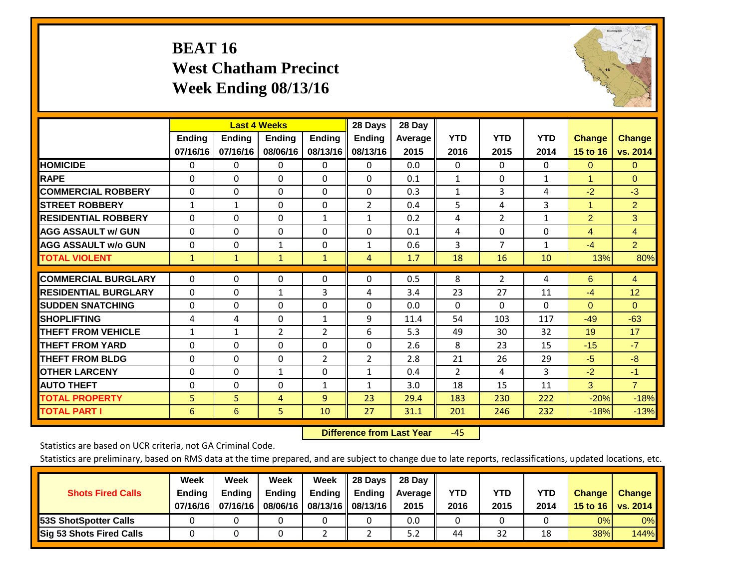# BEAT 16
## West Chatham Precinct
## Week Ending 08/13/16

| | Last 4 Weeks | | | | 28 Days | 28 Day | | | | | |
|---|---|---|---|---|---|---|---|---|---|---|---|
| | Ending 07/16/16 | Ending 07/16/16 | Ending 08/06/16 | Ending 08/13/16 | Ending 08/13/16 | Average 2015 | YTD 2016 | YTD 2015 | YTD 2014 | Change 15 to 16 | Change vs. 2014 |
| **HOMICIDE** | 0 | 0 | 0 | 0 | 0 | 0.0 | 0 | 0 | 0 | 0 | 0 |
| **RAPE** | 0 | 0 | 0 | 0 | 0 | 0.1 | 1 | 0 | 1 | 1 | 0 |
| **COMMERCIAL ROBBERY** | 0 | 0 | 0 | 0 | 0 | 0.3 | 1 | 3 | 4 | -2 | -3 |
| **STREET ROBBERY** | 1 | 1 | 0 | 0 | 2 | 0.4 | 5 | 4 | 3 | 1 | 2 |
| **RESIDENTIAL ROBBERY** | 0 | 0 | 0 | 1 | 1 | 0.2 | 4 | 2 | 1 | 2 | 3 |
| **AGG ASSAULT w/ GUN** | 0 | 0 | 0 | 0 | 0 | 0.1 | 4 | 0 | 0 | 4 | 4 |
| **AGG ASSAULT w/o GUN** | 0 | 0 | 1 | 0 | 1 | 0.6 | 3 | 7 | 1 | -4 | 2 |
| **TOTAL VIOLENT** | 1 | 1 | 1 | 1 | 4 | 1.7 | 18 | 16 | 10 | 13% | 80% |
| **COMMERCIAL BURGLARY** | 0 | 0 | 0 | 0 | 0 | 0.5 | 8 | 2 | 4 | 6 | 4 |
| **RESIDENTIAL BURGLARY** | 0 | 0 | 1 | 3 | 4 | 3.4 | 23 | 27 | 11 | -4 | 12 |
| **SUDDEN SNATCHING** | 0 | 0 | 0 | 0 | 0 | 0.0 | 0 | 0 | 0 | 0 | 0 |
| **SHOPLIFTING** | 4 | 4 | 0 | 1 | 9 | 11.4 | 54 | 103 | 117 | -49 | -63 |
| **THEFT FROM VEHICLE** | 1 | 1 | 2 | 2 | 6 | 5.3 | 49 | 30 | 32 | 19 | 17 |
| **THEFT FROM YARD** | 0 | 0 | 0 | 0 | 0 | 2.6 | 8 | 23 | 15 | -15 | -7 |
| **THEFT FROM BLDG** | 0 | 0 | 0 | 2 | 2 | 2.8 | 21 | 26 | 29 | -5 | -8 |
| **OTHER LARCENY** | 0 | 0 | 1 | 0 | 1 | 0.4 | 2 | 4 | 3 | -2 | -1 |
| **AUTO THEFT** | 0 | 0 | 0 | 1 | 1 | 3.0 | 18 | 15 | 11 | 3 | 7 |
| **TOTAL PROPERTY** | 5 | 5 | 4 | 9 | 23 | 29.4 | 183 | 230 | 222 | -20% | -18% |
| **TOTAL PART I** | 6 | 6 | 5 | 10 | 27 | 31.1 | 201 | 246 | 232 | -18% | -13% |

**Difference from Last Year** -45

Statistics are based on UCR criteria, not GA Criminal Code.

Statistics are preliminary, based on RMS data at the time prepared, and are subject to change due to late reports, reclassifications, updated locations, etc.

| Shots Fired Calls | Week Ending 07/16/16 | Week Ending 07/16/16 | Week Ending 08/06/16 | Week Ending 08/13/16 | 28 Days Ending 08/13/16 | 28 Day Average 2015 | YTD 2016 | YTD 2015 | YTD 2014 | Change 15 to 16 | Change vs. 2014 |
|---|---|---|---|---|---|---|---|---|---|---|---|
| **53S ShotSpotter Calls** | 0 | 0 | 0 | 0 | 0 | 0.0 | 0 | 0 | 0 | 0% | 0% |
| **Sig 53 Shots Fired Calls** | 0 | 0 | 0 | 2 | 2 | 5.2 | 44 | 32 | 18 | 38% | 144% |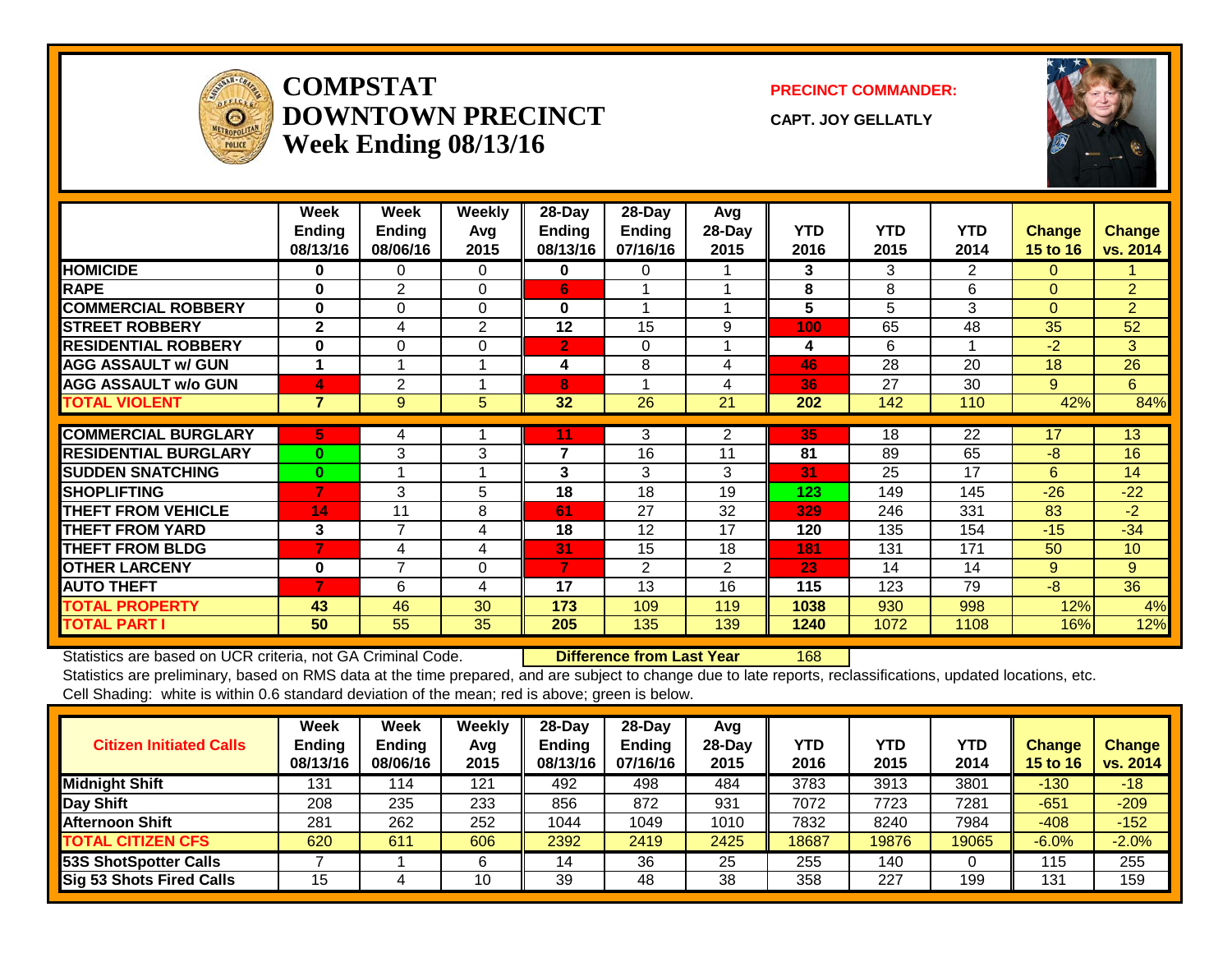# COMPSTAT
# DOWNTOWN PRECINCT
## Week Ending 08/13/16

**PRECINCT COMMANDER:**

**CAPT. JOY GELLATLY**

| | Week Ending 08/13/16 | Week Ending 08/06/16 | Weekly Avg 2015 | 28-Day Ending 08/13/16 | 28-Day Ending 07/16/16 | Avg 28-Day 2015 | YTD 2016 | YTD 2015 | YTD 2014 | Change 15 to 16 | Change vs. 2014 |
|---|---|---|---|---|---|---|---|---|---|---|---|
| **HOMICIDE** | 0 | 0 | 0 | 0 | 0 | 1 | 3 | 3 | 2 | 0 | 1 |
| **RAPE** | 0 | 2 | 0 | 6 | 1 | 1 | 8 | 8 | 6 | 0 | 2 |
| **COMMERCIAL ROBBERY** | 0 | 0 | 0 | 0 | 1 | 1 | 5 | 5 | 3 | 0 | 2 |
| **STREET ROBBERY** | 2 | 4 | 2 | 12 | 15 | 9 | 100 | 65 | 48 | 35 | 52 |
| **RESIDENTIAL ROBBERY** | 0 | 0 | 0 | 2 | 0 | 1 | 4 | 6 | 1 | -2 | 3 |
| **AGG ASSAULT w/ GUN** | 1 | 1 | 1 | 4 | 8 | 4 | 46 | 28 | 20 | 18 | 26 |
| **AGG ASSAULT w/o GUN** | 4 | 2 | 1 | 8 | 1 | 4 | 36 | 27 | 30 | 9 | 6 |
| **TOTAL VIOLENT** | 7 | 9 | 5 | 32 | 26 | 21 | 202 | 142 | 110 | 42% | 84% |
| **COMMERCIAL BURGLARY** | 5 | 4 | 1 | 11 | 3 | 2 | 35 | 18 | 22 | 17 | 13 |
| **RESIDENTIAL BURGLARY** | 0 | 3 | 3 | 7 | 16 | 11 | 81 | 89 | 65 | -8 | 16 |
| **SUDDEN SNATCHING** | 0 | 1 | 1 | 3 | 3 | 3 | 31 | 25 | 17 | 6 | 14 |
| **SHOPLIFTING** | 7 | 3 | 5 | 18 | 18 | 19 | 123 | 149 | 145 | -26 | -22 |
| **THEFT FROM VEHICLE** | 14 | 11 | 8 | 61 | 27 | 32 | 329 | 246 | 331 | 83 | -2 |
| **THEFT FROM YARD** | 3 | 7 | 4 | 18 | 12 | 17 | 120 | 135 | 154 | -15 | -34 |
| **THEFT FROM BLDG** | 7 | 4 | 4 | 31 | 15 | 18 | 181 | 131 | 171 | 50 | 10 |
| **OTHER LARCENY** | 0 | 7 | 0 | 7 | 2 | 2 | 23 | 14 | 14 | 9 | 9 |
| **AUTO THEFT** | 7 | 6 | 4 | 17 | 13 | 16 | 115 | 123 | 79 | -8 | 36 |
| **TOTAL PROPERTY** | 43 | 46 | 30 | 173 | 109 | 119 | 1038 | 930 | 998 | 12% | 4% |
| **TOTAL PART I** | 50 | 55 | 35 | 205 | 135 | 139 | 1240 | 1072 | 1108 | 16% | 12% |

Statistics are based on UCR criteria, not GA Criminal Code. **Difference from Last Year** 168

Statistics are preliminary, based on RMS data at the time prepared, and are subject to change due to late reports, reclassifications, updated locations, etc.

Cell Shading: white is within 0.6 standard deviation of the mean; red is above; green is below.

| Citizen Initiated Calls | Week Ending 08/13/16 | Week Ending 08/06/16 | Weekly Avg 2015 | 28-Day Ending 08/13/16 | 28-Day Ending 07/16/16 | Avg 28-Day 2015 | YTD 2016 | YTD 2015 | YTD 2014 | Change 15 to 16 | Change vs. 2014 |
|---|---|---|---|---|---|---|---|---|---|---|---|
| **Midnight Shift** | 131 | 114 | 121 | 492 | 498 | 484 | 3783 | 3913 | 3801 | -130 | -18 |
| **Day Shift** | 208 | 235 | 233 | 856 | 872 | 931 | 7072 | 7723 | 7281 | -651 | -209 |
| **Afternoon Shift** | 281 | 262 | 252 | 1044 | 1049 | 1010 | 7832 | 8240 | 7984 | -408 | -152 |
| **TOTAL CITIZEN CFS** | 620 | 611 | 606 | 2392 | 2419 | 2425 | 18687 | 19876 | 19065 | -6.0% | -2.0% |
| **53S ShotSpotter Calls** | 7 | 1 | 6 | 14 | 36 | 25 | 255 | 140 | 0 | 115 | 255 |
| **Sig 53 Shots Fired Calls** | 15 | 4 | 10 | 39 | 48 | 38 | 358 | 227 | 199 | 131 | 159 |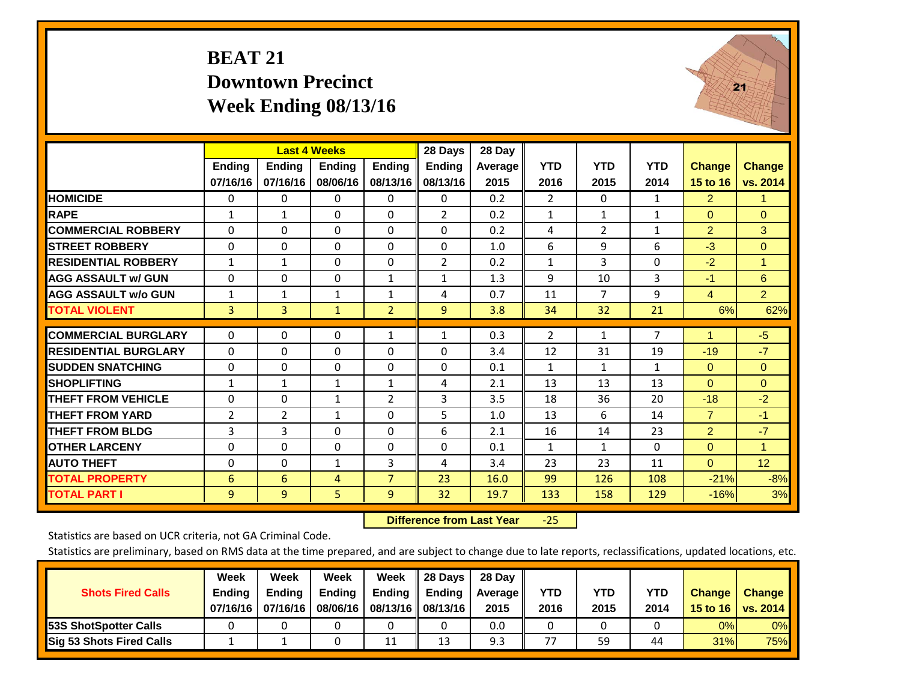# BEAT 21
## Downtown Precinct
## Week Ending 08/13/16

| | Last 4 Weeks | | | | 28 Days | 28 Day | | | | | |
|---|---|---|---|---|---|---|---|---|---|---|---|
| | Ending 07/16/16 | Ending 07/16/16 | Ending 08/06/16 | Ending 08/13/16 | Ending 08/13/16 | Average 2015 | YTD 2016 | YTD 2015 | YTD 2014 | Change 15 to 16 | Change vs. 2014 |
| HOMICIDE | 0 | 0 | 0 | 0 | 0 | 0.2 | 2 | 0 | 1 | 2 | 1 |
| RAPE | 1 | 1 | 0 | 0 | 2 | 0.2 | 1 | 1 | 1 | 0 | 0 |
| COMMERCIAL ROBBERY | 0 | 0 | 0 | 0 | 0 | 0.2 | 4 | 2 | 1 | 2 | 3 |
| STREET ROBBERY | 0 | 0 | 0 | 0 | 0 | 1.0 | 6 | 9 | 6 | -3 | 0 |
| RESIDENTIAL ROBBERY | 1 | 1 | 0 | 0 | 2 | 0.2 | 1 | 3 | 0 | -2 | 1 |
| AGG ASSAULT w/ GUN | 0 | 0 | 0 | 1 | 1 | 1.3 | 9 | 10 | 3 | -1 | 6 |
| AGG ASSAULT w/o GUN | 1 | 1 | 1 | 1 | 4 | 0.7 | 11 | 7 | 9 | 4 | 2 |
| TOTAL VIOLENT | 3 | 3 | 1 | 2 | 9 | 3.8 | 34 | 32 | 21 | 6% | 62% |
| COMMERCIAL BURGLARY | 0 | 0 | 0 | 1 | 1 | 0.3 | 2 | 1 | 7 | 1 | -5 |
| RESIDENTIAL BURGLARY | 0 | 0 | 0 | 0 | 0 | 3.4 | 12 | 31 | 19 | -19 | -7 |
| SUDDEN SNATCHING | 0 | 0 | 0 | 0 | 0 | 0.1 | 1 | 1 | 1 | 0 | 0 |
| SHOPLIFTING | 1 | 1 | 1 | 1 | 4 | 2.1 | 13 | 13 | 13 | 0 | 0 |
| THEFT FROM VEHICLE | 0 | 0 | 1 | 2 | 3 | 3.5 | 18 | 36 | 20 | -18 | -2 |
| THEFT FROM YARD | 2 | 2 | 1 | 0 | 5 | 1.0 | 13 | 6 | 14 | 7 | -1 |
| THEFT FROM BLDG | 3 | 3 | 0 | 0 | 6 | 2.1 | 16 | 14 | 23 | 2 | -7 |
| OTHER LARCENY | 0 | 0 | 0 | 0 | 0 | 0.1 | 1 | 1 | 0 | 0 | 1 |
| AUTO THEFT | 0 | 0 | 1 | 3 | 4 | 3.4 | 23 | 23 | 11 | 0 | 12 |
| TOTAL PROPERTY | 6 | 6 | 4 | 7 | 23 | 16.0 | 99 | 126 | 108 | -21% | -8% |
| TOTAL PART I | 9 | 9 | 5 | 9 | 32 | 19.7 | 133 | 158 | 129 | -16% | 3% |

**Difference from Last Year** -25

Statistics are based on UCR criteria, not GA Criminal Code.

Statistics are preliminary, based on RMS data at the time prepared, and are subject to change due to late reports, reclassifications, updated locations, etc.

| Shots Fired Calls | Week Ending 07/16/16 | Week Ending 07/16/16 | Week Ending 08/06/16 | Week Ending 08/13/16 | 28 Days Ending 08/13/16 | 28 Day Average 2015 | YTD 2016 | YTD 2015 | YTD 2014 | Change 15 to 16 | Change vs. 2014 |
|---|---|---|---|---|---|---|---|---|---|---|---|
| 53S ShotSpotter Calls | 0 | 0 | 0 | 0 | 0 | 0.0 | 0 | 0 | 0 | 0% | 0% |
| Sig 53 Shots Fired Calls | 1 | 1 | 0 | 11 | 13 | 9.3 | 77 | 59 | 44 | 31% | 75% |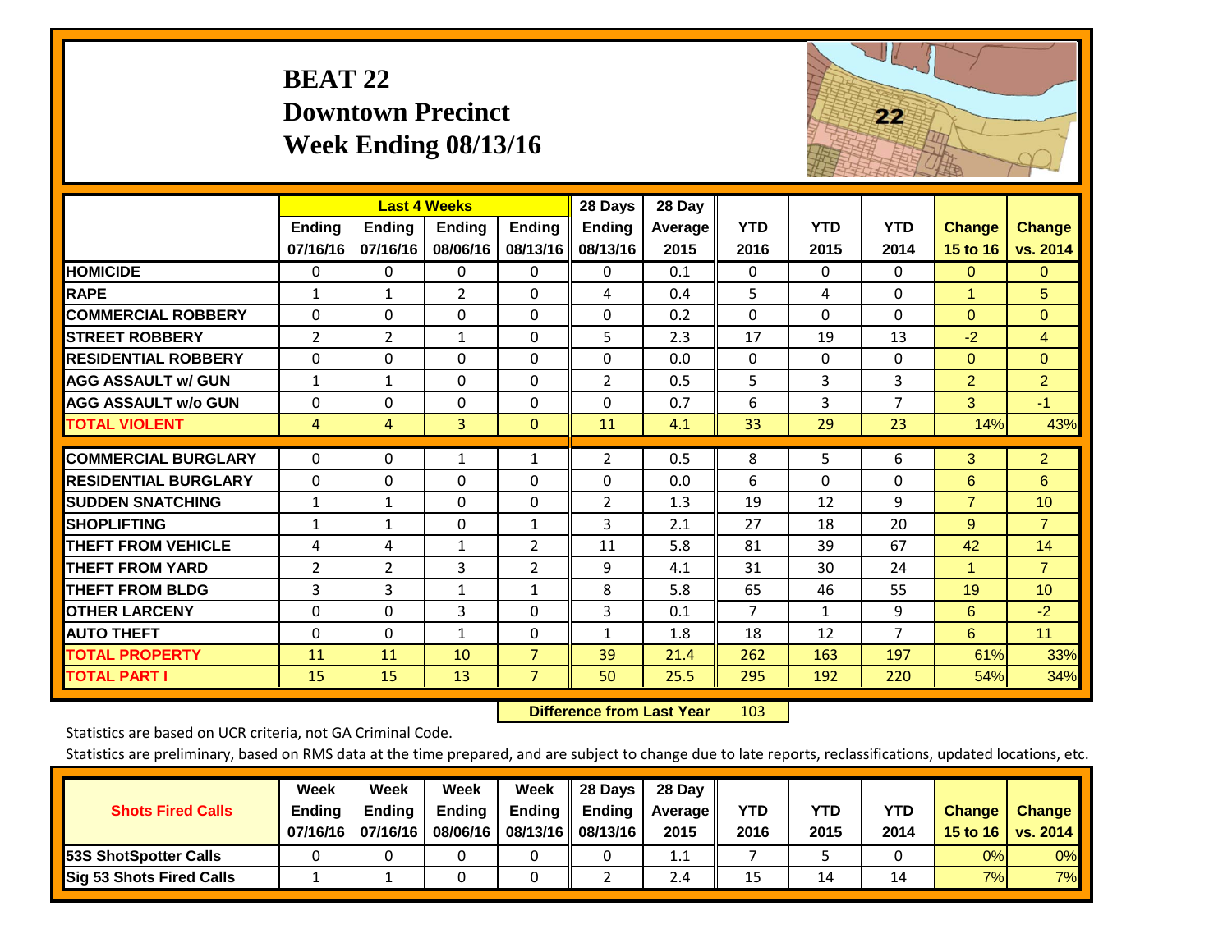# BEAT 22
## Downtown Precinct
## Week Ending 08/13/16

| | Last 4 Weeks | | | | 28 Days | 28 Day | | | | | |
|---|---|---|---|---|---|---|---|---|---|---|---|
| | Ending 07/16/16 | Ending 07/16/16 | Ending 08/06/16 | Ending 08/13/16 | Ending 08/13/16 | Average 2015 | YTD 2016 | YTD 2015 | YTD 2014 | Change 15 to 16 | Change vs. 2014 |
| HOMICIDE | 0 | 0 | 0 | 0 | 0 | 0.1 | 0 | 0 | 0 | 0 | 0 |
| RAPE | 1 | 1 | 2 | 0 | 4 | 0.4 | 5 | 4 | 0 | 1 | 5 |
| COMMERCIAL ROBBERY | 0 | 0 | 0 | 0 | 0 | 0.2 | 0 | 0 | 0 | 0 | 0 |
| STREET ROBBERY | 2 | 2 | 1 | 0 | 5 | 2.3 | 17 | 19 | 13 | -2 | 4 |
| RESIDENTIAL ROBBERY | 0 | 0 | 0 | 0 | 0 | 0.0 | 0 | 0 | 0 | 0 | 0 |
| AGG ASSAULT w/ GUN | 1 | 1 | 0 | 0 | 2 | 0.5 | 5 | 3 | 3 | 2 | 2 |
| AGG ASSAULT w/o GUN | 0 | 0 | 0 | 0 | 0 | 0.7 | 6 | 3 | 7 | 3 | -1 |
| TOTAL VIOLENT | 4 | 4 | 3 | 0 | 11 | 4.1 | 33 | 29 | 23 | 14% | 43% |
| COMMERCIAL BURGLARY | 0 | 0 | 1 | 1 | 2 | 0.5 | 8 | 5 | 6 | 3 | 2 |
| RESIDENTIAL BURGLARY | 0 | 0 | 0 | 0 | 0 | 0.0 | 6 | 0 | 0 | 6 | 6 |
| SUDDEN SNATCHING | 1 | 1 | 0 | 0 | 2 | 1.3 | 19 | 12 | 9 | 7 | 10 |
| SHOPLIFTING | 1 | 1 | 0 | 1 | 3 | 2.1 | 27 | 18 | 20 | 9 | 7 |
| THEFT FROM VEHICLE | 4 | 4 | 1 | 2 | 11 | 5.8 | 81 | 39 | 67 | 42 | 14 |
| THEFT FROM YARD | 2 | 2 | 3 | 2 | 9 | 4.1 | 31 | 30 | 24 | 1 | 7 |
| THEFT FROM BLDG | 3 | 3 | 1 | 1 | 8 | 5.8 | 65 | 46 | 55 | 19 | 10 |
| OTHER LARCENY | 0 | 0 | 3 | 0 | 3 | 0.1 | 7 | 1 | 9 | 6 | -2 |
| AUTO THEFT | 0 | 0 | 1 | 0 | 1 | 1.8 | 18 | 12 | 7 | 6 | 11 |
| TOTAL PROPERTY | 11 | 11 | 10 | 7 | 39 | 21.4 | 262 | 163 | 197 | 61% | 33% |
| TOTAL PART I | 15 | 15 | 13 | 7 | 50 | 25.5 | 295 | 192 | 220 | 54% | 34% |

**Difference from Last Year** 103

Statistics are based on UCR criteria, not GA Criminal Code.

Statistics are preliminary, based on RMS data at the time prepared, and are subject to change due to late reports, reclassifications, updated locations, etc.

| Shots Fired Calls | Week Ending 07/16/16 | Week Ending 07/16/16 | Week Ending 08/06/16 | Week Ending 08/13/16 | 28 Days Ending 08/13/16 | 28 Day Average 2015 | YTD 2016 | YTD 2015 | YTD 2014 | Change 15 to 16 | Change vs. 2014 |
|---|---|---|---|---|---|---|---|---|---|---|---|
| 53S ShotSpotter Calls | 0 | 0 | 0 | 0 | 0 | 1.1 | 7 | 5 | 0 | 0% | 0% |
| Sig 53 Shots Fired Calls | 1 | 1 | 0 | 0 | 2 | 2.4 | 15 | 14 | 14 | 7% | 7% |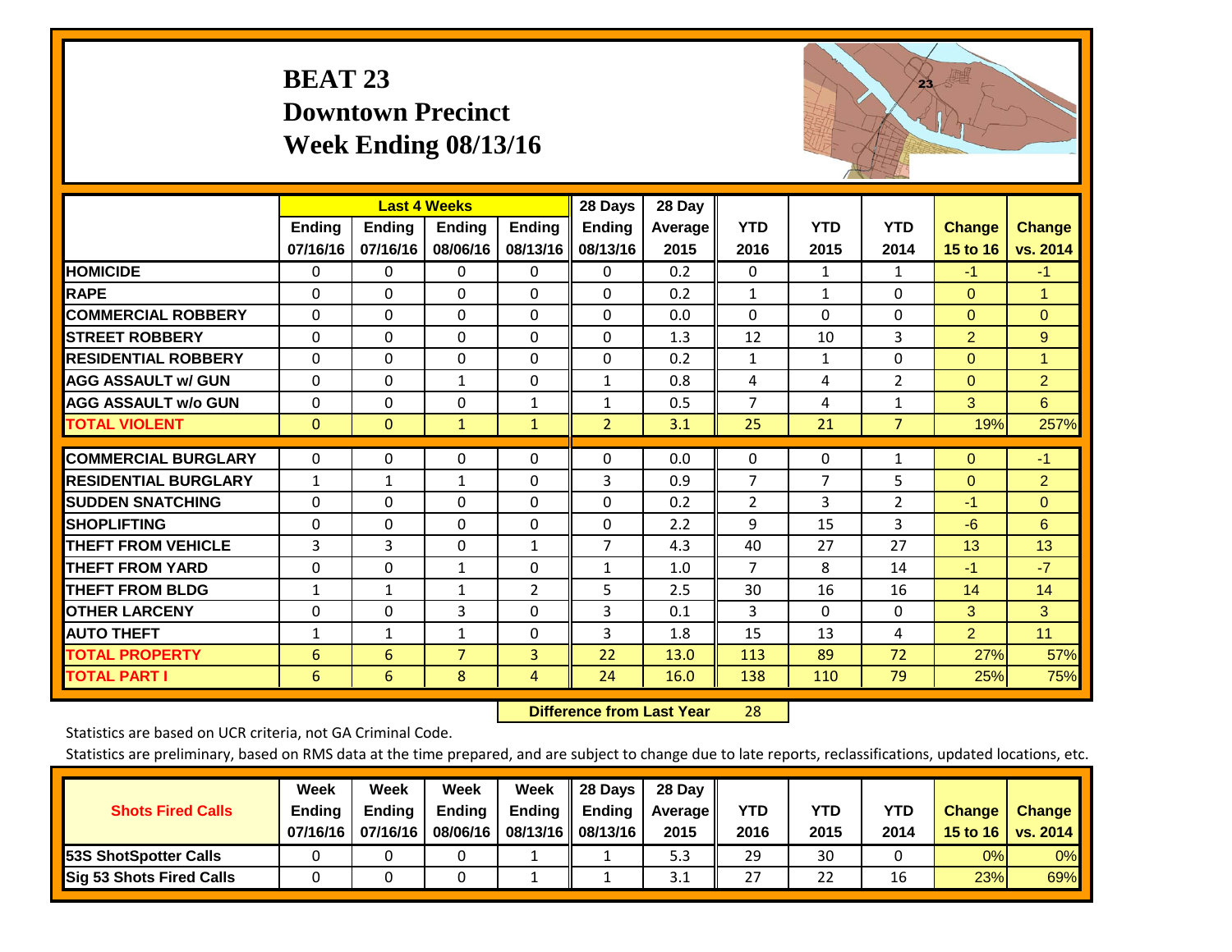# BEAT 23
## Downtown Precinct
## Week Ending 08/13/16

| | Last 4 Weeks | | | | 28 Days | 28 Day | | | | | |
|---|---|---|---|---|---|---|---|---|---|---|---|
| | Ending 07/16/16 | Ending 07/16/16 | Ending 08/06/16 | Ending 08/13/16 | Ending 08/13/16 | Average 2015 | YTD 2016 | YTD 2015 | YTD 2014 | Change 15 to 16 | Change vs. 2014 |
| HOMICIDE | 0 | 0 | 0 | 0 | 0 | 0.2 | 0 | 1 | 1 | -1 | -1 |
| RAPE | 0 | 0 | 0 | 0 | 0 | 0.2 | 1 | 1 | 0 | 0 | 1 |
| COMMERCIAL ROBBERY | 0 | 0 | 0 | 0 | 0 | 0.0 | 0 | 0 | 0 | 0 | 0 |
| STREET ROBBERY | 0 | 0 | 0 | 0 | 0 | 1.3 | 12 | 10 | 3 | 2 | 9 |
| RESIDENTIAL ROBBERY | 0 | 0 | 0 | 0 | 0 | 0.2 | 1 | 1 | 0 | 0 | 1 |
| AGG ASSAULT w/ GUN | 0 | 0 | 1 | 0 | 1 | 0.8 | 4 | 4 | 2 | 0 | 2 |
| AGG ASSAULT w/o GUN | 0 | 0 | 0 | 1 | 1 | 0.5 | 7 | 4 | 1 | 3 | 6 |
| TOTAL VIOLENT | 0 | 0 | 1 | 1 | 2 | 3.1 | 25 | 21 | 7 | 19% | 257% |
| COMMERCIAL BURGLARY | 0 | 0 | 0 | 0 | 0 | 0.0 | 0 | 0 | 1 | 0 | -1 |
| RESIDENTIAL BURGLARY | 1 | 1 | 1 | 0 | 3 | 0.9 | 7 | 7 | 5 | 0 | 2 |
| SUDDEN SNATCHING | 0 | 0 | 0 | 0 | 0 | 0.2 | 2 | 3 | 2 | -1 | 0 |
| SHOPLIFTING | 0 | 0 | 0 | 0 | 0 | 2.2 | 9 | 15 | 3 | -6 | 6 |
| THEFT FROM VEHICLE | 3 | 3 | 0 | 1 | 7 | 4.3 | 40 | 27 | 27 | 13 | 13 |
| THEFT FROM YARD | 0 | 0 | 1 | 0 | 1 | 1.0 | 7 | 8 | 14 | -1 | -7 |
| THEFT FROM BLDG | 1 | 1 | 1 | 2 | 5 | 2.5 | 30 | 16 | 16 | 14 | 14 |
| OTHER LARCENY | 0 | 0 | 3 | 0 | 3 | 0.1 | 3 | 0 | 0 | 3 | 3 |
| AUTO THEFT | 1 | 1 | 1 | 0 | 3 | 1.8 | 15 | 13 | 4 | 2 | 11 |
| TOTAL PROPERTY | 6 | 6 | 7 | 3 | 22 | 13.0 | 113 | 89 | 72 | 27% | 57% |
| TOTAL PART I | 6 | 6 | 8 | 4 | 24 | 16.0 | 138 | 110 | 79 | 25% | 75% |

**Difference from Last Year** 28

Statistics are based on UCR criteria, not GA Criminal Code.

Statistics are preliminary, based on RMS data at the time prepared, and are subject to change due to late reports, reclassifications, updated locations, etc.

| Shots Fired Calls | Week Ending 07/16/16 | Week Ending 07/16/16 | Week Ending 08/06/16 | Week Ending 08/13/16 | 28 Days Ending 08/13/16 | 28 Day Average 2015 | YTD 2016 | YTD 2015 | YTD 2014 | Change 15 to 16 | Change vs. 2014 |
|---|---|---|---|---|---|---|---|---|---|---|---|
| 53S ShotSpotter Calls | 0 | 0 | 0 | 1 | 1 | 5.3 | 29 | 30 | 0 | 0% | 0% |
| Sig 53 Shots Fired Calls | 0 | 0 | 0 | 1 | 1 | 3.1 | 27 | 22 | 16 | 23% | 69% |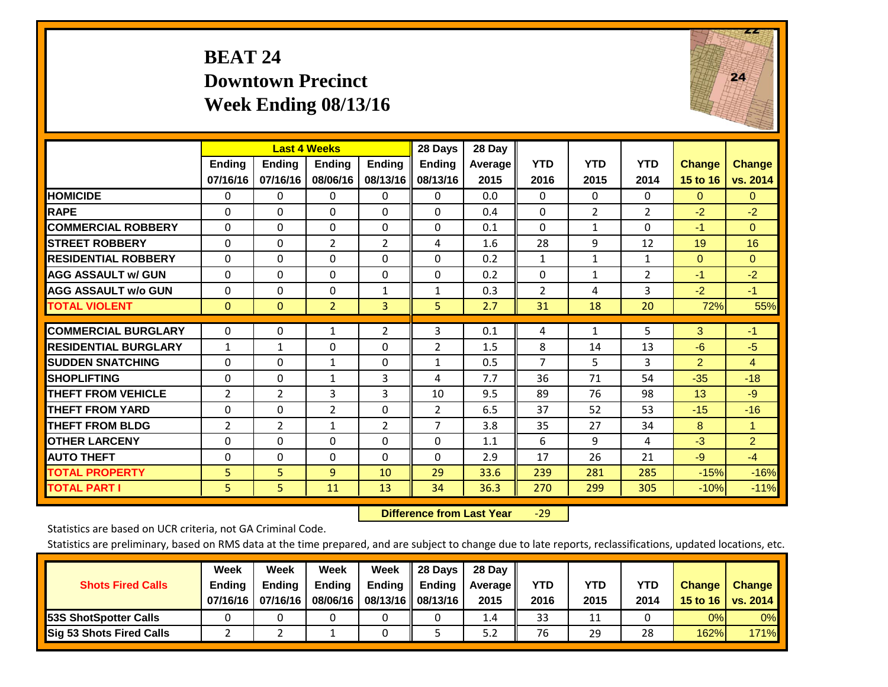# BEAT 24
## Downtown Precinct
## Week Ending 08/13/16

| | Last 4 Weeks | | | | 28 Days | 28 Day | | | | | |
|---|---|---|---|---|---|---|---|---|---|---|---|
| | Ending 07/16/16 | Ending 07/16/16 | Ending 08/06/16 | Ending 08/13/16 | Ending 08/13/16 | Average 2015 | YTD 2016 | YTD 2015 | YTD 2014 | Change 15 to 16 | Change vs. 2014 |
| HOMICIDE | 0 | 0 | 0 | 0 | 0 | 0.0 | 0 | 0 | 0 | 0 | 0 |
| RAPE | 0 | 0 | 0 | 0 | 0 | 0.4 | 0 | 2 | 2 | -2 | -2 |
| COMMERCIAL ROBBERY | 0 | 0 | 0 | 0 | 0 | 0.1 | 0 | 1 | 0 | -1 | 0 |
| STREET ROBBERY | 0 | 0 | 2 | 2 | 4 | 1.6 | 28 | 9 | 12 | 19 | 16 |
| RESIDENTIAL ROBBERY | 0 | 0 | 0 | 0 | 0 | 0.2 | 1 | 1 | 1 | 0 | 0 |
| AGG ASSAULT w/ GUN | 0 | 0 | 0 | 0 | 0 | 0.2 | 0 | 1 | 2 | -1 | -2 |
| AGG ASSAULT w/o GUN | 0 | 0 | 0 | 1 | 1 | 0.3 | 2 | 4 | 3 | -2 | -1 |
| TOTAL VIOLENT | 0 | 0 | 2 | 3 | 5 | 2.7 | 31 | 18 | 20 | 72% | 55% |
| COMMERCIAL BURGLARY | 0 | 0 | 1 | 2 | 3 | 0.1 | 4 | 1 | 5 | 3 | -1 |
| RESIDENTIAL BURGLARY | 1 | 1 | 0 | 0 | 2 | 1.5 | 8 | 14 | 13 | -6 | -5 |
| SUDDEN SNATCHING | 0 | 0 | 1 | 0 | 1 | 0.5 | 7 | 5 | 3 | 2 | 4 |
| SHOPLIFTING | 0 | 0 | 1 | 3 | 4 | 7.7 | 36 | 71 | 54 | -35 | -18 |
| THEFT FROM VEHICLE | 2 | 2 | 3 | 3 | 10 | 9.5 | 89 | 76 | 98 | 13 | -9 |
| THEFT FROM YARD | 0 | 0 | 2 | 0 | 2 | 6.5 | 37 | 52 | 53 | -15 | -16 |
| THEFT FROM BLDG | 2 | 2 | 1 | 2 | 7 | 3.8 | 35 | 27 | 34 | 8 | 1 |
| OTHER LARCENY | 0 | 0 | 0 | 0 | 0 | 1.1 | 6 | 9 | 4 | -3 | 2 |
| AUTO THEFT | 0 | 0 | 0 | 0 | 0 | 2.9 | 17 | 26 | 21 | -9 | -4 |
| TOTAL PROPERTY | 5 | 5 | 9 | 10 | 29 | 33.6 | 239 | 281 | 285 | -15% | -16% |
| TOTAL PART I | 5 | 5 | 11 | 13 | 34 | 36.3 | 270 | 299 | 305 | -10% | -11% |

**Difference from Last Year** -29

Statistics are based on UCR criteria, not GA Criminal Code.

Statistics are preliminary, based on RMS data at the time prepared, and are subject to change due to late reports, reclassifications, updated locations, etc.

| Shots Fired Calls | Week Ending 07/16/16 | Week Ending 07/16/16 | Week Ending 08/06/16 | Week Ending 08/13/16 | 28 Days Ending 08/13/16 | 28 Day Average 2015 | YTD 2016 | YTD 2015 | YTD 2014 | Change 15 to 16 | Change vs. 2014 |
|---|---|---|---|---|---|---|---|---|---|---|---|
| 53S ShotSpotter Calls | 0 | 0 | 0 | 0 | 0 | 1.4 | 33 | 11 | 0 | 0% | 0% |
| Sig 53 Shots Fired Calls | 2 | 2 | 1 | 0 | 5 | 5.2 | 76 | 29 | 28 | 162% | 171% |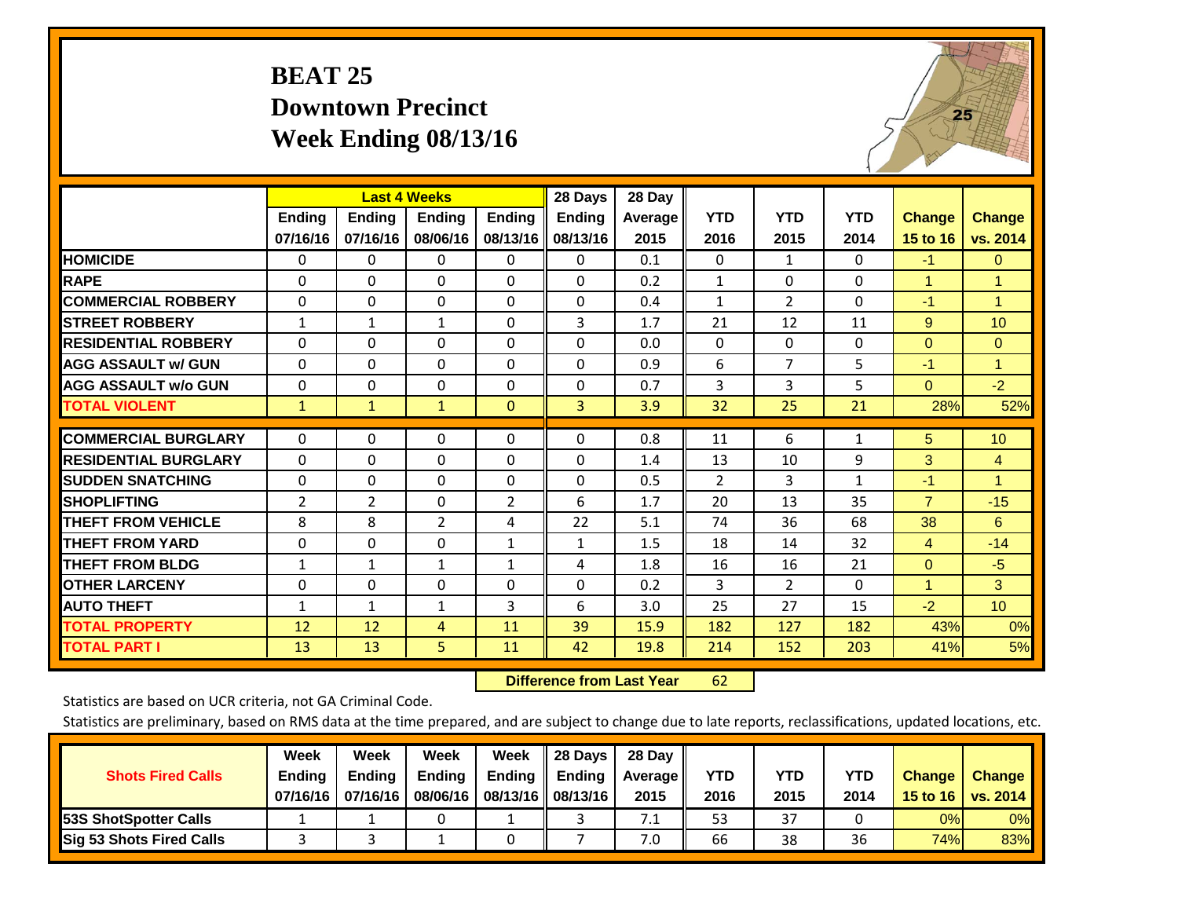# BEAT 25
## Downtown Precinct
## Week Ending 08/13/16

| | Last 4 Weeks | | | | 28 Days | 28 Day | | | | | |
|---|---|---|---|---|---|---|---|---|---|---|---|
| | Ending 07/16/16 | Ending 07/16/16 | Ending 08/06/16 | Ending 08/13/16 | Ending 08/13/16 | Average 2015 | YTD 2016 | YTD 2015 | YTD 2014 | Change 15 to 16 | Change vs. 2014 |
| HOMICIDE | 0 | 0 | 0 | 0 | 0 | 0.1 | 0 | 1 | 0 | -1 | 0 |
| RAPE | 0 | 0 | 0 | 0 | 0 | 0.2 | 1 | 0 | 0 | 1 | 1 |
| COMMERCIAL ROBBERY | 0 | 0 | 0 | 0 | 0 | 0.4 | 1 | 2 | 0 | -1 | 1 |
| STREET ROBBERY | 1 | 1 | 1 | 0 | 3 | 1.7 | 21 | 12 | 11 | 9 | 10 |
| RESIDENTIAL ROBBERY | 0 | 0 | 0 | 0 | 0 | 0.0 | 0 | 0 | 0 | 0 | 0 |
| AGG ASSAULT w/ GUN | 0 | 0 | 0 | 0 | 0 | 0.9 | 6 | 7 | 5 | -1 | 1 |
| AGG ASSAULT w/o GUN | 0 | 0 | 0 | 0 | 0 | 0.7 | 3 | 3 | 5 | 0 | -2 |
| TOTAL VIOLENT | 1 | 1 | 1 | 0 | 3 | 3.9 | 32 | 25 | 21 | 28% | 52% |
| COMMERCIAL BURGLARY | 0 | 0 | 0 | 0 | 0 | 0.8 | 11 | 6 | 1 | 5 | 10 |
| RESIDENTIAL BURGLARY | 0 | 0 | 0 | 0 | 0 | 1.4 | 13 | 10 | 9 | 3 | 4 |
| SUDDEN SNATCHING | 0 | 0 | 0 | 0 | 0 | 0.5 | 2 | 3 | 1 | -1 | 1 |
| SHOPLIFTING | 2 | 2 | 0 | 2 | 6 | 1.7 | 20 | 13 | 35 | 7 | -15 |
| THEFT FROM VEHICLE | 8 | 8 | 2 | 4 | 22 | 5.1 | 74 | 36 | 68 | 38 | 6 |
| THEFT FROM YARD | 0 | 0 | 0 | 1 | 1 | 1.5 | 18 | 14 | 32 | 4 | -14 |
| THEFT FROM BLDG | 1 | 1 | 1 | 1 | 4 | 1.8 | 16 | 16 | 21 | 0 | -5 |
| OTHER LARCENY | 0 | 0 | 0 | 0 | 0 | 0.2 | 3 | 2 | 0 | 1 | 3 |
| AUTO THEFT | 1 | 1 | 1 | 3 | 6 | 3.0 | 25 | 27 | 15 | -2 | 10 |
| TOTAL PROPERTY | 12 | 12 | 4 | 11 | 39 | 15.9 | 182 | 127 | 182 | 43% | 0% |
| TOTAL PART I | 13 | 13 | 5 | 11 | 42 | 19.8 | 214 | 152 | 203 | 41% | 5% |

**Difference from Last Year** 62

Statistics are based on UCR criteria, not GA Criminal Code.

Statistics are preliminary, based on RMS data at the time prepared, and are subject to change due to late reports, reclassifications, updated locations, etc.

| Shots Fired Calls | Week Ending 07/16/16 | Week Ending 07/16/16 | Week Ending 08/06/16 | Week Ending 08/13/16 | 28 Days Ending 08/13/16 | 28 Day Average 2015 | YTD 2016 | YTD 2015 | YTD 2014 | Change 15 to 16 | Change vs. 2014 |
|---|---|---|---|---|---|---|---|---|---|---|---|
| 53S ShotSpotter Calls | 1 | 1 | 0 | 1 | 3 | 7.1 | 53 | 37 | 0 | 0% | 0% |
| Sig 53 Shots Fired Calls | 3 | 3 | 1 | 0 | 7 | 7.0 | 66 | 38 | 36 | 74% | 83% |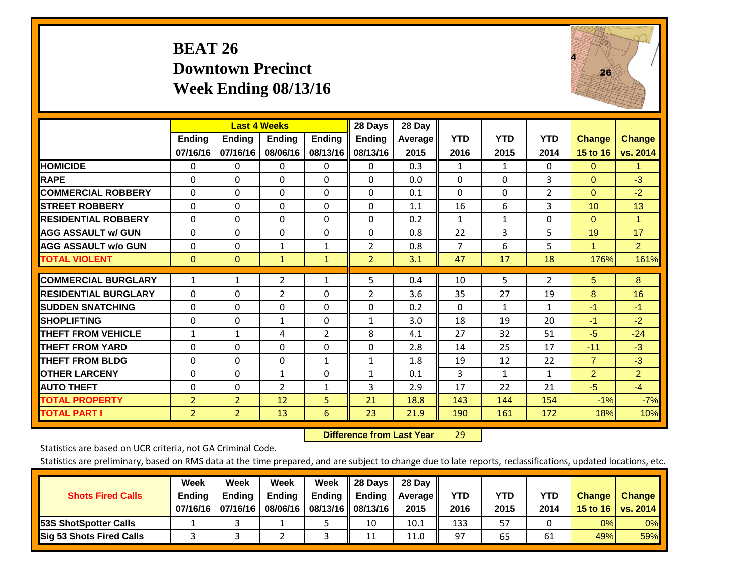# BEAT 26
## Downtown Precinct
## Week Ending 08/13/16

| | Last 4 Weeks | | | | 28 Days | 28 Day | | | | | |
|---|---|---|---|---|---|---|---|---|---|---|---|
| | Ending 07/16/16 | Ending 07/16/16 | Ending 08/06/16 | Ending 08/13/16 | Ending 08/13/16 | Average 2015 | YTD 2016 | YTD 2015 | YTD 2014 | Change 15 to 16 | Change vs. 2014 |
| HOMICIDE | 0 | 0 | 0 | 0 | 0 | 0.3 | 1 | 1 | 0 | 0 | 1 |
| RAPE | 0 | 0 | 0 | 0 | 0 | 0.0 | 0 | 0 | 3 | 0 | -3 |
| COMMERCIAL ROBBERY | 0 | 0 | 0 | 0 | 0 | 0.1 | 0 | 0 | 2 | 0 | -2 |
| STREET ROBBERY | 0 | 0 | 0 | 0 | 0 | 1.1 | 16 | 6 | 3 | 10 | 13 |
| RESIDENTIAL ROBBERY | 0 | 0 | 0 | 0 | 0 | 0.2 | 1 | 1 | 0 | 0 | 1 |
| AGG ASSAULT w/ GUN | 0 | 0 | 0 | 0 | 0 | 0.8 | 22 | 3 | 5 | 19 | 17 |
| AGG ASSAULT w/o GUN | 0 | 0 | 1 | 1 | 2 | 0.8 | 7 | 6 | 5 | 1 | 2 |
| TOTAL VIOLENT | 0 | 0 | 1 | 1 | 2 | 3.1 | 47 | 17 | 18 | 176% | 161% |
| COMMERCIAL BURGLARY | 1 | 1 | 2 | 1 | 5 | 0.4 | 10 | 5 | 2 | 5 | 8 |
| RESIDENTIAL BURGLARY | 0 | 0 | 2 | 0 | 2 | 3.6 | 35 | 27 | 19 | 8 | 16 |
| SUDDEN SNATCHING | 0 | 0 | 0 | 0 | 0 | 0.2 | 0 | 1 | 1 | -1 | -1 |
| SHOPLIFTING | 0 | 0 | 1 | 0 | 1 | 3.0 | 18 | 19 | 20 | -1 | -2 |
| THEFT FROM VEHICLE | 1 | 1 | 4 | 2 | 8 | 4.1 | 27 | 32 | 51 | -5 | -24 |
| THEFT FROM YARD | 0 | 0 | 0 | 0 | 0 | 2.8 | 14 | 25 | 17 | -11 | -3 |
| THEFT FROM BLDG | 0 | 0 | 0 | 1 | 1 | 1.8 | 19 | 12 | 22 | 7 | -3 |
| OTHER LARCENY | 0 | 0 | 1 | 0 | 1 | 0.1 | 3 | 1 | 1 | 2 | 2 |
| AUTO THEFT | 0 | 0 | 2 | 1 | 3 | 2.9 | 17 | 22 | 21 | -5 | -4 |
| TOTAL PROPERTY | 2 | 2 | 12 | 5 | 21 | 18.8 | 143 | 144 | 154 | -1% | -7% |
| TOTAL PART I | 2 | 2 | 13 | 6 | 23 | 21.9 | 190 | 161 | 172 | 18% | 10% |

**Difference from Last Year** 29

Statistics are based on UCR criteria, not GA Criminal Code.

Statistics are preliminary, based on RMS data at the time prepared, and are subject to change due to late reports, reclassifications, updated locations, etc.

| Shots Fired Calls | Week Ending 07/16/16 | Week Ending 07/16/16 | Week Ending 08/06/16 | Week Ending 08/13/16 | 28 Days Ending 08/13/16 | 28 Day Average 2015 | YTD 2016 | YTD 2015 | YTD 2014 | Change 15 to 16 | Change vs. 2014 |
|---|---|---|---|---|---|---|---|---|---|---|---|
| 53S ShotSpotter Calls | 1 | 3 | 1 | 5 | 10 | 10.1 | 133 | 57 | 0 | 0% | 0% |
| Sig 53 Shots Fired Calls | 3 | 3 | 2 | 3 | 11 | 11.0 | 97 | 65 | 61 | 49% | 59% |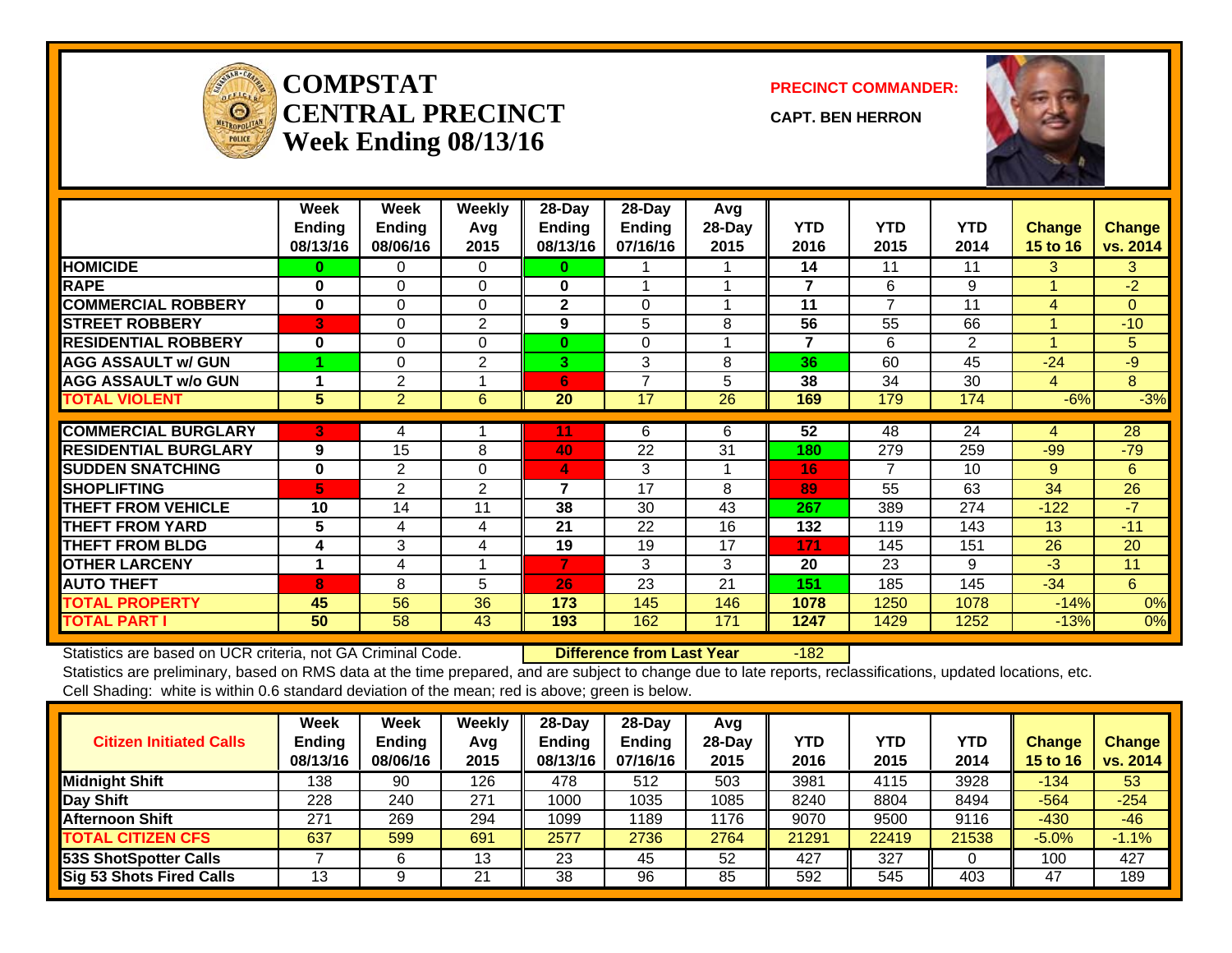# COMPSTAT CENTRAL PRECINCT Week Ending 08/13/16

**PRECINCT COMMANDER:**

**CAPT. BEN HERRON**

| | Week Ending 08/13/16 | Week Ending 08/06/16 | Weekly Avg 2015 | 28-Day Ending 08/13/16 | 28-Day Ending 07/16/16 | Avg 28-Day 2015 | YTD 2016 | YTD 2015 | YTD 2014 | Change 15 to 16 | Change vs. 2014 |
|---|---|---|---|---|---|---|---|---|---|---|---|
| HOMICIDE | 0 | 0 | 0 | 0 | 1 | 1 | 14 | 11 | 11 | 3 | 3 |
| RAPE | 0 | 0 | 0 | 0 | 1 | 1 | 7 | 6 | 9 | 1 | -2 |
| COMMERCIAL ROBBERY | 0 | 0 | 0 | 2 | 0 | 1 | 11 | 7 | 11 | 4 | 0 |
| STREET ROBBERY | 3 | 0 | 2 | 9 | 5 | 8 | 56 | 55 | 66 | 1 | -10 |
| RESIDENTIAL ROBBERY | 0 | 0 | 0 | 0 | 0 | 1 | 7 | 6 | 2 | 1 | 5 |
| AGG ASSAULT w/ GUN | 1 | 0 | 2 | 3 | 3 | 8 | 36 | 60 | 45 | -24 | -9 |
| AGG ASSAULT w/o GUN | 1 | 2 | 1 | 6 | 7 | 5 | 38 | 34 | 30 | 4 | 8 |
| TOTAL VIOLENT | 5 | 2 | 6 | 20 | 17 | 26 | 169 | 179 | 174 | -6% | -3% |
| COMMERCIAL BURGLARY | 3 | 4 | 1 | 11 | 6 | 6 | 52 | 48 | 24 | 4 | 28 |
| RESIDENTIAL BURGLARY | 9 | 15 | 8 | 40 | 22 | 31 | 180 | 279 | 259 | -99 | -79 |
| SUDDEN SNATCHING | 0 | 2 | 0 | 4 | 3 | 1 | 16 | 7 | 10 | 9 | 6 |
| SHOPLIFTING | 5 | 2 | 2 | 7 | 17 | 8 | 89 | 55 | 63 | 34 | 26 |
| THEFT FROM VEHICLE | 10 | 14 | 11 | 38 | 30 | 43 | 267 | 389 | 274 | -122 | -7 |
| THEFT FROM YARD | 5 | 4 | 4 | 21 | 22 | 16 | 132 | 119 | 143 | 13 | -11 |
| THEFT FROM BLDG | 4 | 3 | 4 | 19 | 19 | 17 | 171 | 145 | 151 | 26 | 20 |
| OTHER LARCENY | 1 | 4 | 1 | 7 | 3 | 3 | 20 | 23 | 9 | -3 | 11 |
| AUTO THEFT | 8 | 8 | 5 | 26 | 23 | 21 | 151 | 185 | 145 | -34 | 6 |
| TOTAL PROPERTY | 45 | 56 | 36 | 173 | 145 | 146 | 1078 | 1250 | 1078 | -14% | 0% |
| TOTAL PART I | 50 | 58 | 43 | 193 | 162 | 171 | 1247 | 1429 | 1252 | -13% | 0% |

Statistics are based on UCR criteria, not GA Criminal Code. **Difference from Last Year** -182

Statistics are preliminary, based on RMS data at the time prepared, and are subject to change due to late reports, reclassifications, updated locations, etc.

Cell Shading: white is within 0.6 standard deviation of the mean; red is above; green is below.

| Citizen Initiated Calls | Week Ending 08/13/16 | Week Ending 08/06/16 | Weekly Avg 2015 | 28-Day Ending 08/13/16 | 28-Day Ending 07/16/16 | Avg 28-Day 2015 | YTD 2016 | YTD 2015 | YTD 2014 | Change 15 to 16 | Change vs. 2014 |
|---|---|---|---|---|---|---|---|---|---|---|---|
| Midnight Shift | 138 | 90 | 126 | 478 | 512 | 503 | 3981 | 4115 | 3928 | -134 | 53 |
| Day Shift | 228 | 240 | 271 | 1000 | 1035 | 1085 | 8240 | 8804 | 8494 | -564 | -254 |
| Afternoon Shift | 271 | 269 | 294 | 1099 | 1189 | 1176 | 9070 | 9500 | 9116 | -430 | -46 |
| TOTAL CITIZEN CFS | 637 | 599 | 691 | 2577 | 2736 | 2764 | 21291 | 22419 | 21538 | -5.0% | -1.1% |
| 53S ShotSpotter Calls | 7 | 6 | 13 | 23 | 45 | 52 | 427 | 327 | 0 | 100 | 427 |
| Sig 53 Shots Fired Calls | 13 | 9 | 21 | 38 | 96 | 85 | 592 | 545 | 403 | 47 | 189 |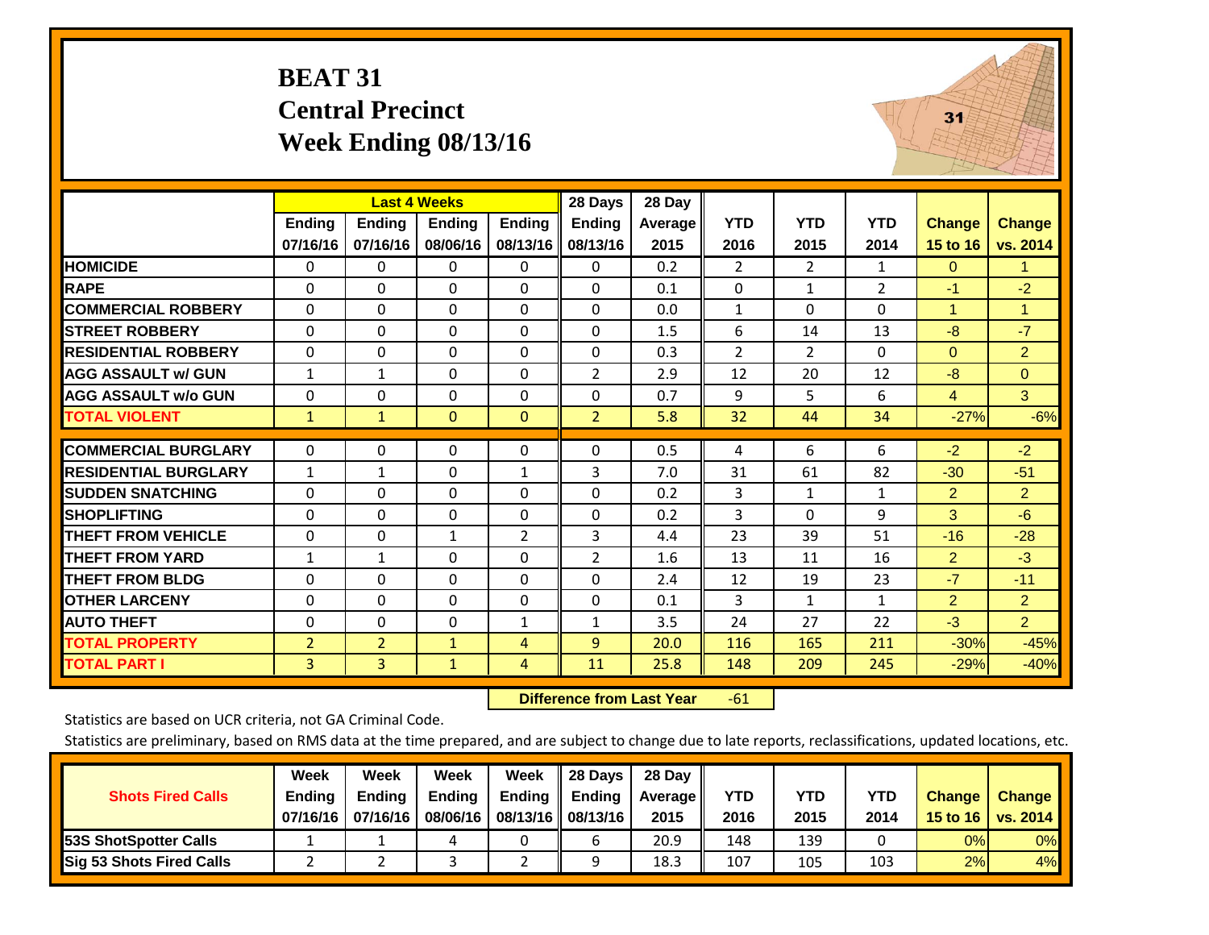# BEAT 31
## Central Precinct
## Week Ending 08/13/16

| | Last 4 Weeks | | | | 28 Days | 28 Day | | | | | |
|---|---|---|---|---|---|---|---|---|---|---|---|
| | Ending 07/16/16 | Ending 07/16/16 | Ending 08/06/16 | Ending 08/13/16 | Ending 08/13/16 | Average 2015 | YTD 2016 | YTD 2015 | YTD 2014 | Change 15 to 16 | Change vs. 2014 |
| HOMICIDE | 0 | 0 | 0 | 0 | 0 | 0.2 | 2 | 2 | 1 | 0 | 1 |
| RAPE | 0 | 0 | 0 | 0 | 0 | 0.1 | 0 | 1 | 2 | -1 | -2 |
| COMMERCIAL ROBBERY | 0 | 0 | 0 | 0 | 0 | 0.0 | 1 | 0 | 0 | 1 | 1 |
| STREET ROBBERY | 0 | 0 | 0 | 0 | 0 | 1.5 | 6 | 14 | 13 | -8 | -7 |
| RESIDENTIAL ROBBERY | 0 | 0 | 0 | 0 | 0 | 0.3 | 2 | 2 | 0 | 0 | 2 |
| AGG ASSAULT w/ GUN | 1 | 1 | 0 | 0 | 2 | 2.9 | 12 | 20 | 12 | -8 | 0 |
| AGG ASSAULT w/o GUN | 0 | 0 | 0 | 0 | 0 | 0.7 | 9 | 5 | 6 | 4 | 3 |
| TOTAL VIOLENT | 1 | 1 | 0 | 0 | 2 | 5.8 | 32 | 44 | 34 | -27% | -6% |
| COMMERCIAL BURGLARY | 0 | 0 | 0 | 0 | 0 | 0.5 | 4 | 6 | 6 | -2 | -2 |
| RESIDENTIAL BURGLARY | 1 | 1 | 0 | 1 | 3 | 7.0 | 31 | 61 | 82 | -30 | -51 |
| SUDDEN SNATCHING | 0 | 0 | 0 | 0 | 0 | 0.2 | 3 | 1 | 1 | 2 | 2 |
| SHOPLIFTING | 0 | 0 | 0 | 0 | 0 | 0.2 | 3 | 0 | 9 | 3 | -6 |
| THEFT FROM VEHICLE | 0 | 0 | 1 | 2 | 3 | 4.4 | 23 | 39 | 51 | -16 | -28 |
| THEFT FROM YARD | 1 | 1 | 0 | 0 | 2 | 1.6 | 13 | 11 | 16 | 2 | -3 |
| THEFT FROM BLDG | 0 | 0 | 0 | 0 | 0 | 2.4 | 12 | 19 | 23 | -7 | -11 |
| OTHER LARCENY | 0 | 0 | 0 | 0 | 0 | 0.1 | 3 | 1 | 1 | 2 | 2 |
| AUTO THEFT | 0 | 0 | 0 | 1 | 1 | 3.5 | 24 | 27 | 22 | -3 | 2 |
| TOTAL PROPERTY | 2 | 2 | 1 | 4 | 9 | 20.0 | 116 | 165 | 211 | -30% | -45% |
| TOTAL PART I | 3 | 3 | 1 | 4 | 11 | 25.8 | 148 | 209 | 245 | -29% | -40% |

**Difference from Last Year** -61

Statistics are based on UCR criteria, not GA Criminal Code.

Statistics are preliminary, based on RMS data at the time prepared, and are subject to change due to late reports, reclassifications, updated locations, etc.

| Shots Fired Calls | Week Ending 07/16/16 | Week Ending 07/16/16 | Week Ending 08/06/16 | Week Ending 08/13/16 | 28 Days Ending 08/13/16 | 28 Day Average 2015 | YTD 2016 | YTD 2015 | YTD 2014 | Change 15 to 16 | Change vs. 2014 |
|---|---|---|---|---|---|---|---|---|---|---|---|
| 53S ShotSpotter Calls | 1 | 1 | 4 | 0 | 6 | 20.9 | 148 | 139 | 0 | 0% | 0% |
| Sig 53 Shots Fired Calls | 2 | 2 | 3 | 2 | 9 | 18.3 | 107 | 105 | 103 | 2% | 4% |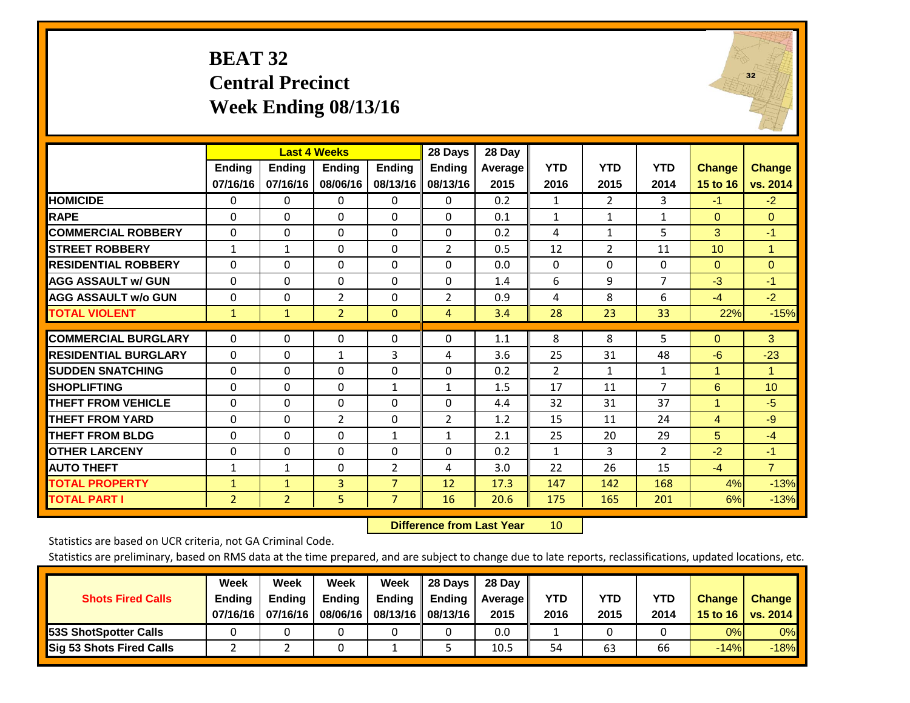# BEAT 32
## Central Precinct
## Week Ending 08/13/16

| | Last 4 Weeks | | | | 28 Days | 28 Day | | | | | |
|---|---|---|---|---|---|---|---|---|---|---|---|
| | Ending 07/16/16 | Ending 07/16/16 | Ending 08/06/16 | Ending 08/13/16 | Ending 08/13/16 | Average 2015 | YTD 2016 | YTD 2015 | YTD 2014 | Change 15 to 16 | Change vs. 2014 |
| HOMICIDE | 0 | 0 | 0 | 0 | 0 | 0.2 | 1 | 2 | 3 | -1 | -2 |
| RAPE | 0 | 0 | 0 | 0 | 0 | 0.1 | 1 | 1 | 1 | 0 | 0 |
| COMMERCIAL ROBBERY | 0 | 0 | 0 | 0 | 0 | 0.2 | 4 | 1 | 5 | 3 | -1 |
| STREET ROBBERY | 1 | 1 | 0 | 0 | 2 | 0.5 | 12 | 2 | 11 | 10 | 1 |
| RESIDENTIAL ROBBERY | 0 | 0 | 0 | 0 | 0 | 0.0 | 0 | 0 | 0 | 0 | 0 |
| AGG ASSAULT w/ GUN | 0 | 0 | 0 | 0 | 0 | 1.4 | 6 | 9 | 7 | -3 | -1 |
| AGG ASSAULT w/o GUN | 0 | 0 | 2 | 0 | 2 | 0.9 | 4 | 8 | 6 | -4 | -2 |
| TOTAL VIOLENT | 1 | 1 | 2 | 0 | 4 | 3.4 | 28 | 23 | 33 | 22% | -15% |
| COMMERCIAL BURGLARY | 0 | 0 | 0 | 0 | 0 | 1.1 | 8 | 8 | 5 | 0 | 3 |
| RESIDENTIAL BURGLARY | 0 | 0 | 1 | 3 | 4 | 3.6 | 25 | 31 | 48 | -6 | -23 |
| SUDDEN SNATCHING | 0 | 0 | 0 | 0 | 0 | 0.2 | 2 | 1 | 1 | 1 | 1 |
| SHOPLIFTING | 0 | 0 | 0 | 1 | 1 | 1.5 | 17 | 11 | 7 | 6 | 10 |
| THEFT FROM VEHICLE | 0 | 0 | 0 | 0 | 0 | 4.4 | 32 | 31 | 37 | 1 | -5 |
| THEFT FROM YARD | 0 | 0 | 2 | 0 | 2 | 1.2 | 15 | 11 | 24 | 4 | -9 |
| THEFT FROM BLDG | 0 | 0 | 0 | 1 | 1 | 2.1 | 25 | 20 | 29 | 5 | -4 |
| OTHER LARCENY | 0 | 0 | 0 | 0 | 0 | 0.2 | 1 | 3 | 2 | -2 | -1 |
| AUTO THEFT | 1 | 1 | 0 | 2 | 4 | 3.0 | 22 | 26 | 15 | -4 | 7 |
| TOTAL PROPERTY | 1 | 1 | 3 | 7 | 12 | 17.3 | 147 | 142 | 168 | 4% | -13% |
| TOTAL PART I | 2 | 2 | 5 | 7 | 16 | 20.6 | 175 | 165 | 201 | 6% | -13% |

**Difference from Last Year** 10

Statistics are based on UCR criteria, not GA Criminal Code.

Statistics are preliminary, based on RMS data at the time prepared, and are subject to change due to late reports, reclassifications, updated locations, etc.

| Shots Fired Calls | Week Ending 07/16/16 | Week Ending 07/16/16 | Week Ending 08/06/16 | Week Ending 08/13/16 | 28 Days Ending 08/13/16 | 28 Day Average 2015 | YTD 2016 | YTD 2015 | YTD 2014 | Change 15 to 16 | Change vs. 2014 |
|---|---|---|---|---|---|---|---|---|---|---|---|
| 53S ShotSpotter Calls | 0 | 0 | 0 | 0 | 0 | 0.0 | 1 | 0 | 0 | 0% | 0% |
| Sig 53 Shots Fired Calls | 2 | 2 | 0 | 1 | 5 | 10.5 | 54 | 63 | 66 | -14% | -18% |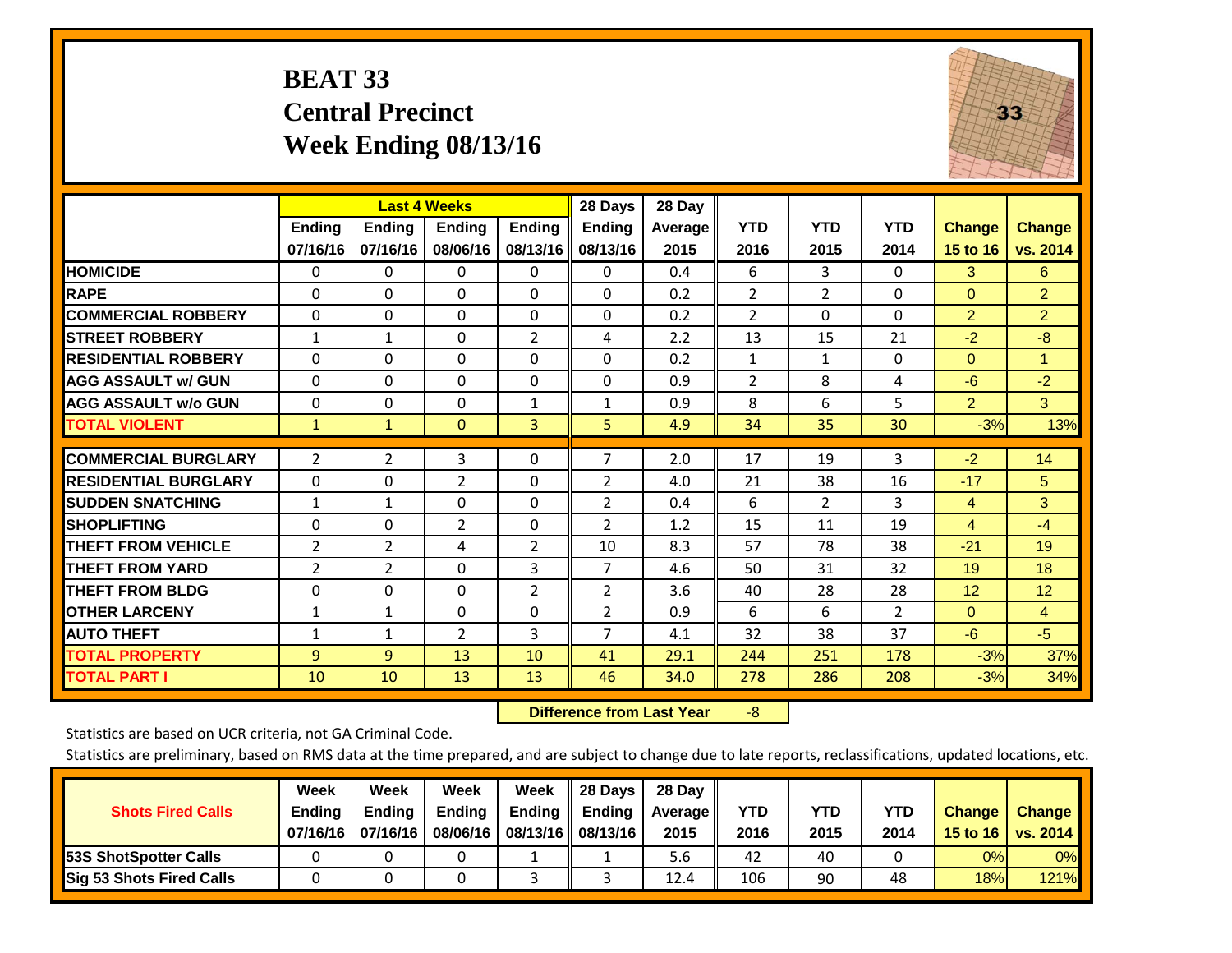# BEAT 33
## Central Precinct
## Week Ending 08/13/16

| | Last 4 Weeks | | | | 28 Days | 28 Day | | | | | |
|---|---|---|---|---|---|---|---|---|---|---|---|
| | Ending 07/16/16 | Ending 07/16/16 | Ending 08/06/16 | Ending 08/13/16 | Ending 08/13/16 | Average 2015 | YTD 2016 | YTD 2015 | YTD 2014 | Change 15 to 16 | Change vs. 2014 |
| HOMICIDE | 0 | 0 | 0 | 0 | 0 | 0.4 | 6 | 3 | 0 | 3 | 6 |
| RAPE | 0 | 0 | 0 | 0 | 0 | 0.2 | 2 | 2 | 0 | 0 | 2 |
| COMMERCIAL ROBBERY | 0 | 0 | 0 | 0 | 0 | 0.2 | 2 | 0 | 0 | 2 | 2 |
| STREET ROBBERY | 1 | 1 | 0 | 2 | 4 | 2.2 | 13 | 15 | 21 | -2 | -8 |
| RESIDENTIAL ROBBERY | 0 | 0 | 0 | 0 | 0 | 0.2 | 1 | 1 | 0 | 0 | 1 |
| AGG ASSAULT w/ GUN | 0 | 0 | 0 | 0 | 0 | 0.9 | 2 | 8 | 4 | -6 | -2 |
| AGG ASSAULT w/o GUN | 0 | 0 | 0 | 1 | 1 | 0.9 | 8 | 6 | 5 | 2 | 3 |
| TOTAL VIOLENT | 1 | 1 | 0 | 3 | 5 | 4.9 | 34 | 35 | 30 | -3% | 13% |
| COMMERCIAL BURGLARY | 2 | 2 | 3 | 0 | 7 | 2.0 | 17 | 19 | 3 | -2 | 14 |
| RESIDENTIAL BURGLARY | 0 | 0 | 2 | 0 | 2 | 4.0 | 21 | 38 | 16 | -17 | 5 |
| SUDDEN SNATCHING | 1 | 1 | 0 | 0 | 2 | 0.4 | 6 | 2 | 3 | 4 | 3 |
| SHOPLIFTING | 0 | 0 | 2 | 0 | 2 | 1.2 | 15 | 11 | 19 | 4 | -4 |
| THEFT FROM VEHICLE | 2 | 2 | 4 | 2 | 10 | 8.3 | 57 | 78 | 38 | -21 | 19 |
| THEFT FROM YARD | 2 | 2 | 0 | 3 | 7 | 4.6 | 50 | 31 | 32 | 19 | 18 |
| THEFT FROM BLDG | 0 | 0 | 0 | 2 | 2 | 3.6 | 40 | 28 | 28 | 12 | 12 |
| OTHER LARCENY | 1 | 1 | 0 | 0 | 2 | 0.9 | 6 | 6 | 2 | 0 | 4 |
| AUTO THEFT | 1 | 1 | 2 | 3 | 7 | 4.1 | 32 | 38 | 37 | -6 | -5 |
| TOTAL PROPERTY | 9 | 9 | 13 | 10 | 41 | 29.1 | 244 | 251 | 178 | -3% | 37% |
| TOTAL PART I | 10 | 10 | 13 | 13 | 46 | 34.0 | 278 | 286 | 208 | -3% | 34% |

**Difference from Last Year** -8

Statistics are based on UCR criteria, not GA Criminal Code.

Statistics are preliminary, based on RMS data at the time prepared, and are subject to change due to late reports, reclassifications, updated locations, etc.

| Shots Fired Calls | Week Ending 07/16/16 | Week Ending 07/16/16 | Week Ending 08/06/16 | Week Ending 08/13/16 | 28 Days Ending 08/13/16 | 28 Day Average 2015 | YTD 2016 | YTD 2015 | YTD 2014 | Change 15 to 16 | Change vs. 2014 |
|---|---|---|---|---|---|---|---|---|---|---|---|
| 53S ShotSpotter Calls | 0 | 0 | 0 | 1 | 1 | 5.6 | 42 | 40 | 0 | 0% | 0% |
| Sig 53 Shots Fired Calls | 0 | 0 | 0 | 3 | 3 | 12.4 | 106 | 90 | 48 | 18% | 121% |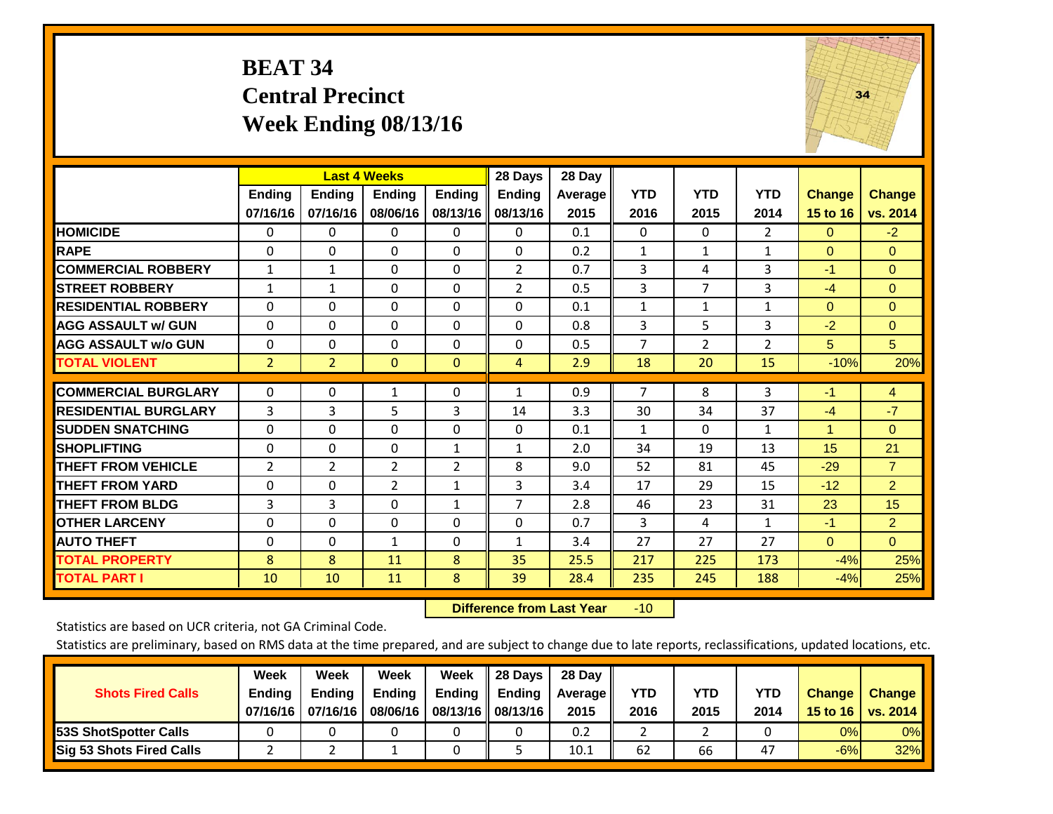# BEAT 34
## Central Precinct
## Week Ending 08/13/16

| | Last 4 Weeks | | | | 28 Days | 28 Day | | | | | |
|---|---|---|---|---|---|---|---|---|---|---|---|
| | Ending 07/16/16 | Ending 07/16/16 | Ending 08/06/16 | Ending 08/13/16 | Ending 08/13/16 | Average 2015 | YTD 2016 | YTD 2015 | YTD 2014 | Change 15 to 16 | Change vs. 2014 |
| **HOMICIDE** | 0 | 0 | 0 | 0 | 0 | 0.1 | 0 | 0 | 2 | 0 | -2 |
| **RAPE** | 0 | 0 | 0 | 0 | 0 | 0.2 | 1 | 1 | 1 | 0 | 0 |
| **COMMERCIAL ROBBERY** | 1 | 1 | 0 | 0 | 2 | 0.7 | 3 | 4 | 3 | -1 | 0 |
| **STREET ROBBERY** | 1 | 1 | 0 | 0 | 2 | 0.5 | 3 | 7 | 3 | -4 | 0 |
| **RESIDENTIAL ROBBERY** | 0 | 0 | 0 | 0 | 0 | 0.1 | 1 | 1 | 1 | 0 | 0 |
| **AGG ASSAULT w/ GUN** | 0 | 0 | 0 | 0 | 0 | 0.8 | 3 | 5 | 3 | -2 | 0 |
| **AGG ASSAULT w/o GUN** | 0 | 0 | 0 | 0 | 0 | 0.5 | 7 | 2 | 2 | 5 | 5 |
| **TOTAL VIOLENT** | 2 | 2 | 0 | 0 | 4 | 2.9 | 18 | 20 | 15 | -10% | 20% |
| **COMMERCIAL BURGLARY** | 0 | 0 | 1 | 0 | 1 | 0.9 | 7 | 8 | 3 | -1 | 4 |
| **RESIDENTIAL BURGLARY** | 3 | 3 | 5 | 3 | 14 | 3.3 | 30 | 34 | 37 | -4 | -7 |
| **SUDDEN SNATCHING** | 0 | 0 | 0 | 0 | 0 | 0.1 | 1 | 0 | 1 | 1 | 0 |
| **SHOPLIFTING** | 0 | 0 | 0 | 1 | 1 | 2.0 | 34 | 19 | 13 | 15 | 21 |
| **THEFT FROM VEHICLE** | 2 | 2 | 2 | 2 | 8 | 9.0 | 52 | 81 | 45 | -29 | 7 |
| **THEFT FROM YARD** | 0 | 0 | 2 | 1 | 3 | 3.4 | 17 | 29 | 15 | -12 | 2 |
| **THEFT FROM BLDG** | 3 | 3 | 0 | 1 | 7 | 2.8 | 46 | 23 | 31 | 23 | 15 |
| **OTHER LARCENY** | 0 | 0 | 0 | 0 | 0 | 0.7 | 3 | 4 | 1 | -1 | 2 |
| **AUTO THEFT** | 0 | 0 | 1 | 0 | 1 | 3.4 | 27 | 27 | 27 | 0 | 0 |
| **TOTAL PROPERTY** | 8 | 8 | 11 | 8 | 35 | 25.5 | 217 | 225 | 173 | -4% | 25% |
| **TOTAL PART I** | 10 | 10 | 11 | 8 | 39 | 28.4 | 235 | 245 | 188 | -4% | 25% |

**Difference from Last Year** -10

Statistics are based on UCR criteria, not GA Criminal Code.

Statistics are preliminary, based on RMS data at the time prepared, and are subject to change due to late reports, reclassifications, updated locations, etc.

| Shots Fired Calls | Week Ending 07/16/16 | Week Ending 07/16/16 | Week Ending 08/06/16 | Week Ending 08/13/16 | 28 Days Ending 08/13/16 | 28 Day Average 2015 | YTD 2016 | YTD 2015 | YTD 2014 | Change 15 to 16 | Change vs. 2014 |
|---|---|---|---|---|---|---|---|---|---|---|---|
| **53S ShotSpotter Calls** | 0 | 0 | 0 | 0 | 0 | 0.2 | 2 | 2 | 0 | 0% | 0% |
| **Sig 53 Shots Fired Calls** | 2 | 2 | 1 | 0 | 5 | 10.1 | 62 | 66 | 47 | -6% | 32% |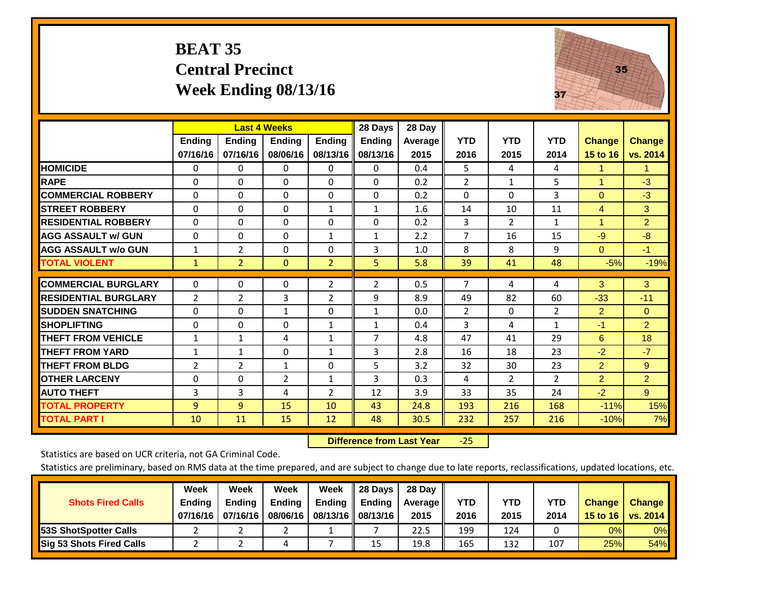# BEAT 35
## Central Precinct
## Week Ending 08/13/16

| | Last 4 Weeks | | | | 28 Days | 28 Day | | | | | |
|---|---|---|---|---|---|---|---|---|---|---|---|
| | Ending 07/16/16 | Ending 07/16/16 | Ending 08/06/16 | Ending 08/13/16 | Ending 08/13/16 | Average 2015 | YTD 2016 | YTD 2015 | YTD 2014 | Change 15 to 16 | Change vs. 2014 |
| **HOMICIDE** | 0 | 0 | 0 | 0 | 0 | 0.4 | 5 | 4 | 4 | 1 | 1 |
| **RAPE** | 0 | 0 | 0 | 0 | 0 | 0.2 | 2 | 1 | 5 | 1 | -3 |
| **COMMERCIAL ROBBERY** | 0 | 0 | 0 | 0 | 0 | 0.2 | 0 | 0 | 3 | 0 | -3 |
| **STREET ROBBERY** | 0 | 0 | 0 | 1 | 1 | 1.6 | 14 | 10 | 11 | 4 | 3 |
| **RESIDENTIAL ROBBERY** | 0 | 0 | 0 | 0 | 0 | 0.2 | 3 | 2 | 1 | 1 | 2 |
| **AGG ASSAULT w/ GUN** | 0 | 0 | 0 | 1 | 1 | 2.2 | 7 | 16 | 15 | -9 | -8 |
| **AGG ASSAULT w/o GUN** | 1 | 2 | 0 | 0 | 3 | 1.0 | 8 | 8 | 9 | 0 | -1 |
| **TOTAL VIOLENT** | 1 | 2 | 0 | 2 | 5 | 5.8 | 39 | 41 | 48 | -5% | -19% |
| **COMMERCIAL BURGLARY** | 0 | 0 | 0 | 2 | 2 | 0.5 | 7 | 4 | 4 | 3 | 3 |
| **RESIDENTIAL BURGLARY** | 2 | 2 | 3 | 2 | 9 | 8.9 | 49 | 82 | 60 | -33 | -11 |
| **SUDDEN SNATCHING** | 0 | 0 | 1 | 0 | 1 | 0.0 | 2 | 0 | 2 | 2 | 0 |
| **SHOPLIFTING** | 0 | 0 | 0 | 1 | 1 | 0.4 | 3 | 4 | 1 | -1 | 2 |
| **THEFT FROM VEHICLE** | 1 | 1 | 4 | 1 | 7 | 4.8 | 47 | 41 | 29 | 6 | 18 |
| **THEFT FROM YARD** | 1 | 1 | 0 | 1 | 3 | 2.8 | 16 | 18 | 23 | -2 | -7 |
| **THEFT FROM BLDG** | 2 | 2 | 1 | 0 | 5 | 3.2 | 32 | 30 | 23 | 2 | 9 |
| **OTHER LARCENY** | 0 | 0 | 2 | 1 | 3 | 0.3 | 4 | 2 | 2 | 2 | 2 |
| **AUTO THEFT** | 3 | 3 | 4 | 2 | 12 | 3.9 | 33 | 35 | 24 | -2 | 9 |
| **TOTAL PROPERTY** | 9 | 9 | 15 | 10 | 43 | 24.8 | 193 | 216 | 168 | -11% | 15% |
| **TOTAL PART I** | 10 | 11 | 15 | 12 | 48 | 30.5 | 232 | 257 | 216 | -10% | 7% |

**Difference from Last Year** -25

Statistics are based on UCR criteria, not GA Criminal Code.

Statistics are preliminary, based on RMS data at the time prepared, and are subject to change due to late reports, reclassifications, updated locations, etc.

| Shots Fired Calls | Week Ending 07/16/16 | Week Ending 07/16/16 | Week Ending 08/06/16 | Week Ending 08/13/16 | 28 Days Ending 08/13/16 | 28 Day Average 2015 | YTD 2016 | YTD 2015 | YTD 2014 | Change 15 to 16 | Change vs. 2014 |
|---|---|---|---|---|---|---|---|---|---|---|---|
| **53S ShotSpotter Calls** | 2 | 2 | 2 | 1 | 7 | 22.5 | 199 | 124 | 0 | 0% | 0% |
| **Sig 53 Shots Fired Calls** | 2 | 2 | 4 | 7 | 15 | 19.8 | 165 | 132 | 107 | 25% | 54% |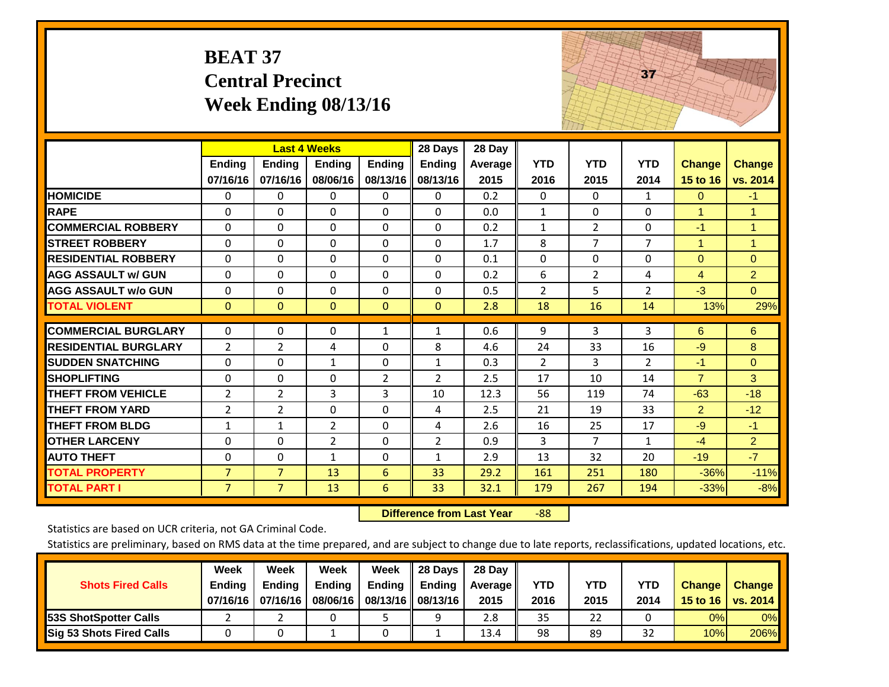# BEAT 37
# Central Precinct
# Week Ending 08/13/16

| | Last 4 Weeks | | | | 28 Days | 28 Day | | | | | |
|---|---|---|---|---|---|---|---|---|---|---|---|
| | Ending 07/16/16 | Ending 07/16/16 | Ending 08/06/16 | Ending 08/13/16 | Ending 08/13/16 | Average 2015 | YTD 2016 | YTD 2015 | YTD 2014 | Change 15 to 16 | Change vs. 2014 |
| HOMICIDE | 0 | 0 | 0 | 0 | 0 | 0.2 | 0 | 0 | 1 | 0 | -1 |
| RAPE | 0 | 0 | 0 | 0 | 0 | 0.0 | 1 | 0 | 0 | 1 | 1 |
| COMMERCIAL ROBBERY | 0 | 0 | 0 | 0 | 0 | 0.2 | 1 | 2 | 0 | -1 | 1 |
| STREET ROBBERY | 0 | 0 | 0 | 0 | 0 | 1.7 | 8 | 7 | 7 | 1 | 1 |
| RESIDENTIAL ROBBERY | 0 | 0 | 0 | 0 | 0 | 0.1 | 0 | 0 | 0 | 0 | 0 |
| AGG ASSAULT w/ GUN | 0 | 0 | 0 | 0 | 0 | 0.2 | 6 | 2 | 4 | 4 | 2 |
| AGG ASSAULT w/o GUN | 0 | 0 | 0 | 0 | 0 | 0.5 | 2 | 5 | 2 | -3 | 0 |
| TOTAL VIOLENT | 0 | 0 | 0 | 0 | 0 | 2.8 | 18 | 16 | 14 | 13% | 29% |
| COMMERCIAL BURGLARY | 0 | 0 | 0 | 1 | 1 | 0.6 | 9 | 3 | 3 | 6 | 6 |
| RESIDENTIAL BURGLARY | 2 | 2 | 4 | 0 | 8 | 4.6 | 24 | 33 | 16 | -9 | 8 |
| SUDDEN SNATCHING | 0 | 0 | 1 | 0 | 1 | 0.3 | 2 | 3 | 2 | -1 | 0 |
| SHOPLIFTING | 0 | 0 | 0 | 2 | 2 | 2.5 | 17 | 10 | 14 | 7 | 3 |
| THEFT FROM VEHICLE | 2 | 2 | 3 | 3 | 10 | 12.3 | 56 | 119 | 74 | -63 | -18 |
| THEFT FROM YARD | 2 | 2 | 0 | 0 | 4 | 2.5 | 21 | 19 | 33 | 2 | -12 |
| THEFT FROM BLDG | 1 | 1 | 2 | 0 | 4 | 2.6 | 16 | 25 | 17 | -9 | -1 |
| OTHER LARCENY | 0 | 0 | 2 | 0 | 2 | 0.9 | 3 | 7 | 1 | -4 | 2 |
| AUTO THEFT | 0 | 0 | 1 | 0 | 1 | 2.9 | 13 | 32 | 20 | -19 | -7 |
| TOTAL PROPERTY | 7 | 7 | 13 | 6 | 33 | 29.2 | 161 | 251 | 180 | -36% | -11% |
| TOTAL PART I | 7 | 7 | 13 | 6 | 33 | 32.1 | 179 | 267 | 194 | -33% | -8% |

**Difference from Last Year** -88

Statistics are based on UCR criteria, not GA Criminal Code.

Statistics are preliminary, based on RMS data at the time prepared, and are subject to change due to late reports, reclassifications, updated locations, etc.

| Shots Fired Calls | Week Ending 07/16/16 | Week Ending 07/16/16 | Week Ending 08/06/16 | Week Ending 08/13/16 | 28 Days Ending 08/13/16 | 28 Day Average 2015 | YTD 2016 | YTD 2015 | YTD 2014 | Change 15 to 16 | Change vs. 2014 |
|---|---|---|---|---|---|---|---|---|---|---|---|
| 53S ShotSpotter Calls | 2 | 2 | 0 | 5 | 9 | 2.8 | 35 | 22 | 0 | 0% | 0% |
| Sig 53 Shots Fired Calls | 0 | 0 | 1 | 0 | 1 | 13.4 | 98 | 89 | 32 | 10% | 206% |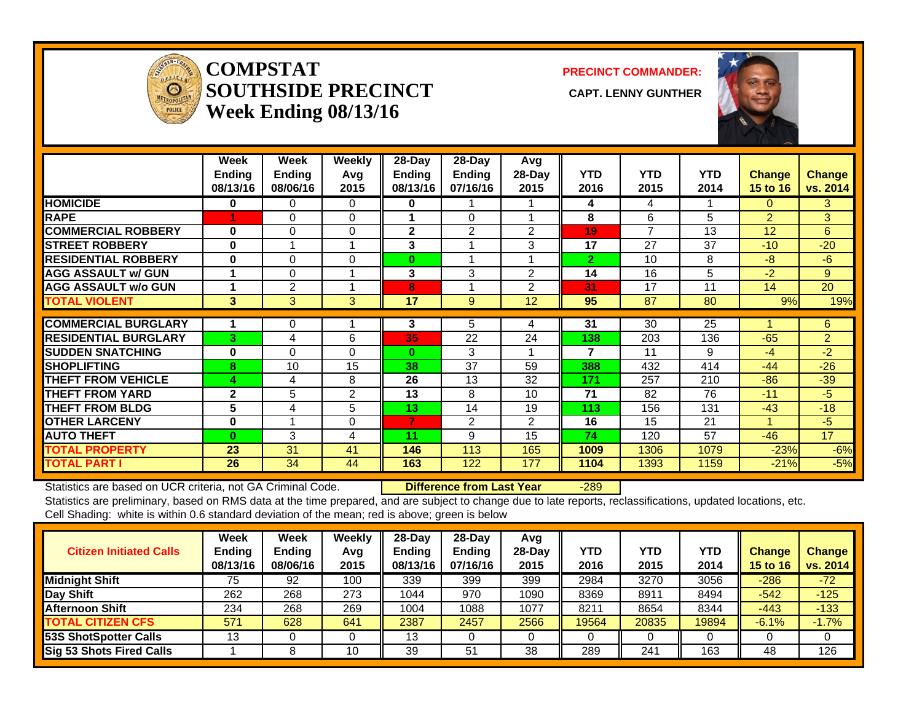# COMPSTAT
## SOUTHSIDE PRECINCT
### Week Ending 08/13/16

**PRECINCT COMMANDER:**

**CAPT. LENNY GUNTHER**

| | Week Ending 08/13/16 | Week Ending 08/06/16 | Weekly Avg 2015 | 28-Day Ending 08/13/16 | 28-Day Ending 07/16/16 | Avg 28-Day 2015 | YTD 2016 | YTD 2015 | YTD 2014 | Change 15 to 16 | Change vs. 2014 |
|---|---|---|---|---|---|---|---|---|---|---|---|
| HOMICIDE | 0 | 0 | 0 | 0 | 1 | 1 | 4 | 4 | 1 | 0 | 3 |
| RAPE | 1 | 0 | 0 | 1 | 0 | 1 | 8 | 6 | 5 | 2 | 3 |
| COMMERCIAL ROBBERY | 0 | 0 | 0 | 2 | 2 | 2 | 19 | 7 | 13 | 12 | 6 |
| STREET ROBBERY | 0 | 1 | 1 | 3 | 1 | 3 | 17 | 27 | 37 | -10 | -20 |
| RESIDENTIAL ROBBERY | 0 | 0 | 0 | 0 | 1 | 1 | 2 | 10 | 8 | -8 | -6 |
| AGG ASSAULT w/ GUN | 1 | 0 | 1 | 3 | 3 | 2 | 14 | 16 | 5 | -2 | 9 |
| AGG ASSAULT w/o GUN | 1 | 2 | 1 | 8 | 1 | 2 | 31 | 17 | 11 | 14 | 20 |
| TOTAL VIOLENT | 3 | 3 | 3 | 17 | 9 | 12 | 95 | 87 | 80 | 9% | 19% |
| COMMERCIAL BURGLARY | 1 | 0 | 1 | 3 | 5 | 4 | 31 | 30 | 25 | 1 | 6 |
| RESIDENTIAL BURGLARY | 3 | 4 | 6 | 35 | 22 | 24 | 138 | 203 | 136 | -65 | 2 |
| SUDDEN SNATCHING | 0 | 0 | 0 | 0 | 3 | 1 | 7 | 11 | 9 | -4 | -2 |
| SHOPLIFTING | 8 | 10 | 15 | 38 | 37 | 59 | 388 | 432 | 414 | -44 | -26 |
| THEFT FROM VEHICLE | 4 | 4 | 8 | 26 | 13 | 32 | 171 | 257 | 210 | -86 | -39 |
| THEFT FROM YARD | 2 | 5 | 2 | 13 | 8 | 10 | 71 | 82 | 76 | -11 | -5 |
| THEFT FROM BLDG | 5 | 4 | 5 | 13 | 14 | 19 | 113 | 156 | 131 | -43 | -18 |
| OTHER LARCENY | 0 | 1 | 0 | 7 | 2 | 2 | 16 | 15 | 21 | 1 | -5 |
| AUTO THEFT | 0 | 3 | 4 | 11 | 9 | 15 | 74 | 120 | 57 | -46 | 17 |
| TOTAL PROPERTY | 23 | 31 | 41 | 146 | 113 | 165 | 1009 | 1306 | 1079 | -23% | -6% |
| TOTAL PART I | 26 | 34 | 44 | 163 | 122 | 177 | 1104 | 1393 | 1159 | -21% | -5% |

Statistics are based on UCR criteria, not GA Criminal Code. **Difference from Last Year** -289

Statistics are preliminary, based on RMS data at the time prepared, and are subject to change due to late reports, reclassifications, updated locations, etc.

Cell Shading: white is within 0.6 standard deviation of the mean; red is above; green is below

| Citizen Initiated Calls | Week Ending 08/13/16 | Week Ending 08/06/16 | Weekly Avg 2015 | 28-Day Ending 08/13/16 | 28-Day Ending 07/16/16 | Avg 28-Day 2015 | YTD 2016 | YTD 2015 | YTD 2014 | Change 15 to 16 | Change vs. 2014 |
|---|---|---|---|---|---|---|---|---|---|---|---|
| Midnight Shift | 75 | 92 | 100 | 339 | 399 | 399 | 2984 | 3270 | 3056 | -286 | -72 |
| Day Shift | 262 | 268 | 273 | 1044 | 970 | 1090 | 8369 | 8911 | 8494 | -542 | -125 |
| Afternoon Shift | 234 | 268 | 269 | 1004 | 1088 | 1077 | 8211 | 8654 | 8344 | -443 | -133 |
| TOTAL CITIZEN CFS | 571 | 628 | 641 | 2387 | 2457 | 2566 | 19564 | 20835 | 19894 | -6.1% | -1.7% |
| 53S ShotSpotter Calls | 13 | 0 | 0 | 13 | 0 | 0 | 0 | 0 | 0 | 0 | 0 |
| Sig 53 Shots Fired Calls | 1 | 8 | 10 | 39 | 51 | 38 | 289 | 241 | 163 | 48 | 126 |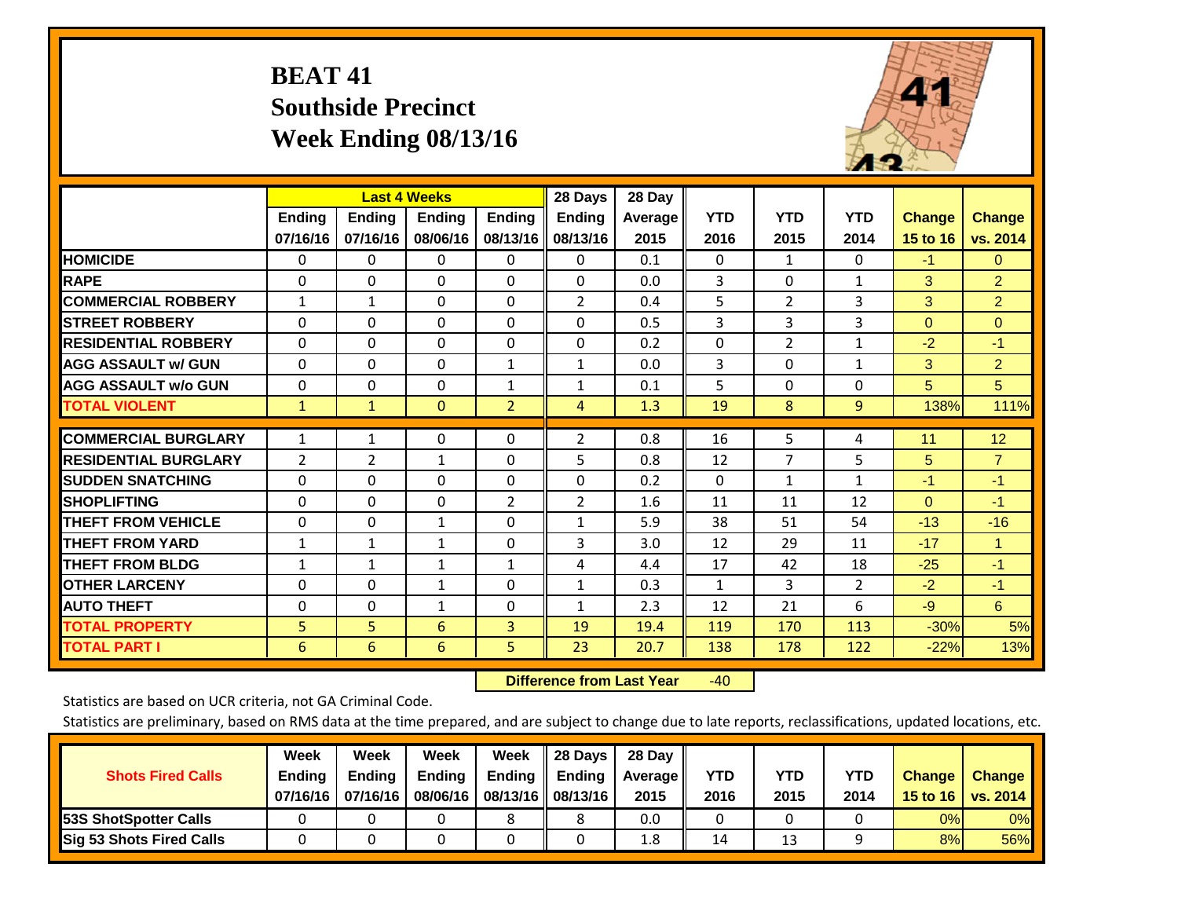# BEAT 41
# Southside Precinct
# Week Ending 08/13/16

| | Last 4 Weeks | | | | 28 Days | 28 Day | | | | | |
|---|---|---|---|---|---|---|---|---|---|---|---|
| | Ending 07/16/16 | Ending 07/16/16 | Ending 08/06/16 | Ending 08/13/16 | Ending 08/13/16 | Average 2015 | YTD 2016 | YTD 2015 | YTD 2014 | Change 15 to 16 | Change vs. 2014 |
| HOMICIDE | 0 | 0 | 0 | 0 | 0 | 0.1 | 0 | 1 | 0 | -1 | 0 |
| RAPE | 0 | 0 | 0 | 0 | 0 | 0.0 | 3 | 0 | 1 | 3 | 2 |
| COMMERCIAL ROBBERY | 1 | 1 | 0 | 0 | 2 | 0.4 | 5 | 2 | 3 | 3 | 2 |
| STREET ROBBERY | 0 | 0 | 0 | 0 | 0 | 0.5 | 3 | 3 | 3 | 0 | 0 |
| RESIDENTIAL ROBBERY | 0 | 0 | 0 | 0 | 0 | 0.2 | 0 | 2 | 1 | -2 | -1 |
| AGG ASSAULT w/ GUN | 0 | 0 | 0 | 1 | 1 | 0.0 | 3 | 0 | 1 | 3 | 2 |
| AGG ASSAULT w/o GUN | 0 | 0 | 0 | 1 | 1 | 0.1 | 5 | 0 | 0 | 5 | 5 |
| TOTAL VIOLENT | 1 | 1 | 0 | 2 | 4 | 1.3 | 19 | 8 | 9 | 138% | 111% |
| COMMERCIAL BURGLARY | 1 | 1 | 0 | 0 | 2 | 0.8 | 16 | 5 | 4 | 11 | 12 |
| RESIDENTIAL BURGLARY | 2 | 2 | 1 | 0 | 5 | 0.8 | 12 | 7 | 5 | 5 | 7 |
| SUDDEN SNATCHING | 0 | 0 | 0 | 0 | 0 | 0.2 | 0 | 1 | 1 | -1 | -1 |
| SHOPLIFTING | 0 | 0 | 0 | 2 | 2 | 1.6 | 11 | 11 | 12 | 0 | -1 |
| THEFT FROM VEHICLE | 0 | 0 | 1 | 0 | 1 | 5.9 | 38 | 51 | 54 | -13 | -16 |
| THEFT FROM YARD | 1 | 1 | 1 | 0 | 3 | 3.0 | 12 | 29 | 11 | -17 | 1 |
| THEFT FROM BLDG | 1 | 1 | 1 | 1 | 4 | 4.4 | 17 | 42 | 18 | -25 | -1 |
| OTHER LARCENY | 0 | 0 | 1 | 0 | 1 | 0.3 | 1 | 3 | 2 | -2 | -1 |
| AUTO THEFT | 0 | 0 | 1 | 0 | 1 | 2.3 | 12 | 21 | 6 | -9 | 6 |
| TOTAL PROPERTY | 5 | 5 | 6 | 3 | 19 | 19.4 | 119 | 170 | 113 | -30% | 5% |
| TOTAL PART I | 6 | 6 | 6 | 5 | 23 | 20.7 | 138 | 178 | 122 | -22% | 13% |

**Difference from Last Year** -40

Statistics are based on UCR criteria, not GA Criminal Code.

Statistics are preliminary, based on RMS data at the time prepared, and are subject to change due to late reports, reclassifications, updated locations, etc.

| Shots Fired Calls | Week Ending 07/16/16 | Week Ending 07/16/16 | Week Ending 08/06/16 | Week Ending 08/13/16 | 28 Days Ending 08/13/16 | 28 Day Average 2015 | YTD 2016 | YTD 2015 | YTD 2014 | Change 15 to 16 | Change vs. 2014 |
|---|---|---|---|---|---|---|---|---|---|---|---|
| 53S ShotSpotter Calls | 0 | 0 | 0 | 8 | 8 | 0.0 | 0 | 0 | 0 | 0% | 0% |
| Sig 53 Shots Fired Calls | 0 | 0 | 0 | 0 | 0 | 1.8 | 14 | 13 | 9 | 8% | 56% |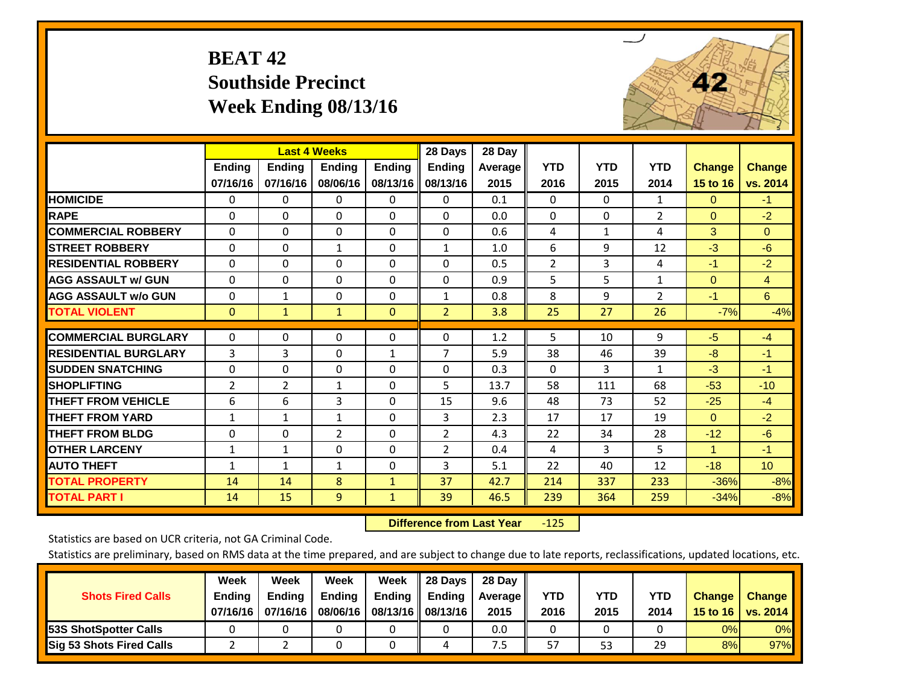# BEAT 42
## Southside Precinct
## Week Ending 08/13/16

| | Last 4 Weeks | | | | 28 Days | 28 Day | | | | | |
|---|---|---|---|---|---|---|---|---|---|---|---|
| | Ending 07/16/16 | Ending 07/16/16 | Ending 08/06/16 | Ending 08/13/16 | Ending 08/13/16 | Average 2015 | YTD 2016 | YTD 2015 | YTD 2014 | Change 15 to 16 | Change vs. 2014 |
| HOMICIDE | 0 | 0 | 0 | 0 | 0 | 0.1 | 0 | 0 | 1 | 0 | -1 |
| RAPE | 0 | 0 | 0 | 0 | 0 | 0.0 | 0 | 0 | 2 | 0 | -2 |
| COMMERCIAL ROBBERY | 0 | 0 | 0 | 0 | 0 | 0.6 | 4 | 1 | 4 | 3 | 0 |
| STREET ROBBERY | 0 | 0 | 1 | 0 | 1 | 1.0 | 6 | 9 | 12 | -3 | -6 |
| RESIDENTIAL ROBBERY | 0 | 0 | 0 | 0 | 0 | 0.5 | 2 | 3 | 4 | -1 | -2 |
| AGG ASSAULT w/ GUN | 0 | 0 | 0 | 0 | 0 | 0.9 | 5 | 5 | 1 | 0 | 4 |
| AGG ASSAULT w/o GUN | 0 | 1 | 0 | 0 | 1 | 0.8 | 8 | 9 | 2 | -1 | 6 |
| TOTAL VIOLENT | 0 | 1 | 1 | 0 | 2 | 3.8 | 25 | 27 | 26 | -7% | -4% |
| COMMERCIAL BURGLARY | 0 | 0 | 0 | 0 | 0 | 1.2 | 5 | 10 | 9 | -5 | -4 |
| RESIDENTIAL BURGLARY | 3 | 3 | 0 | 1 | 7 | 5.9 | 38 | 46 | 39 | -8 | -1 |
| SUDDEN SNATCHING | 0 | 0 | 0 | 0 | 0 | 0.3 | 0 | 3 | 1 | -3 | -1 |
| SHOPLIFTING | 2 | 2 | 1 | 0 | 5 | 13.7 | 58 | 111 | 68 | -53 | -10 |
| THEFT FROM VEHICLE | 6 | 6 | 3 | 0 | 15 | 9.6 | 48 | 73 | 52 | -25 | -4 |
| THEFT FROM YARD | 1 | 1 | 1 | 0 | 3 | 2.3 | 17 | 17 | 19 | 0 | -2 |
| THEFT FROM BLDG | 0 | 0 | 2 | 0 | 2 | 4.3 | 22 | 34 | 28 | -12 | -6 |
| OTHER LARCENY | 1 | 1 | 0 | 0 | 2 | 0.4 | 4 | 3 | 5 | 1 | -1 |
| AUTO THEFT | 1 | 1 | 1 | 0 | 3 | 5.1 | 22 | 40 | 12 | -18 | 10 |
| TOTAL PROPERTY | 14 | 14 | 8 | 1 | 37 | 42.7 | 214 | 337 | 233 | -36% | -8% |
| TOTAL PART I | 14 | 15 | 9 | 1 | 39 | 46.5 | 239 | 364 | 259 | -34% | -8% |

**Difference from Last Year** -125

Statistics are based on UCR criteria, not GA Criminal Code.

Statistics are preliminary, based on RMS data at the time prepared, and are subject to change due to late reports, reclassifications, updated locations, etc.

| Shots Fired Calls | Week Ending 07/16/16 | Week Ending 07/16/16 | Week Ending 08/06/16 | Week Ending 08/13/16 | 28 Days Ending 08/13/16 | 28 Day Average 2015 | YTD 2016 | YTD 2015 | YTD 2014 | Change 15 to 16 | Change vs. 2014 |
|---|---|---|---|---|---|---|---|---|---|---|---|
| 53S ShotSpotter Calls | 0 | 0 | 0 | 0 | 0 | 0.0 | 0 | 0 | 0 | 0% | 0% |
| Sig 53 Shots Fired Calls | 2 | 2 | 0 | 0 | 4 | 7.5 | 57 | 53 | 29 | 8% | 97% |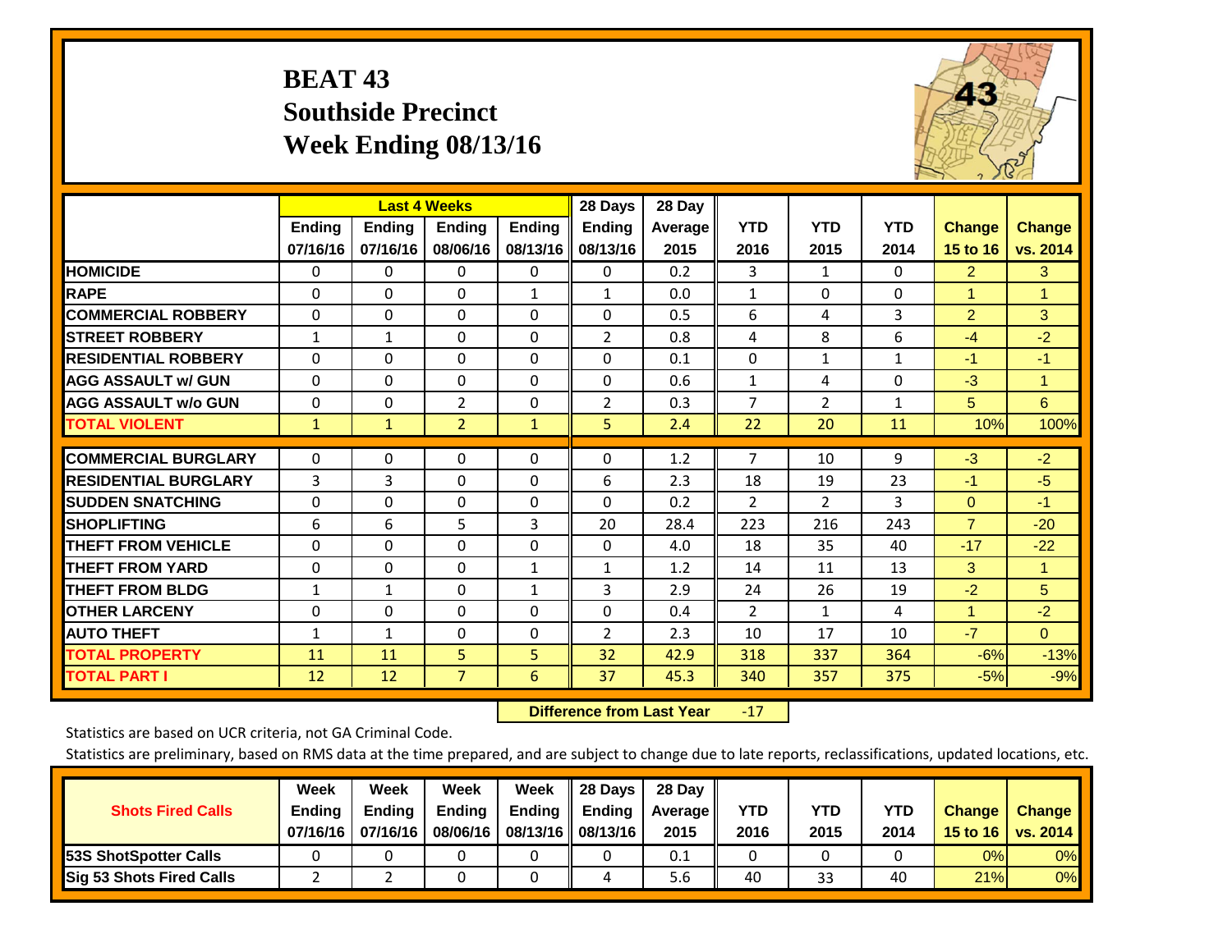# BEAT 43
## Southside Precinct
## Week Ending 08/13/16

| | Last 4 Weeks | | | | 28 Days | 28 Day | | | | | |
|---|---|---|---|---|---|---|---|---|---|---|---|
| | Ending 07/16/16 | Ending 07/16/16 | Ending 08/06/16 | Ending 08/13/16 | Ending 08/13/16 | Average 2015 | YTD 2016 | YTD 2015 | YTD 2014 | Change 15 to 16 | Change vs. 2014 |
| HOMICIDE | 0 | 0 | 0 | 0 | 0 | 0.2 | 3 | 1 | 0 | 2 | 3 |
| RAPE | 0 | 0 | 0 | 1 | 1 | 0.0 | 1 | 0 | 0 | 1 | 1 |
| COMMERCIAL ROBBERY | 0 | 0 | 0 | 0 | 0 | 0.5 | 6 | 4 | 3 | 2 | 3 |
| STREET ROBBERY | 1 | 1 | 0 | 0 | 2 | 0.8 | 4 | 8 | 6 | -4 | -2 |
| RESIDENTIAL ROBBERY | 0 | 0 | 0 | 0 | 0 | 0.1 | 0 | 1 | 1 | -1 | -1 |
| AGG ASSAULT w/ GUN | 0 | 0 | 0 | 0 | 0 | 0.6 | 1 | 4 | 0 | -3 | 1 |
| AGG ASSAULT w/o GUN | 0 | 0 | 2 | 0 | 2 | 0.3 | 7 | 2 | 1 | 5 | 6 |
| TOTAL VIOLENT | 1 | 1 | 2 | 1 | 5 | 2.4 | 22 | 20 | 11 | 10% | 100% |
| COMMERCIAL BURGLARY | 0 | 0 | 0 | 0 | 0 | 1.2 | 7 | 10 | 9 | -3 | -2 |
| RESIDENTIAL BURGLARY | 3 | 3 | 0 | 0 | 6 | 2.3 | 18 | 19 | 23 | -1 | -5 |
| SUDDEN SNATCHING | 0 | 0 | 0 | 0 | 0 | 0.2 | 2 | 2 | 3 | 0 | -1 |
| SHOPLIFTING | 6 | 6 | 5 | 3 | 20 | 28.4 | 223 | 216 | 243 | 7 | -20 |
| THEFT FROM VEHICLE | 0 | 0 | 0 | 0 | 0 | 4.0 | 18 | 35 | 40 | -17 | -22 |
| THEFT FROM YARD | 0 | 0 | 0 | 1 | 1 | 1.2 | 14 | 11 | 13 | 3 | 1 |
| THEFT FROM BLDG | 1 | 1 | 0 | 1 | 3 | 2.9 | 24 | 26 | 19 | -2 | 5 |
| OTHER LARCENY | 0 | 0 | 0 | 0 | 0 | 0.4 | 2 | 1 | 4 | 1 | -2 |
| AUTO THEFT | 1 | 1 | 0 | 0 | 2 | 2.3 | 10 | 17 | 10 | -7 | 0 |
| TOTAL PROPERTY | 11 | 11 | 5 | 5 | 32 | 42.9 | 318 | 337 | 364 | -6% | -13% |
| TOTAL PART I | 12 | 12 | 7 | 6 | 37 | 45.3 | 340 | 357 | 375 | -5% | -9% |

**Difference from Last Year** -17

Statistics are based on UCR criteria, not GA Criminal Code.

Statistics are preliminary, based on RMS data at the time prepared, and are subject to change due to late reports, reclassifications, updated locations, etc.

| Shots Fired Calls | Week Ending 07/16/16 | Week Ending 07/16/16 | Week Ending 08/06/16 | Week Ending 08/13/16 | 28 Days Ending 08/13/16 | 28 Day Average 2015 | YTD 2016 | YTD 2015 | YTD 2014 | Change 15 to 16 | Change vs. 2014 |
|---|---|---|---|---|---|---|---|---|---|---|---|
| 53S ShotSpotter Calls | 0 | 0 | 0 | 0 | 0 | 0.1 | 0 | 0 | 0 | 0% | 0% |
| Sig 53 Shots Fired Calls | 2 | 2 | 0 | 0 | 4 | 5.6 | 40 | 33 | 40 | 21% | 0% |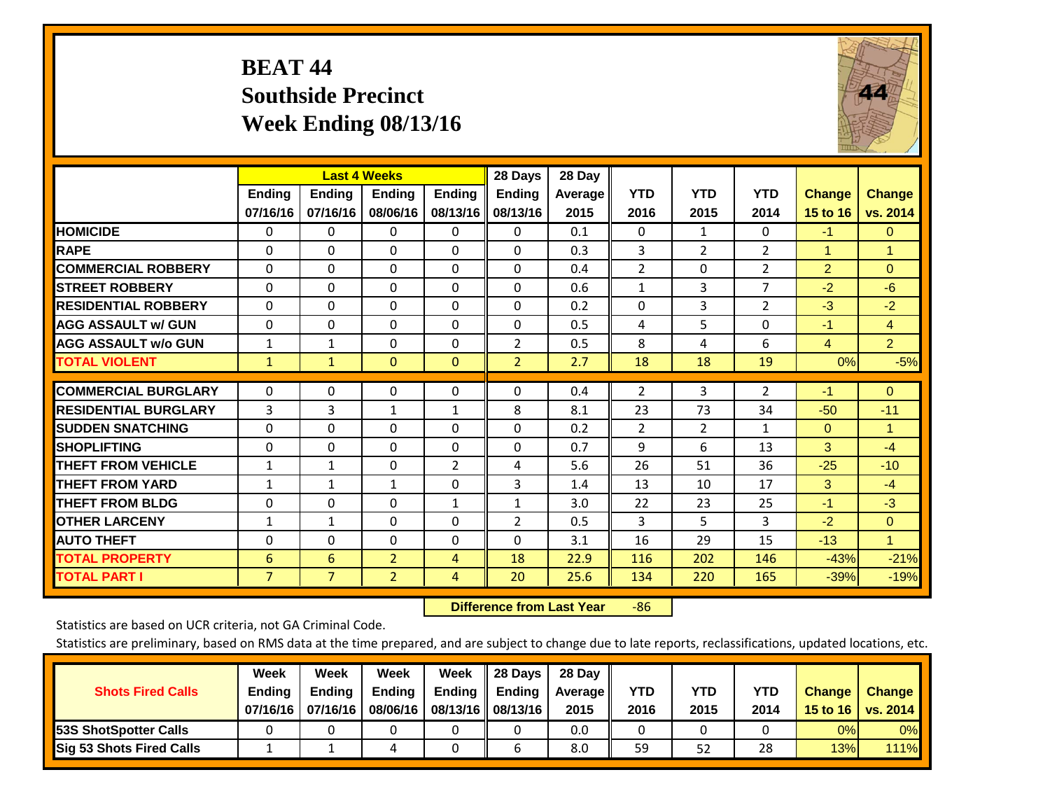# BEAT 44
## Southside Precinct
## Week Ending 08/13/16

| | Last 4 Weeks | | | | 28 Days | 28 Day | | | | | |
|---|---|---|---|---|---|---|---|---|---|---|---|
| | Ending 07/16/16 | Ending 07/16/16 | Ending 08/06/16 | Ending 08/13/16 | Ending 08/13/16 | Average 2015 | YTD 2016 | YTD 2015 | YTD 2014 | Change 15 to 16 | Change vs. 2014 |
| HOMICIDE | 0 | 0 | 0 | 0 | 0 | 0.1 | 0 | 1 | 0 | -1 | 0 |
| RAPE | 0 | 0 | 0 | 0 | 0 | 0.3 | 3 | 2 | 2 | 1 | 1 |
| COMMERCIAL ROBBERY | 0 | 0 | 0 | 0 | 0 | 0.4 | 2 | 0 | 2 | 2 | 0 |
| STREET ROBBERY | 0 | 0 | 0 | 0 | 0 | 0.6 | 1 | 3 | 7 | -2 | -6 |
| RESIDENTIAL ROBBERY | 0 | 0 | 0 | 0 | 0 | 0.2 | 0 | 3 | 2 | -3 | -2 |
| AGG ASSAULT w/ GUN | 0 | 0 | 0 | 0 | 0 | 0.5 | 4 | 5 | 0 | -1 | 4 |
| AGG ASSAULT w/o GUN | 1 | 1 | 0 | 0 | 2 | 0.5 | 8 | 4 | 6 | 4 | 2 |
| TOTAL VIOLENT | 1 | 1 | 0 | 0 | 2 | 2.7 | 18 | 18 | 19 | 0% | -5% |
| COMMERCIAL BURGLARY | 0 | 0 | 0 | 0 | 0 | 0.4 | 2 | 3 | 2 | -1 | 0 |
| RESIDENTIAL BURGLARY | 3 | 3 | 1 | 1 | 8 | 8.1 | 23 | 73 | 34 | -50 | -11 |
| SUDDEN SNATCHING | 0 | 0 | 0 | 0 | 0 | 0.2 | 2 | 2 | 1 | 0 | 1 |
| SHOPLIFTING | 0 | 0 | 0 | 0 | 0 | 0.7 | 9 | 6 | 13 | 3 | -4 |
| THEFT FROM VEHICLE | 1 | 1 | 0 | 2 | 4 | 5.6 | 26 | 51 | 36 | -25 | -10 |
| THEFT FROM YARD | 1 | 1 | 1 | 0 | 3 | 1.4 | 13 | 10 | 17 | 3 | -4 |
| THEFT FROM BLDG | 0 | 0 | 0 | 1 | 1 | 3.0 | 22 | 23 | 25 | -1 | -3 |
| OTHER LARCENY | 1 | 1 | 0 | 0 | 2 | 0.5 | 3 | 5 | 3 | -2 | 0 |
| AUTO THEFT | 0 | 0 | 0 | 0 | 0 | 3.1 | 16 | 29 | 15 | -13 | 1 |
| TOTAL PROPERTY | 6 | 6 | 2 | 4 | 18 | 22.9 | 116 | 202 | 146 | -43% | -21% |
| TOTAL PART I | 7 | 7 | 2 | 4 | 20 | 25.6 | 134 | 220 | 165 | -39% | -19% |

**Difference from Last Year** -86

Statistics are based on UCR criteria, not GA Criminal Code.

Statistics are preliminary, based on RMS data at the time prepared, and are subject to change due to late reports, reclassifications, updated locations, etc.

| Shots Fired Calls | Week Ending 07/16/16 | Week Ending 07/16/16 | Week Ending 08/06/16 | Week Ending 08/13/16 | 28 Days Ending 08/13/16 | 28 Day Average 2015 | YTD 2016 | YTD 2015 | YTD 2014 | Change 15 to 16 | Change vs. 2014 |
|---|---|---|---|---|---|---|---|---|---|---|---|
| 53S ShotSpotter Calls | 0 | 0 | 0 | 0 | 0 | 0.0 | 0 | 0 | 0 | 0% | 0% |
| Sig 53 Shots Fired Calls | 1 | 1 | 4 | 0 | 6 | 8.0 | 59 | 52 | 28 | 13% | 111% |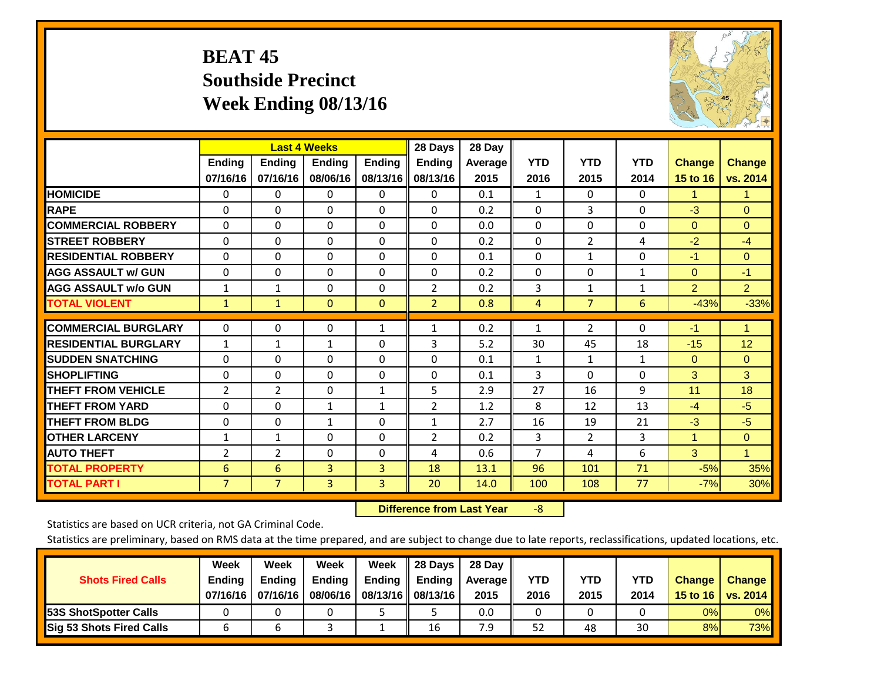# BEAT 45
## Southside Precinct
## Week Ending 08/13/16

| | Last 4 Weeks | | | | 28 Days | 28 Day | | | | | |
|---|---|---|---|---|---|---|---|---|---|---|---|
| | Ending 07/16/16 | Ending 07/16/16 | Ending 08/06/16 | Ending 08/13/16 | Ending 08/13/16 | Average 2015 | YTD 2016 | YTD 2015 | YTD 2014 | Change 15 to 16 | Change vs. 2014 |
| HOMICIDE | 0 | 0 | 0 | 0 | 0 | 0.1 | 1 | 0 | 0 | 1 | 1 |
| RAPE | 0 | 0 | 0 | 0 | 0 | 0.2 | 0 | 3 | 0 | -3 | 0 |
| COMMERCIAL ROBBERY | 0 | 0 | 0 | 0 | 0 | 0.0 | 0 | 0 | 0 | 0 | 0 |
| STREET ROBBERY | 0 | 0 | 0 | 0 | 0 | 0.2 | 0 | 2 | 4 | -2 | -4 |
| RESIDENTIAL ROBBERY | 0 | 0 | 0 | 0 | 0 | 0.1 | 0 | 1 | 0 | -1 | 0 |
| AGG ASSAULT w/ GUN | 0 | 0 | 0 | 0 | 0 | 0.2 | 0 | 0 | 1 | 0 | -1 |
| AGG ASSAULT w/o GUN | 1 | 1 | 0 | 0 | 2 | 0.2 | 3 | 1 | 1 | 2 | 2 |
| TOTAL VIOLENT | 1 | 1 | 0 | 0 | 2 | 0.8 | 4 | 7 | 6 | -43% | -33% |
| COMMERCIAL BURGLARY | 0 | 0 | 0 | 1 | 1 | 0.2 | 1 | 2 | 0 | -1 | 1 |
| RESIDENTIAL BURGLARY | 1 | 1 | 1 | 0 | 3 | 5.2 | 30 | 45 | 18 | -15 | 12 |
| SUDDEN SNATCHING | 0 | 0 | 0 | 0 | 0 | 0.1 | 1 | 1 | 1 | 0 | 0 |
| SHOPLIFTING | 0 | 0 | 0 | 0 | 0 | 0.1 | 3 | 0 | 0 | 3 | 3 |
| THEFT FROM VEHICLE | 2 | 2 | 0 | 1 | 5 | 2.9 | 27 | 16 | 9 | 11 | 18 |
| THEFT FROM YARD | 0 | 0 | 1 | 1 | 2 | 1.2 | 8 | 12 | 13 | -4 | -5 |
| THEFT FROM BLDG | 0 | 0 | 1 | 0 | 1 | 2.7 | 16 | 19 | 21 | -3 | -5 |
| OTHER LARCENY | 1 | 1 | 0 | 0 | 2 | 0.2 | 3 | 2 | 3 | 1 | 0 |
| AUTO THEFT | 2 | 2 | 0 | 0 | 4 | 0.6 | 7 | 4 | 6 | 3 | 1 |
| TOTAL PROPERTY | 6 | 6 | 3 | 3 | 18 | 13.1 | 96 | 101 | 71 | -5% | 35% |
| TOTAL PART I | 7 | 7 | 3 | 3 | 20 | 14.0 | 100 | 108 | 77 | -7% | 30% |

**Difference from Last Year** -8

Statistics are based on UCR criteria, not GA Criminal Code.

Statistics are preliminary, based on RMS data at the time prepared, and are subject to change due to late reports, reclassifications, updated locations, etc.

| Shots Fired Calls | Week Ending 07/16/16 | Week Ending 07/16/16 | Week Ending 08/06/16 | Week Ending 08/13/16 | 28 Days Ending 08/13/16 | 28 Day Average 2015 | YTD 2016 | YTD 2015 | YTD 2014 | Change 15 to 16 | Change vs. 2014 |
|---|---|---|---|---|---|---|---|---|---|---|---|
| 53S ShotSpotter Calls | 0 | 0 | 0 | 5 | 5 | 0.0 | 0 | 0 | 0 | 0% | 0% |
| Sig 53 Shots Fired Calls | 6 | 6 | 3 | 1 | 16 | 7.9 | 52 | 48 | 30 | 8% | 73% |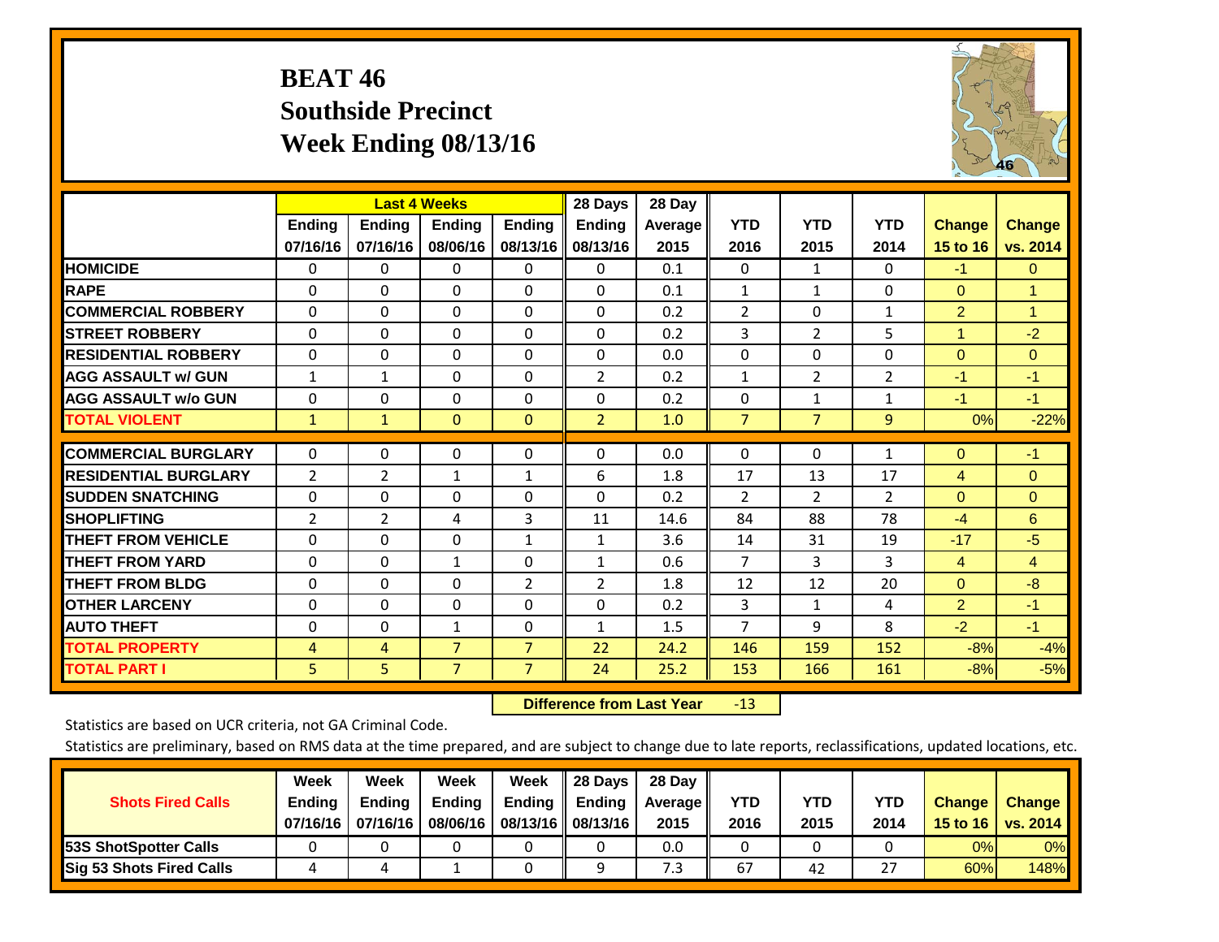# BEAT 46
## Southside Precinct
## Week Ending 08/13/16

| | Last 4 Weeks | | | | 28 Days | 28 Day | | | | | |
|---|---|---|---|---|---|---|---|---|---|---|---|
| | Ending 07/16/16 | Ending 07/16/16 | Ending 08/06/16 | Ending 08/13/16 | Ending 08/13/16 | Average 2015 | YTD 2016 | YTD 2015 | YTD 2014 | Change 15 to 16 | Change vs. 2014 |
| HOMICIDE | 0 | 0 | 0 | 0 | 0 | 0.1 | 0 | 1 | 0 | -1 | 0 |
| RAPE | 0 | 0 | 0 | 0 | 0 | 0.1 | 1 | 1 | 0 | 0 | 1 |
| COMMERCIAL ROBBERY | 0 | 0 | 0 | 0 | 0 | 0.2 | 2 | 0 | 1 | 2 | 1 |
| STREET ROBBERY | 0 | 0 | 0 | 0 | 0 | 0.2 | 3 | 2 | 5 | 1 | -2 |
| RESIDENTIAL ROBBERY | 0 | 0 | 0 | 0 | 0 | 0.0 | 0 | 0 | 0 | 0 | 0 |
| AGG ASSAULT w/ GUN | 1 | 1 | 0 | 0 | 2 | 0.2 | 1 | 2 | 2 | -1 | -1 |
| AGG ASSAULT w/o GUN | 0 | 0 | 0 | 0 | 0 | 0.2 | 0 | 1 | 1 | -1 | -1 |
| TOTAL VIOLENT | 1 | 1 | 0 | 0 | 2 | 1.0 | 7 | 7 | 9 | 0% | -22% |
| COMMERCIAL BURGLARY | 0 | 0 | 0 | 0 | 0 | 0.0 | 0 | 0 | 1 | 0 | -1 |
| RESIDENTIAL BURGLARY | 2 | 2 | 1 | 1 | 6 | 1.8 | 17 | 13 | 17 | 4 | 0 |
| SUDDEN SNATCHING | 0 | 0 | 0 | 0 | 0 | 0.2 | 2 | 2 | 2 | 0 | 0 |
| SHOPLIFTING | 2 | 2 | 4 | 3 | 11 | 14.6 | 84 | 88 | 78 | -4 | 6 |
| THEFT FROM VEHICLE | 0 | 0 | 0 | 1 | 1 | 3.6 | 14 | 31 | 19 | -17 | -5 |
| THEFT FROM YARD | 0 | 0 | 1 | 0 | 1 | 0.6 | 7 | 3 | 3 | 4 | 4 |
| THEFT FROM BLDG | 0 | 0 | 0 | 2 | 2 | 1.8 | 12 | 12 | 20 | 0 | -8 |
| OTHER LARCENY | 0 | 0 | 0 | 0 | 0 | 0.2 | 3 | 1 | 4 | 2 | -1 |
| AUTO THEFT | 0 | 0 | 1 | 0 | 1 | 1.5 | 7 | 9 | 8 | -2 | -1 |
| TOTAL PROPERTY | 4 | 4 | 7 | 7 | 22 | 24.2 | 146 | 159 | 152 | -8% | -4% |
| TOTAL PART I | 5 | 5 | 7 | 7 | 24 | 25.2 | 153 | 166 | 161 | -8% | -5% |

**Difference from Last Year** -13

Statistics are based on UCR criteria, not GA Criminal Code.

Statistics are preliminary, based on RMS data at the time prepared, and are subject to change due to late reports, reclassifications, updated locations, etc.

| Shots Fired Calls | Week Ending 07/16/16 | Week Ending 07/16/16 | Week Ending 08/06/16 | Week Ending 08/13/16 | 28 Days Ending 08/13/16 | 28 Day Average 2015 | YTD 2016 | YTD 2015 | YTD 2014 | Change 15 to 16 | Change vs. 2014 |
|---|---|---|---|---|---|---|---|---|---|---|---|
| 53S ShotSpotter Calls | 0 | 0 | 0 | 0 | 0 | 0.0 | 0 | 0 | 0 | 0% | 0% |
| Sig 53 Shots Fired Calls | 4 | 4 | 1 | 0 | 9 | 7.3 | 67 | 42 | 27 | 60% | 148% |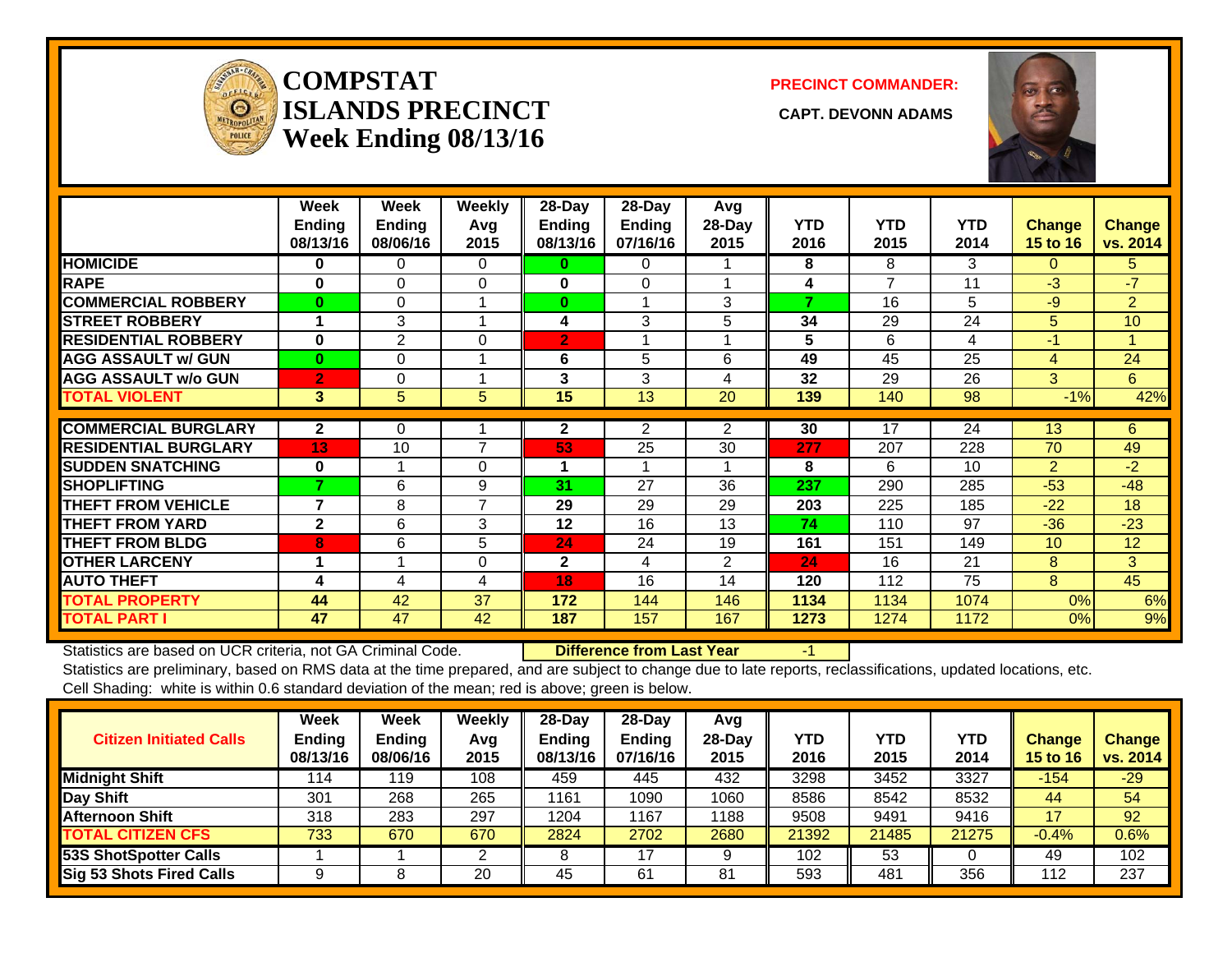# COMPSTAT ISLANDS PRECINCT Week Ending 08/13/16

**PRECINCT COMMANDER:**

**CAPT. DEVONN ADAMS**

| | Week Ending 08/13/16 | Week Ending 08/06/16 | Weekly Avg 2015 | 28-Day Ending 08/13/16 | 28-Day Ending 07/16/16 | Avg 28-Day 2015 | YTD 2016 | YTD 2015 | YTD 2014 | Change 15 to 16 | Change vs. 2014 |
|---|---|---|---|---|---|---|---|---|---|---|---|
| HOMICIDE | 0 | 0 | 0 | 0 | 0 | 1 | 8 | 8 | 3 | 0 | 5 |
| RAPE | 0 | 0 | 0 | 0 | 0 | 1 | 4 | 7 | 11 | -3 | -7 |
| COMMERCIAL ROBBERY | 0 | 0 | 1 | 0 | 1 | 3 | 7 | 16 | 5 | -9 | 2 |
| STREET ROBBERY | 1 | 3 | 1 | 4 | 3 | 5 | 34 | 29 | 24 | 5 | 10 |
| RESIDENTIAL ROBBERY | 0 | 2 | 0 | 2 | 1 | 1 | 5 | 6 | 4 | -1 | 1 |
| AGG ASSAULT w/ GUN | 0 | 0 | 1 | 6 | 5 | 6 | 49 | 45 | 25 | 4 | 24 |
| AGG ASSAULT w/o GUN | 2 | 0 | 1 | 3 | 3 | 4 | 32 | 29 | 26 | 3 | 6 |
| TOTAL VIOLENT | 3 | 5 | 5 | 15 | 13 | 20 | 139 | 140 | 98 | -1% | 42% |
| COMMERCIAL BURGLARY | 2 | 0 | 1 | 2 | 2 | 2 | 30 | 17 | 24 | 13 | 6 |
| RESIDENTIAL BURGLARY | 13 | 10 | 7 | 53 | 25 | 30 | 277 | 207 | 228 | 70 | 49 |
| SUDDEN SNATCHING | 0 | 1 | 0 | 1 | 1 | 1 | 8 | 6 | 10 | 2 | -2 |
| SHOPLIFTING | 7 | 6 | 9 | 31 | 27 | 36 | 237 | 290 | 285 | -53 | -48 |
| THEFT FROM VEHICLE | 7 | 8 | 7 | 29 | 29 | 29 | 203 | 225 | 185 | -22 | 18 |
| THEFT FROM YARD | 2 | 6 | 3 | 12 | 16 | 13 | 74 | 110 | 97 | -36 | -23 |
| THEFT FROM BLDG | 8 | 6 | 5 | 24 | 24 | 19 | 161 | 151 | 149 | 10 | 12 |
| OTHER LARCENY | 1 | 1 | 0 | 2 | 4 | 2 | 24 | 16 | 21 | 8 | 3 |
| AUTO THEFT | 4 | 4 | 4 | 18 | 16 | 14 | 120 | 112 | 75 | 8 | 45 |
| TOTAL PROPERTY | 44 | 42 | 37 | 172 | 144 | 146 | 1134 | 1134 | 1074 | 0% | 6% |
| TOTAL PART I | 47 | 47 | 42 | 187 | 157 | 167 | 1273 | 1274 | 1172 | 0% | 9% |

Statistics are based on UCR criteria, not GA Criminal Code. **Difference from Last Year** -1

Statistics are preliminary, based on RMS data at the time prepared, and are subject to change due to late reports, reclassifications, updated locations, etc.

Cell Shading: white is within 0.6 standard deviation of the mean; red is above; green is below.

| Citizen Initiated Calls | Week Ending 08/13/16 | Week Ending 08/06/16 | Weekly Avg 2015 | 28-Day Ending 08/13/16 | 28-Day Ending 07/16/16 | Avg 28-Day 2015 | YTD 2016 | YTD 2015 | YTD 2014 | Change 15 to 16 | Change vs. 2014 |
|---|---|---|---|---|---|---|---|---|---|---|---|
| Midnight Shift | 114 | 119 | 108 | 459 | 445 | 432 | 3298 | 3452 | 3327 | -154 | -29 |
| Day Shift | 301 | 268 | 265 | 1161 | 1090 | 1060 | 8586 | 8542 | 8532 | 44 | 54 |
| Afternoon Shift | 318 | 283 | 297 | 1204 | 1167 | 1188 | 9508 | 9491 | 9416 | 17 | 92 |
| TOTAL CITIZEN CFS | 733 | 670 | 670 | 2824 | 2702 | 2680 | 21392 | 21485 | 21275 | -0.4% | 0.6% |
| 53S ShotSpotter Calls | 1 | 1 | 2 | 8 | 17 | 9 | 102 | 53 | 0 | 49 | 102 |
| Sig 53 Shots Fired Calls | 9 | 8 | 20 | 45 | 61 | 81 | 593 | 481 | 356 | 112 | 237 |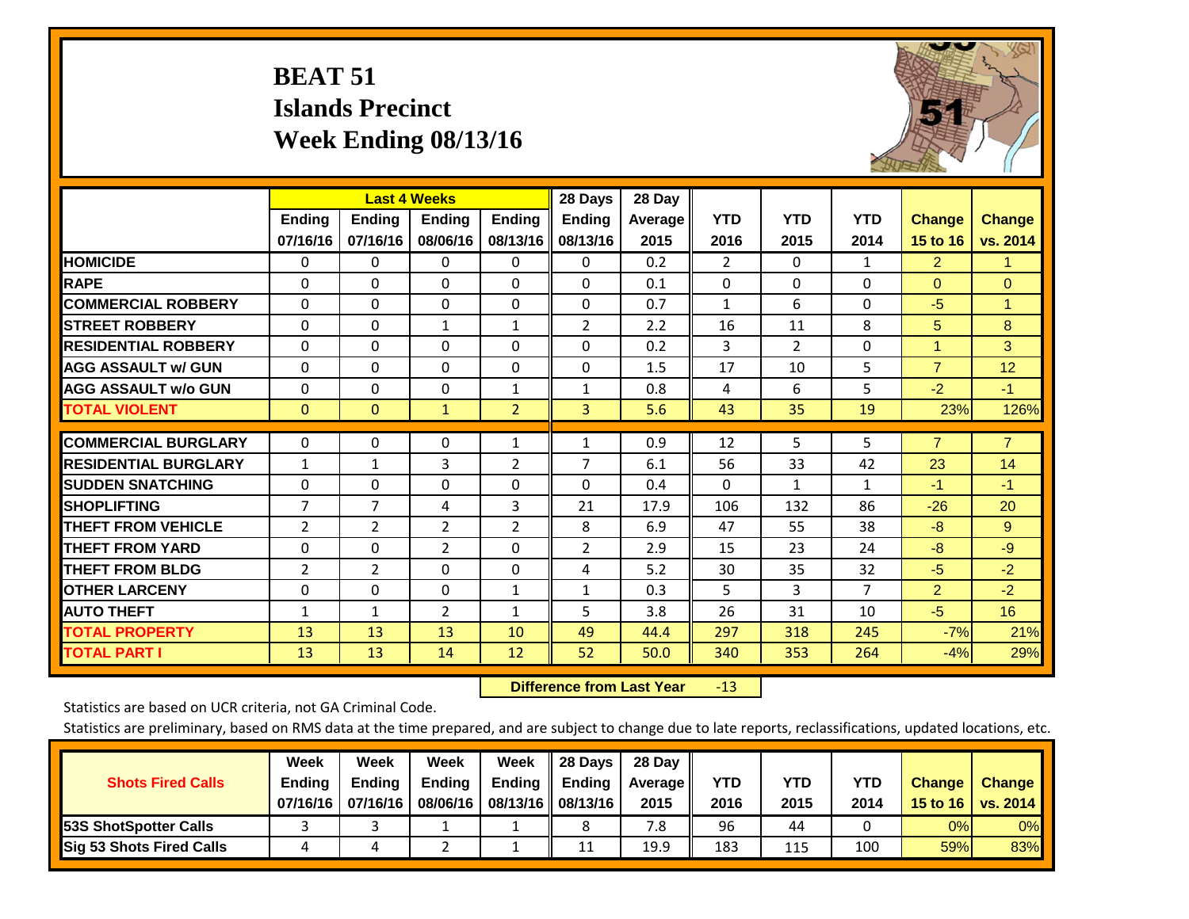# BEAT 51
## Islands Precinct
## Week Ending 08/13/16

| | Last 4 Weeks | | | | 28 Days | 28 Day | | | | | |
|---|---|---|---|---|---|---|---|---|---|---|---|
| | Ending 07/16/16 | Ending 07/16/16 | Ending 08/06/16 | Ending 08/13/16 | Ending 08/13/16 | Average 2015 | YTD 2016 | YTD 2015 | YTD 2014 | Change 15 to 16 | Change vs. 2014 |
| HOMICIDE | 0 | 0 | 0 | 0 | 0 | 0.2 | 2 | 0 | 1 | 2 | 1 |
| RAPE | 0 | 0 | 0 | 0 | 0 | 0.1 | 0 | 0 | 0 | 0 | 0 |
| COMMERCIAL ROBBERY | 0 | 0 | 0 | 0 | 0 | 0.7 | 1 | 6 | 0 | -5 | 1 |
| STREET ROBBERY | 0 | 0 | 1 | 1 | 2 | 2.2 | 16 | 11 | 8 | 5 | 8 |
| RESIDENTIAL ROBBERY | 0 | 0 | 0 | 0 | 0 | 0.2 | 3 | 2 | 0 | 1 | 3 |
| AGG ASSAULT w/ GUN | 0 | 0 | 0 | 0 | 0 | 1.5 | 17 | 10 | 5 | 7 | 12 |
| AGG ASSAULT w/o GUN | 0 | 0 | 0 | 1 | 1 | 0.8 | 4 | 6 | 5 | -2 | -1 |
| TOTAL VIOLENT | 0 | 0 | 1 | 2 | 3 | 5.6 | 43 | 35 | 19 | 23% | 126% |
| COMMERCIAL BURGLARY | 0 | 0 | 0 | 1 | 1 | 0.9 | 12 | 5 | 5 | 7 | 7 |
| RESIDENTIAL BURGLARY | 1 | 1 | 3 | 2 | 7 | 6.1 | 56 | 33 | 42 | 23 | 14 |
| SUDDEN SNATCHING | 0 | 0 | 0 | 0 | 0 | 0.4 | 0 | 1 | 1 | -1 | -1 |
| SHOPLIFTING | 7 | 7 | 4 | 3 | 21 | 17.9 | 106 | 132 | 86 | -26 | 20 |
| THEFT FROM VEHICLE | 2 | 2 | 2 | 2 | 8 | 6.9 | 47 | 55 | 38 | -8 | 9 |
| THEFT FROM YARD | 0 | 0 | 2 | 0 | 2 | 2.9 | 15 | 23 | 24 | -8 | -9 |
| THEFT FROM BLDG | 2 | 2 | 0 | 0 | 4 | 5.2 | 30 | 35 | 32 | -5 | -2 |
| OTHER LARCENY | 0 | 0 | 0 | 1 | 1 | 0.3 | 5 | 3 | 7 | 2 | -2 |
| AUTO THEFT | 1 | 1 | 2 | 1 | 5 | 3.8 | 26 | 31 | 10 | -5 | 16 |
| TOTAL PROPERTY | 13 | 13 | 13 | 10 | 49 | 44.4 | 297 | 318 | 245 | -7% | 21% |
| TOTAL PART I | 13 | 13 | 14 | 12 | 52 | 50.0 | 340 | 353 | 264 | -4% | 29% |

**Difference from Last Year** -13

Statistics are based on UCR criteria, not GA Criminal Code.

Statistics are preliminary, based on RMS data at the time prepared, and are subject to change due to late reports, reclassifications, updated locations, etc.

| Shots Fired Calls | Week Ending 07/16/16 | Week Ending 07/16/16 | Week Ending 08/06/16 | Week Ending 08/13/16 | 28 Days Ending 08/13/16 | 28 Day Average 2015 | YTD 2016 | YTD 2015 | YTD 2014 | Change 15 to 16 | Change vs. 2014 |
|---|---|---|---|---|---|---|---|---|---|---|---|
| 53S ShotSpotter Calls | 3 | 3 | 1 | 1 | 8 | 7.8 | 96 | 44 | 0 | 0% | 0% |
| Sig 53 Shots Fired Calls | 4 | 4 | 2 | 1 | 11 | 19.9 | 183 | 115 | 100 | 59% | 83% |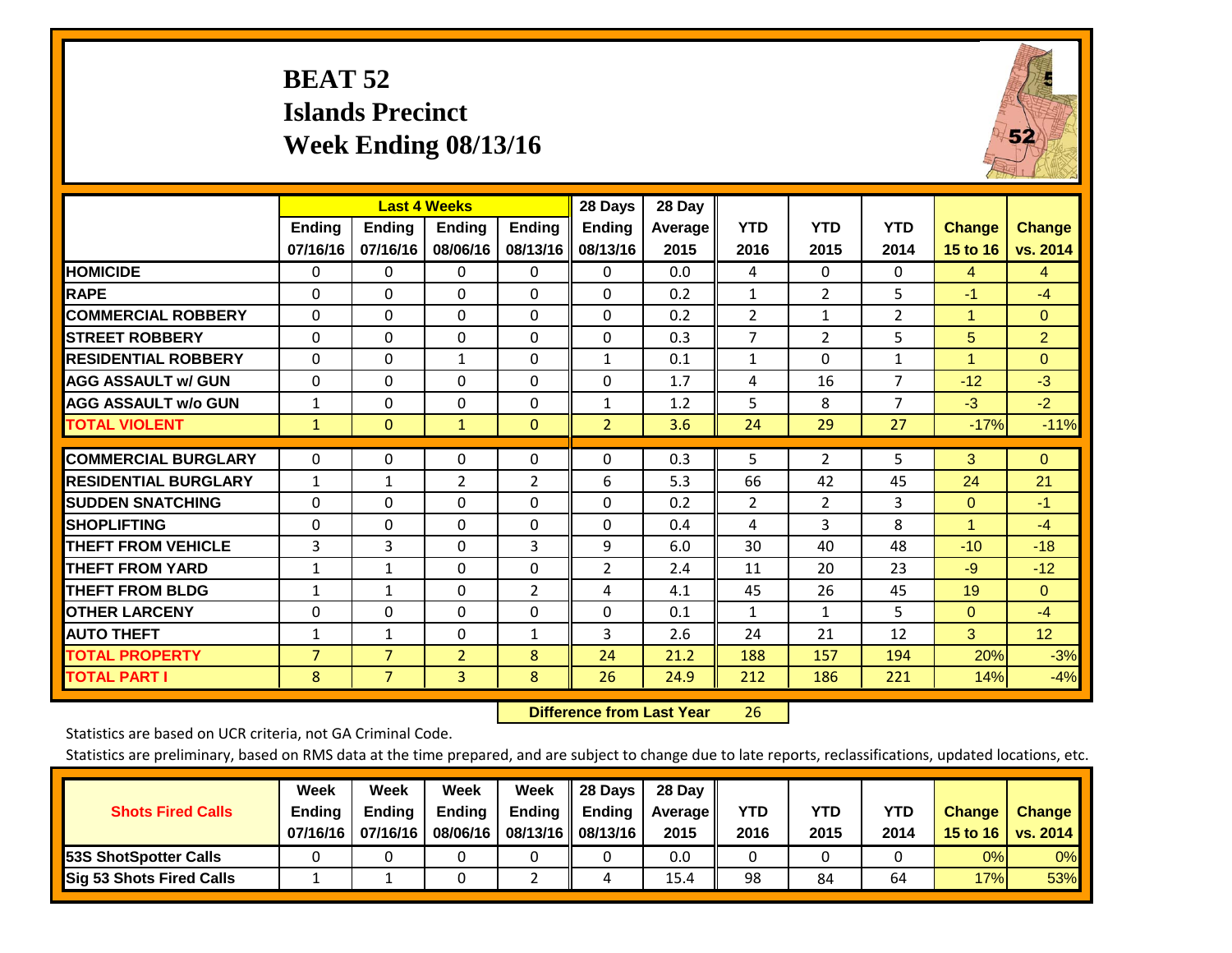# BEAT 52
## Islands Precinct
## Week Ending 08/13/16

| | Last 4 Weeks | | | | 28 Days | 28 Day | | | | | |
|---|---|---|---|---|---|---|---|---|---|---|---|
| | Ending 07/16/16 | Ending 07/16/16 | Ending 08/06/16 | Ending 08/13/16 | Ending 08/13/16 | Average 2015 | YTD 2016 | YTD 2015 | YTD 2014 | Change 15 to 16 | Change vs. 2014 |
| HOMICIDE | 0 | 0 | 0 | 0 | 0 | 0.0 | 4 | 0 | 0 | 4 | 4 |
| RAPE | 0 | 0 | 0 | 0 | 0 | 0.2 | 1 | 2 | 5 | -1 | -4 |
| COMMERCIAL ROBBERY | 0 | 0 | 0 | 0 | 0 | 0.2 | 2 | 1 | 2 | 1 | 0 |
| STREET ROBBERY | 0 | 0 | 0 | 0 | 0 | 0.3 | 7 | 2 | 5 | 5 | 2 |
| RESIDENTIAL ROBBERY | 0 | 0 | 1 | 0 | 1 | 0.1 | 1 | 0 | 1 | 1 | 0 |
| AGG ASSAULT w/ GUN | 0 | 0 | 0 | 0 | 0 | 1.7 | 4 | 16 | 7 | -12 | -3 |
| AGG ASSAULT w/o GUN | 1 | 0 | 0 | 0 | 1 | 1.2 | 5 | 8 | 7 | -3 | -2 |
| TOTAL VIOLENT | 1 | 0 | 1 | 0 | 2 | 3.6 | 24 | 29 | 27 | -17% | -11% |
| COMMERCIAL BURGLARY | 0 | 0 | 0 | 0 | 0 | 0.3 | 5 | 2 | 5 | 3 | 0 |
| RESIDENTIAL BURGLARY | 1 | 1 | 2 | 2 | 6 | 5.3 | 66 | 42 | 45 | 24 | 21 |
| SUDDEN SNATCHING | 0 | 0 | 0 | 0 | 0 | 0.2 | 2 | 2 | 3 | 0 | -1 |
| SHOPLIFTING | 0 | 0 | 0 | 0 | 0 | 0.4 | 4 | 3 | 8 | 1 | -4 |
| THEFT FROM VEHICLE | 3 | 3 | 0 | 3 | 9 | 6.0 | 30 | 40 | 48 | -10 | -18 |
| THEFT FROM YARD | 1 | 1 | 0 | 0 | 2 | 2.4 | 11 | 20 | 23 | -9 | -12 |
| THEFT FROM BLDG | 1 | 1 | 0 | 2 | 4 | 4.1 | 45 | 26 | 45 | 19 | 0 |
| OTHER LARCENY | 0 | 0 | 0 | 0 | 0 | 0.1 | 1 | 1 | 5 | 0 | -4 |
| AUTO THEFT | 1 | 1 | 0 | 1 | 3 | 2.6 | 24 | 21 | 12 | 3 | 12 |
| TOTAL PROPERTY | 7 | 7 | 2 | 8 | 24 | 21.2 | 188 | 157 | 194 | 20% | -3% |
| TOTAL PART I | 8 | 7 | 3 | 8 | 26 | 24.9 | 212 | 186 | 221 | 14% | -4% |

**Difference from Last Year** 26

Statistics are based on UCR criteria, not GA Criminal Code.

Statistics are preliminary, based on RMS data at the time prepared, and are subject to change due to late reports, reclassifications, updated locations, etc.

| Shots Fired Calls | Week Ending 07/16/16 | Week Ending 07/16/16 | Week Ending 08/06/16 | Week Ending 08/13/16 | 28 Days Ending 08/13/16 | 28 Day Average 2015 | YTD 2016 | YTD 2015 | YTD 2014 | Change 15 to 16 | Change vs. 2014 |
|---|---|---|---|---|---|---|---|---|---|---|---|
| 53S ShotSpotter Calls | 0 | 0 | 0 | 0 | 0 | 0.0 | 0 | 0 | 0 | 0% | 0% |
| Sig 53 Shots Fired Calls | 1 | 1 | 0 | 2 | 4 | 15.4 | 98 | 84 | 64 | 17% | 53% |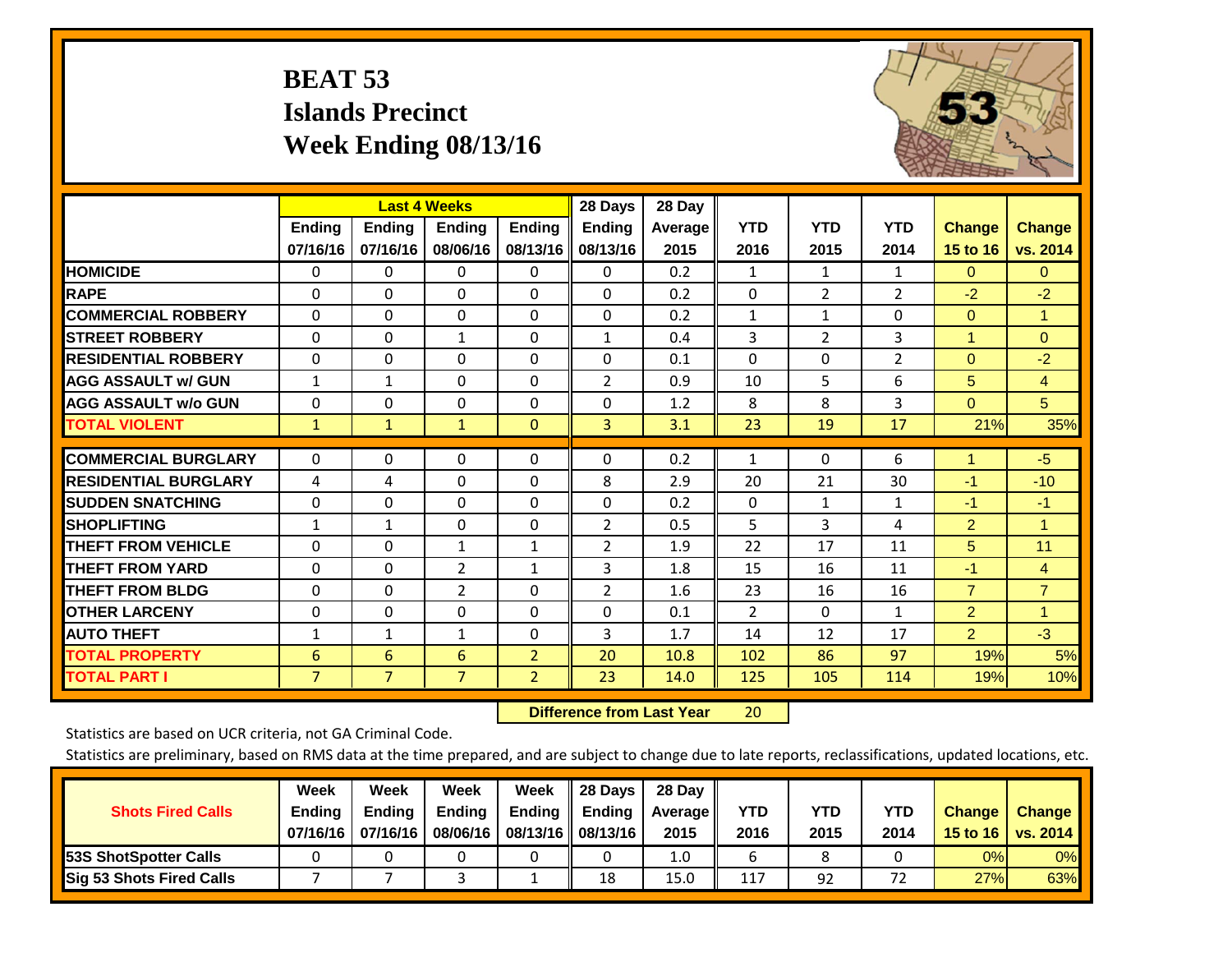# BEAT 53
## Islands Precinct
## Week Ending 08/13/16

| | Last 4 Weeks | | | | 28 Days | 28 Day | | | | | |
|---|---|---|---|---|---|---|---|---|---|---|---|
| | Ending 07/16/16 | Ending 07/16/16 | Ending 08/06/16 | Ending 08/13/16 | Ending 08/13/16 | Average 2015 | YTD 2016 | YTD 2015 | YTD 2014 | Change 15 to 16 | Change vs. 2014 |
| HOMICIDE | 0 | 0 | 0 | 0 | 0 | 0.2 | 1 | 1 | 1 | 0 | 0 |
| RAPE | 0 | 0 | 0 | 0 | 0 | 0.2 | 0 | 2 | 2 | -2 | -2 |
| COMMERCIAL ROBBERY | 0 | 0 | 0 | 0 | 0 | 0.2 | 1 | 1 | 0 | 0 | 1 |
| STREET ROBBERY | 0 | 0 | 1 | 0 | 1 | 0.4 | 3 | 2 | 3 | 1 | 0 |
| RESIDENTIAL ROBBERY | 0 | 0 | 0 | 0 | 0 | 0.1 | 0 | 0 | 2 | 0 | -2 |
| AGG ASSAULT w/ GUN | 1 | 1 | 0 | 0 | 2 | 0.9 | 10 | 5 | 6 | 5 | 4 |
| AGG ASSAULT w/o GUN | 0 | 0 | 0 | 0 | 0 | 1.2 | 8 | 8 | 3 | 0 | 5 |
| TOTAL VIOLENT | 1 | 1 | 1 | 0 | 3 | 3.1 | 23 | 19 | 17 | 21% | 35% |
| COMMERCIAL BURGLARY | 0 | 0 | 0 | 0 | 0 | 0.2 | 1 | 0 | 6 | 1 | -5 |
| RESIDENTIAL BURGLARY | 4 | 4 | 0 | 0 | 8 | 2.9 | 20 | 21 | 30 | -1 | -10 |
| SUDDEN SNATCHING | 0 | 0 | 0 | 0 | 0 | 0.2 | 0 | 1 | 1 | -1 | -1 |
| SHOPLIFTING | 1 | 1 | 0 | 0 | 2 | 0.5 | 5 | 3 | 4 | 2 | 1 |
| THEFT FROM VEHICLE | 0 | 0 | 1 | 1 | 2 | 1.9 | 22 | 17 | 11 | 5 | 11 |
| THEFT FROM YARD | 0 | 0 | 2 | 1 | 3 | 1.8 | 15 | 16 | 11 | -1 | 4 |
| THEFT FROM BLDG | 0 | 0 | 2 | 0 | 2 | 1.6 | 23 | 16 | 16 | 7 | 7 |
| OTHER LARCENY | 0 | 0 | 0 | 0 | 0 | 0.1 | 2 | 0 | 1 | 2 | 1 |
| AUTO THEFT | 1 | 1 | 1 | 0 | 3 | 1.7 | 14 | 12 | 17 | 2 | -3 |
| TOTAL PROPERTY | 6 | 6 | 6 | 2 | 20 | 10.8 | 102 | 86 | 97 | 19% | 5% |
| TOTAL PART I | 7 | 7 | 7 | 2 | 23 | 14.0 | 125 | 105 | 114 | 19% | 10% |

**Difference from Last Year** 20

Statistics are based on UCR criteria, not GA Criminal Code.

Statistics are preliminary, based on RMS data at the time prepared, and are subject to change due to late reports, reclassifications, updated locations, etc.

| Shots Fired Calls | Week Ending 07/16/16 | Week Ending 07/16/16 | Week Ending 08/06/16 | Week Ending 08/13/16 | 28 Days Ending 08/13/16 | 28 Day Average 2015 | YTD 2016 | YTD 2015 | YTD 2014 | Change 15 to 16 | Change vs. 2014 |
|---|---|---|---|---|---|---|---|---|---|---|---|
| 53S ShotSpotter Calls | 0 | 0 | 0 | 0 | 0 | 1.0 | 6 | 8 | 0 | 0% | 0% |
| Sig 53 Shots Fired Calls | 7 | 7 | 3 | 1 | 18 | 15.0 | 117 | 92 | 72 | 27% | 63% |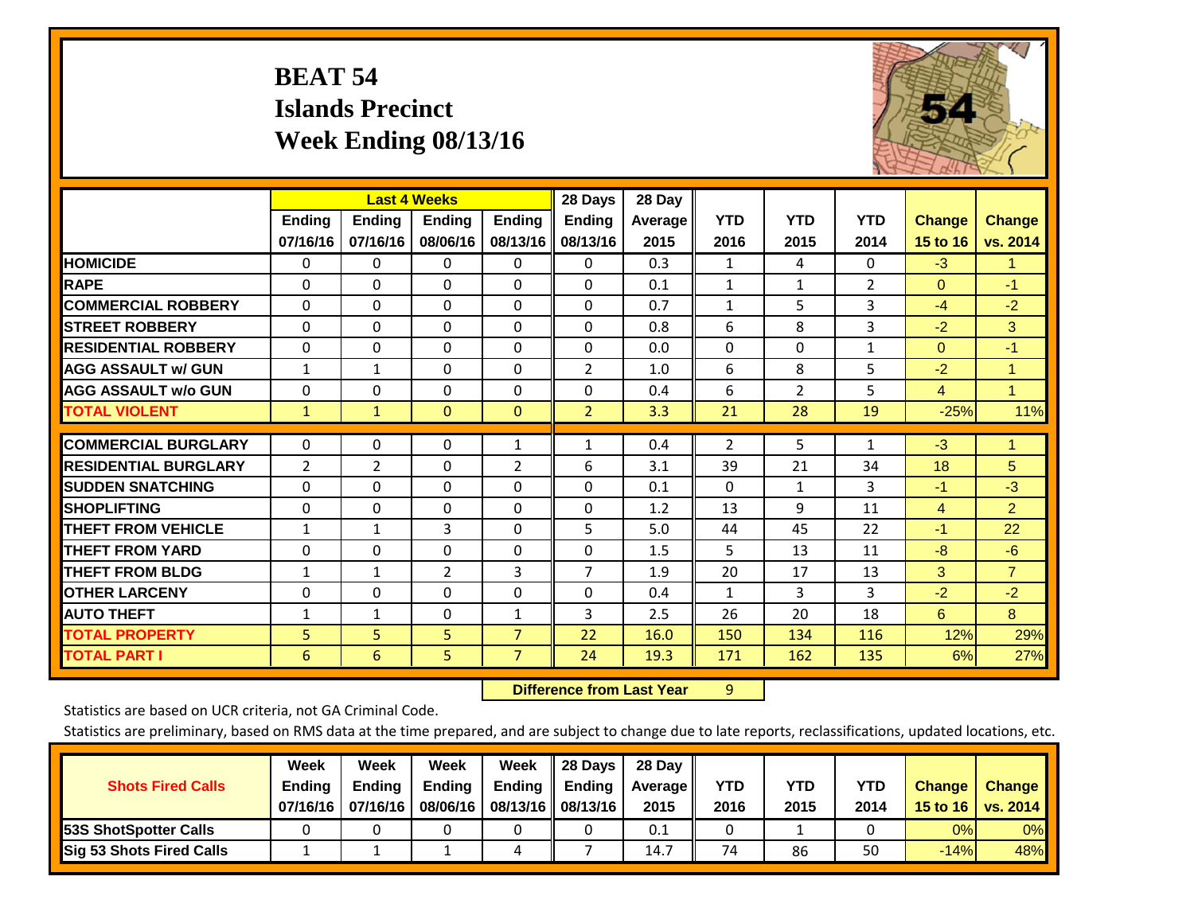# BEAT 54
## Islands Precinct
## Week Ending 08/13/16

| | Last 4 Weeks | | | | 28 Days | 28 Day | | | | | |
|---|---|---|---|---|---|---|---|---|---|---|---|
| | Ending 07/16/16 | Ending 07/16/16 | Ending 08/06/16 | Ending 08/13/16 | Ending 08/13/16 | Average 2015 | YTD 2016 | YTD 2015 | YTD 2014 | Change 15 to 16 | Change vs. 2014 |
| HOMICIDE | 0 | 0 | 0 | 0 | 0 | 0.3 | 1 | 4 | 0 | -3 | 1 |
| RAPE | 0 | 0 | 0 | 0 | 0 | 0.1 | 1 | 1 | 2 | 0 | -1 |
| COMMERCIAL ROBBERY | 0 | 0 | 0 | 0 | 0 | 0.7 | 1 | 5 | 3 | -4 | -2 |
| STREET ROBBERY | 0 | 0 | 0 | 0 | 0 | 0.8 | 6 | 8 | 3 | -2 | 3 |
| RESIDENTIAL ROBBERY | 0 | 0 | 0 | 0 | 0 | 0.0 | 0 | 0 | 1 | 0 | -1 |
| AGG ASSAULT w/ GUN | 1 | 1 | 0 | 0 | 2 | 1.0 | 6 | 8 | 5 | -2 | 1 |
| AGG ASSAULT w/o GUN | 0 | 0 | 0 | 0 | 0 | 0.4 | 6 | 2 | 5 | 4 | 1 |
| TOTAL VIOLENT | 1 | 1 | 0 | 0 | 2 | 3.3 | 21 | 28 | 19 | -25% | 11% |
| COMMERCIAL BURGLARY | 0 | 0 | 0 | 1 | 1 | 0.4 | 2 | 5 | 1 | -3 | 1 |
| RESIDENTIAL BURGLARY | 2 | 2 | 0 | 2 | 6 | 3.1 | 39 | 21 | 34 | 18 | 5 |
| SUDDEN SNATCHING | 0 | 0 | 0 | 0 | 0 | 0.1 | 0 | 1 | 3 | -1 | -3 |
| SHOPLIFTING | 0 | 0 | 0 | 0 | 0 | 1.2 | 13 | 9 | 11 | 4 | 2 |
| THEFT FROM VEHICLE | 1 | 1 | 3 | 0 | 5 | 5.0 | 44 | 45 | 22 | -1 | 22 |
| THEFT FROM YARD | 0 | 0 | 0 | 0 | 0 | 1.5 | 5 | 13 | 11 | -8 | -6 |
| THEFT FROM BLDG | 1 | 1 | 2 | 3 | 7 | 1.9 | 20 | 17 | 13 | 3 | 7 |
| OTHER LARCENY | 0 | 0 | 0 | 0 | 0 | 0.4 | 1 | 3 | 3 | -2 | -2 |
| AUTO THEFT | 1 | 1 | 0 | 1 | 3 | 2.5 | 26 | 20 | 18 | 6 | 8 |
| TOTAL PROPERTY | 5 | 5 | 5 | 7 | 22 | 16.0 | 150 | 134 | 116 | 12% | 29% |
| TOTAL PART I | 6 | 6 | 5 | 7 | 24 | 19.3 | 171 | 162 | 135 | 6% | 27% |

**Difference from Last Year** 9

Statistics are based on UCR criteria, not GA Criminal Code.

Statistics are preliminary, based on RMS data at the time prepared, and are subject to change due to late reports, reclassifications, updated locations, etc.

| Shots Fired Calls | Week Ending 07/16/16 | Week Ending 07/16/16 | Week Ending 08/06/16 | Week Ending 08/13/16 | 28 Days Ending 08/13/16 | 28 Day Average 2015 | YTD 2016 | YTD 2015 | YTD 2014 | Change 15 to 16 | Change vs. 2014 |
|---|---|---|---|---|---|---|---|---|---|---|---|
| 53S ShotSpotter Calls | 0 | 0 | 0 | 0 | 0 | 0.1 | 0 | 1 | 0 | 0% | 0% |
| Sig 53 Shots Fired Calls | 1 | 1 | 1 | 4 | 7 | 14.7 | 74 | 86 | 50 | -14% | 48% |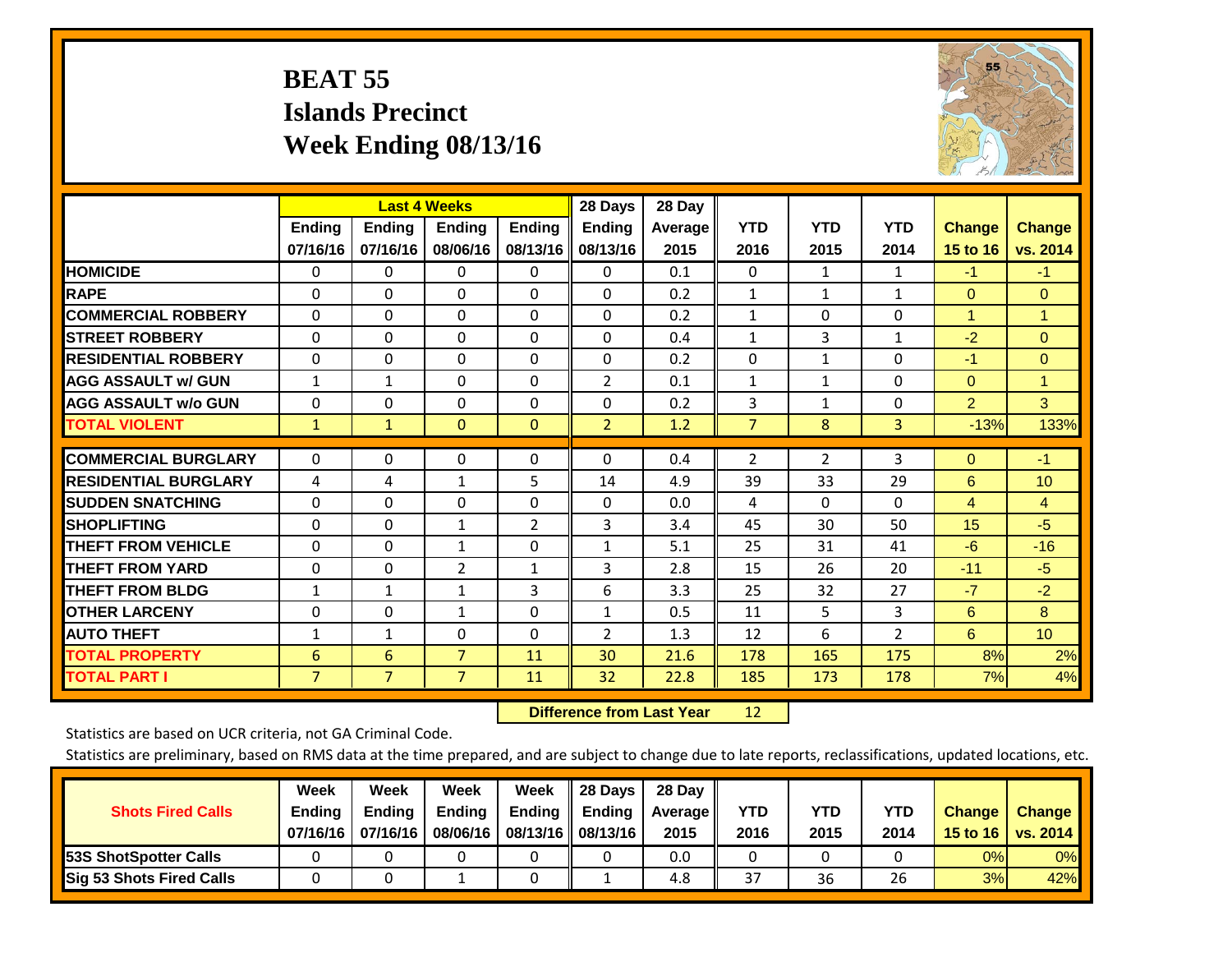# BEAT 55
## Islands Precinct
## Week Ending 08/13/16

| | Last 4 Weeks | | | | 28 Days | 28 Day | | | | | |
|---|---|---|---|---|---|---|---|---|---|---|---|
| | Ending 07/16/16 | Ending 07/16/16 | Ending 08/06/16 | Ending 08/13/16 | Ending 08/13/16 | Average 2015 | YTD 2016 | YTD 2015 | YTD 2014 | Change 15 to 16 | Change vs. 2014 |
| **HOMICIDE** | 0 | 0 | 0 | 0 | 0 | 0.1 | 0 | 1 | 1 | -1 | -1 |
| **RAPE** | 0 | 0 | 0 | 0 | 0 | 0.2 | 1 | 1 | 1 | 0 | 0 |
| **COMMERCIAL ROBBERY** | 0 | 0 | 0 | 0 | 0 | 0.2 | 1 | 0 | 0 | 1 | 1 |
| **STREET ROBBERY** | 0 | 0 | 0 | 0 | 0 | 0.4 | 1 | 3 | 1 | -2 | 0 |
| **RESIDENTIAL ROBBERY** | 0 | 0 | 0 | 0 | 0 | 0.2 | 0 | 1 | 0 | -1 | 0 |
| **AGG ASSAULT w/ GUN** | 1 | 1 | 0 | 0 | 2 | 0.1 | 1 | 1 | 0 | 0 | 1 |
| **AGG ASSAULT w/o GUN** | 0 | 0 | 0 | 0 | 0 | 0.2 | 3 | 1 | 0 | 2 | 3 |
| **TOTAL VIOLENT** | 1 | 1 | 0 | 0 | 2 | 1.2 | 7 | 8 | 3 | -13% | 133% |
| **COMMERCIAL BURGLARY** | 0 | 0 | 0 | 0 | 0 | 0.4 | 2 | 2 | 3 | 0 | -1 |
| **RESIDENTIAL BURGLARY** | 4 | 4 | 1 | 5 | 14 | 4.9 | 39 | 33 | 29 | 6 | 10 |
| **SUDDEN SNATCHING** | 0 | 0 | 0 | 0 | 0 | 0.0 | 4 | 0 | 0 | 4 | 4 |
| **SHOPLIFTING** | 0 | 0 | 1 | 2 | 3 | 3.4 | 45 | 30 | 50 | 15 | -5 |
| **THEFT FROM VEHICLE** | 0 | 0 | 1 | 0 | 1 | 5.1 | 25 | 31 | 41 | -6 | -16 |
| **THEFT FROM YARD** | 0 | 0 | 2 | 1 | 3 | 2.8 | 15 | 26 | 20 | -11 | -5 |
| **THEFT FROM BLDG** | 1 | 1 | 1 | 3 | 6 | 3.3 | 25 | 32 | 27 | -7 | -2 |
| **OTHER LARCENY** | 0 | 0 | 1 | 0 | 1 | 0.5 | 11 | 5 | 3 | 6 | 8 |
| **AUTO THEFT** | 1 | 1 | 0 | 0 | 2 | 1.3 | 12 | 6 | 2 | 6 | 10 |
| **TOTAL PROPERTY** | 6 | 6 | 7 | 11 | 30 | 21.6 | 178 | 165 | 175 | 8% | 2% |
| **TOTAL PART I** | 7 | 7 | 7 | 11 | 32 | 22.8 | 185 | 173 | 178 | 7% | 4% |

**Difference from Last Year** 12

Statistics are based on UCR criteria, not GA Criminal Code.

Statistics are preliminary, based on RMS data at the time prepared, and are subject to change due to late reports, reclassifications, updated locations, etc.

| Shots Fired Calls | Week Ending 07/16/16 | Week Ending 07/16/16 | Week Ending 08/06/16 | Week Ending 08/13/16 | 28 Days Ending 08/13/16 | 28 Day Average 2015 | YTD 2016 | YTD 2015 | YTD 2014 | Change 15 to 16 | Change vs. 2014 |
|---|---|---|---|---|---|---|---|---|---|---|---|
| **53S ShotSpotter Calls** | 0 | 0 | 0 | 0 | 0 | 0.0 | 0 | 0 | 0 | 0% | 0% |
| **Sig 53 Shots Fired Calls** | 0 | 0 | 1 | 0 | 1 | 4.8 | 37 | 36 | 26 | 3% | 42% |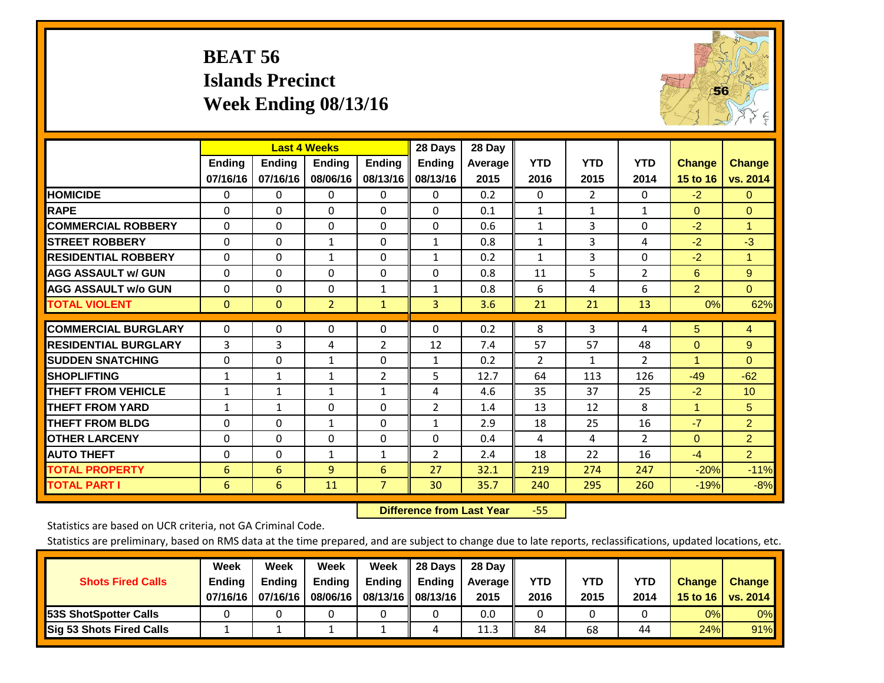# BEAT 56
## Islands Precinct
## Week Ending 08/13/16

| | Last 4 Weeks | | | | 28 Days | 28 Day | | | | | |
|---|---|---|---|---|---|---|---|---|---|---|---|
| | Ending 07/16/16 | Ending 07/16/16 | Ending 08/06/16 | Ending 08/13/16 | Ending 08/13/16 | Average 2015 | YTD 2016 | YTD 2015 | YTD 2014 | Change 15 to 16 | Change vs. 2014 |
| **HOMICIDE** | 0 | 0 | 0 | 0 | 0 | 0.2 | 0 | 2 | 0 | -2 | 0 |
| **RAPE** | 0 | 0 | 0 | 0 | 0 | 0.1 | 1 | 1 | 1 | 0 | 0 |
| **COMMERCIAL ROBBERY** | 0 | 0 | 0 | 0 | 0 | 0.6 | 1 | 3 | 0 | -2 | 1 |
| **STREET ROBBERY** | 0 | 0 | 1 | 0 | 1 | 0.8 | 1 | 3 | 4 | -2 | -3 |
| **RESIDENTIAL ROBBERY** | 0 | 0 | 1 | 0 | 1 | 0.2 | 1 | 3 | 0 | -2 | 1 |
| **AGG ASSAULT w/ GUN** | 0 | 0 | 0 | 0 | 0 | 0.8 | 11 | 5 | 2 | 6 | 9 |
| **AGG ASSAULT w/o GUN** | 0 | 0 | 0 | 1 | 1 | 0.8 | 6 | 4 | 6 | 2 | 0 |
| **TOTAL VIOLENT** | 0 | 0 | 2 | 1 | 3 | 3.6 | 21 | 21 | 13 | 0% | 62% |
| **COMMERCIAL BURGLARY** | 0 | 0 | 0 | 0 | 0 | 0.2 | 8 | 3 | 4 | 5 | 4 |
| **RESIDENTIAL BURGLARY** | 3 | 3 | 4 | 2 | 12 | 7.4 | 57 | 57 | 48 | 0 | 9 |
| **SUDDEN SNATCHING** | 0 | 0 | 1 | 0 | 1 | 0.2 | 2 | 1 | 2 | 1 | 0 |
| **SHOPLIFTING** | 1 | 1 | 1 | 2 | 5 | 12.7 | 64 | 113 | 126 | -49 | -62 |
| **THEFT FROM VEHICLE** | 1 | 1 | 1 | 1 | 4 | 4.6 | 35 | 37 | 25 | -2 | 10 |
| **THEFT FROM YARD** | 1 | 1 | 0 | 0 | 2 | 1.4 | 13 | 12 | 8 | 1 | 5 |
| **THEFT FROM BLDG** | 0 | 0 | 1 | 0 | 1 | 2.9 | 18 | 25 | 16 | -7 | 2 |
| **OTHER LARCENY** | 0 | 0 | 0 | 0 | 0 | 0.4 | 4 | 4 | 2 | 0 | 2 |
| **AUTO THEFT** | 0 | 0 | 1 | 1 | 2 | 2.4 | 18 | 22 | 16 | -4 | 2 |
| **TOTAL PROPERTY** | 6 | 6 | 9 | 6 | 27 | 32.1 | 219 | 274 | 247 | -20% | -11% |
| **TOTAL PART I** | 6 | 6 | 11 | 7 | 30 | 35.7 | 240 | 295 | 260 | -19% | -8% |

**Difference from Last Year** -55

Statistics are based on UCR criteria, not GA Criminal Code.

Statistics are preliminary, based on RMS data at the time prepared, and are subject to change due to late reports, reclassifications, updated locations, etc.

| Shots Fired Calls | Week Ending 07/16/16 | Week Ending 07/16/16 | Week Ending 08/06/16 | Week Ending 08/13/16 | 28 Days Ending 08/13/16 | 28 Day Average 2015 | YTD 2016 | YTD 2015 | YTD 2014 | Change 15 to 16 | Change vs. 2014 |
|---|---|---|---|---|---|---|---|---|---|---|---|
| **53S ShotSpotter Calls** | 0 | 0 | 0 | 0 | 0 | 0.0 | 0 | 0 | 0 | 0% | 0% |
| **Sig 53 Shots Fired Calls** | 1 | 1 | 1 | 1 | 4 | 11.3 | 84 | 68 | 44 | 24% | 91% |